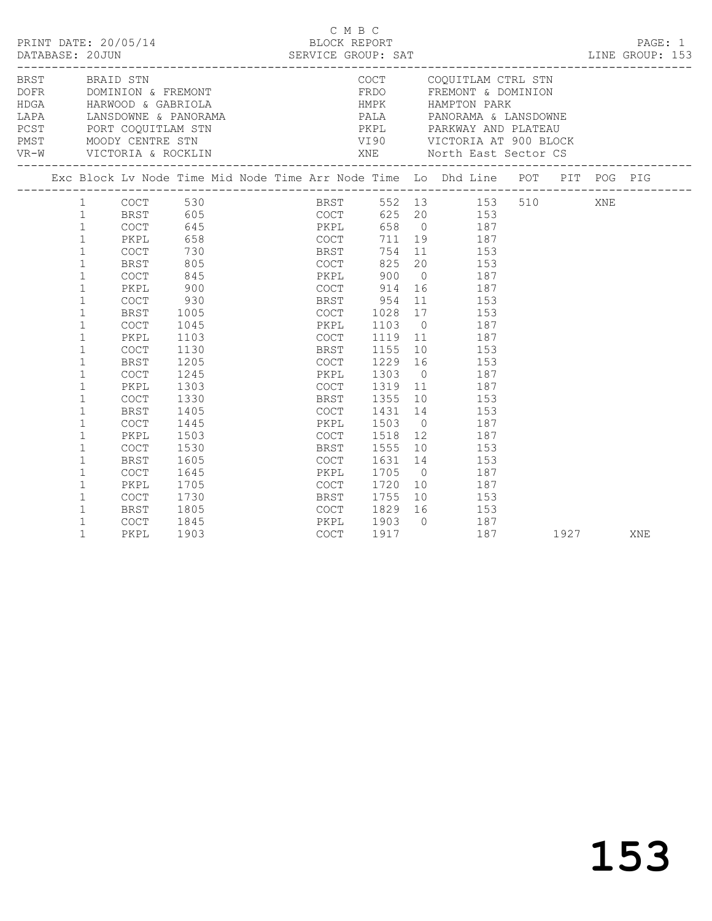C M B C

PRINT DATE: 20/05/14 BLOCK REPORT PAGE: 1

DATABASE: 20JUN SERVICE GROUP: SAT LINE GROUP: 153

| | | | |
|---|---|---|---|
| BRST | BRAID STN | COCT | COQUITLAM CTRL STN |
| DOFR | DOMINION & FREMONT | FRDO | FREMONT & DOMINION |
| HDGA | HARWOOD & GABRIOLA | HMPK | HAMPTON PARK |
| LAPA | LANSDOWNE & PANORAMA | PALA | PANORAMA & LANSDOWNE |
| PCST | PORT COQUITLAM STN | PKPL | PARKWAY AND PLATEAU |
| PMST | MOODY CENTRE STN | VI90 | VICTORIA AT 900 BLOCK |
| VR-W | VICTORIA & ROCKLIN | XNE | North East Sector CS |

| Exc | Block | Lv Node | Time | Mid Node | Time | Arr Node | Time | Lo | Dhd | Line | POT | PIT | POG | PIG |
|---|---|---|---|---|---|---|---|---|---|---|---|---|---|---|
| | 1 | COCT | 530 | | | BRST | 552 | 13 | | 153 | 510 | | XNE | |
| | 1 | BRST | 605 | | | COCT | 625 | 20 | | 153 | | | | |
| | 1 | COCT | 645 | | | PKPL | 658 | 0 | | 187 | | | | |
| | 1 | PKPL | 658 | | | COCT | 711 | 19 | | 187 | | | | |
| | 1 | COCT | 730 | | | BRST | 754 | 11 | | 153 | | | | |
| | 1 | BRST | 805 | | | COCT | 825 | 20 | | 153 | | | | |
| | 1 | COCT | 845 | | | PKPL | 900 | 0 | | 187 | | | | |
| | 1 | PKPL | 900 | | | COCT | 914 | 16 | | 187 | | | | |
| | 1 | COCT | 930 | | | BRST | 954 | 11 | | 153 | | | | |
| | 1 | BRST | 1005 | | | COCT | 1028 | 17 | | 153 | | | | |
| | 1 | COCT | 1045 | | | PKPL | 1103 | 0 | | 187 | | | | |
| | 1 | PKPL | 1103 | | | COCT | 1119 | 11 | | 187 | | | | |
| | 1 | COCT | 1130 | | | BRST | 1155 | 10 | | 153 | | | | |
| | 1 | BRST | 1205 | | | COCT | 1229 | 16 | | 153 | | | | |
| | 1 | COCT | 1245 | | | PKPL | 1303 | 0 | | 187 | | | | |
| | 1 | PKPL | 1303 | | | COCT | 1319 | 11 | | 187 | | | | |
| | 1 | COCT | 1330 | | | BRST | 1355 | 10 | | 153 | | | | |
| | 1 | BRST | 1405 | | | COCT | 1431 | 14 | | 153 | | | | |
| | 1 | COCT | 1445 | | | PKPL | 1503 | 0 | | 187 | | | | |
| | 1 | PKPL | 1503 | | | COCT | 1518 | 12 | | 187 | | | | |
| | 1 | COCT | 1530 | | | BRST | 1555 | 10 | | 153 | | | | |
| | 1 | BRST | 1605 | | | COCT | 1631 | 14 | | 153 | | | | |
| | 1 | COCT | 1645 | | | PKPL | 1705 | 0 | | 187 | | | | |
| | 1 | PKPL | 1705 | | | COCT | 1720 | 10 | | 187 | | | | |
| | 1 | COCT | 1730 | | | BRST | 1755 | 10 | | 153 | | | | |
| | 1 | BRST | 1805 | | | COCT | 1829 | 16 | | 153 | | | | |
| | 1 | COCT | 1845 | | | PKPL | 1903 | 0 | | 187 | | | | |
| | 1 | PKPL | 1903 | | | COCT | 1917 | | | 187 | | 1927 | | XNE |

153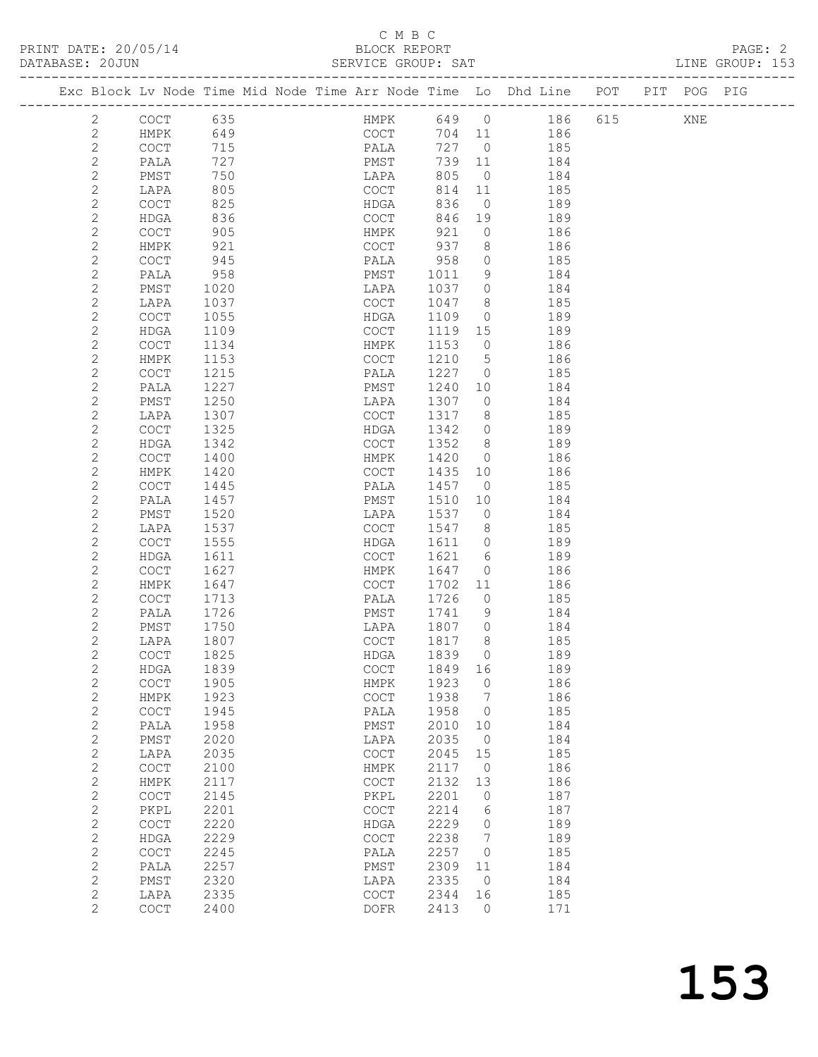C M B C

PRINT DATE: 20/05/14 BLOCK REPORT

DATABASE: 20JUN SERVICE GROUP: SAT LINE GROUP: 153

| Exc | Block | Lv | Node | Time | Mid | Node | Time | Arr | Node | Time | Lo | Dhd | Line | POT | PIT | POG | PIG |
|---|---|---|---|---|---|---|---|---|---|---|---|---|---|---|---|---|---|
| | 2 | | COCT | 635 | | | | | HMPK | 649 | 0 | | 186 | 615 | | XNE | |
| | 2 | | HMPK | 649 | | | | | COCT | 704 | 11 | | 186 | | | | |
| | 2 | | COCT | 715 | | | | | PALA | 727 | 0 | | 185 | | | | |
| | 2 | | PALA | 727 | | | | | PMST | 739 | 11 | | 184 | | | | |
| | 2 | | PMST | 750 | | | | | LAPA | 805 | 0 | | 184 | | | | |
| | 2 | | LAPA | 805 | | | | | COCT | 814 | 11 | | 185 | | | | |
| | 2 | | COCT | 825 | | | | | HDGA | 836 | 0 | | 189 | | | | |
| | 2 | | HDGA | 836 | | | | | COCT | 846 | 19 | | 189 | | | | |
| | 2 | | COCT | 905 | | | | | HMPK | 921 | 0 | | 186 | | | | |
| | 2 | | HMPK | 921 | | | | | COCT | 937 | 8 | | 186 | | | | |
| | 2 | | COCT | 945 | | | | | PALA | 958 | 0 | | 185 | | | | |
| | 2 | | PALA | 958 | | | | | PMST | 1011 | 9 | | 184 | | | | |
| | 2 | | PMST | 1020 | | | | | LAPA | 1037 | 0 | | 184 | | | | |
| | 2 | | LAPA | 1037 | | | | | COCT | 1047 | 8 | | 185 | | | | |
| | 2 | | COCT | 1055 | | | | | HDGA | 1109 | 0 | | 189 | | | | |
| | 2 | | HDGA | 1109 | | | | | COCT | 1119 | 15 | | 189 | | | | |
| | 2 | | COCT | 1134 | | | | | HMPK | 1153 | 0 | | 186 | | | | |
| | 2 | | HMPK | 1153 | | | | | COCT | 1210 | 5 | | 186 | | | | |
| | 2 | | COCT | 1215 | | | | | PALA | 1227 | 0 | | 185 | | | | |
| | 2 | | PALA | 1227 | | | | | PMST | 1240 | 10 | | 184 | | | | |
| | 2 | | PMST | 1250 | | | | | LAPA | 1307 | 0 | | 184 | | | | |
| | 2 | | LAPA | 1307 | | | | | COCT | 1317 | 8 | | 185 | | | | |
| | 2 | | COCT | 1325 | | | | | HDGA | 1342 | 0 | | 189 | | | | |
| | 2 | | HDGA | 1342 | | | | | COCT | 1352 | 8 | | 189 | | | | |
| | 2 | | COCT | 1400 | | | | | HMPK | 1420 | 0 | | 186 | | | | |
| | 2 | | HMPK | 1420 | | | | | COCT | 1435 | 10 | | 186 | | | | |
| | 2 | | COCT | 1445 | | | | | PALA | 1457 | 0 | | 185 | | | | |
| | 2 | | PALA | 1457 | | | | | PMST | 1510 | 10 | | 184 | | | | |
| | 2 | | PMST | 1520 | | | | | LAPA | 1537 | 0 | | 184 | | | | |
| | 2 | | LAPA | 1537 | | | | | COCT | 1547 | 8 | | 185 | | | | |
| | 2 | | COCT | 1555 | | | | | HDGA | 1611 | 0 | | 189 | | | | |
| | 2 | | HDGA | 1611 | | | | | COCT | 1621 | 6 | | 189 | | | | |
| | 2 | | COCT | 1627 | | | | | HMPK | 1647 | 0 | | 186 | | | | |
| | 2 | | HMPK | 1647 | | | | | COCT | 1702 | 11 | | 186 | | | | |
| | 2 | | COCT | 1713 | | | | | PALA | 1726 | 0 | | 185 | | | | |
| | 2 | | PALA | 1726 | | | | | PMST | 1741 | 9 | | 184 | | | | |
| | 2 | | PMST | 1750 | | | | | LAPA | 1807 | 0 | | 184 | | | | |
| | 2 | | LAPA | 1807 | | | | | COCT | 1817 | 8 | | 185 | | | | |
| | 2 | | COCT | 1825 | | | | | HDGA | 1839 | 0 | | 189 | | | | |
| | 2 | | HDGA | 1839 | | | | | COCT | 1849 | 16 | | 189 | | | | |
| | 2 | | COCT | 1905 | | | | | HMPK | 1923 | 0 | | 186 | | | | |
| | 2 | | HMPK | 1923 | | | | | COCT | 1938 | 7 | | 186 | | | | |
| | 2 | | COCT | 1945 | | | | | PALA | 1958 | 0 | | 185 | | | | |
| | 2 | | PALA | 1958 | | | | | PMST | 2010 | 10 | | 184 | | | | |
| | 2 | | PMST | 2020 | | | | | LAPA | 2035 | 0 | | 184 | | | | |
| | 2 | | LAPA | 2035 | | | | | COCT | 2045 | 15 | | 185 | | | | |
| | 2 | | COCT | 2100 | | | | | HMPK | 2117 | 0 | | 186 | | | | |
| | 2 | | HMPK | 2117 | | | | | COCT | 2132 | 13 | | 186 | | | | |
| | 2 | | COCT | 2145 | | | | | PKPL | 2201 | 0 | | 187 | | | | |
| | 2 | | PKPL | 2201 | | | | | COCT | 2214 | 6 | | 187 | | | | |
| | 2 | | COCT | 2220 | | | | | HDGA | 2229 | 0 | | 189 | | | | |
| | 2 | | HDGA | 2229 | | | | | COCT | 2238 | 7 | | 189 | | | | |
| | 2 | | COCT | 2245 | | | | | PALA | 2257 | 0 | | 185 | | | | |
| | 2 | | PALA | 2257 | | | | | PMST | 2309 | 11 | | 184 | | | | |
| | 2 | | PMST | 2320 | | | | | LAPA | 2335 | 0 | | 184 | | | | |
| | 2 | | LAPA | 2335 | | | | | COCT | 2344 | 16 | | 185 | | | | |
| | 2 | | COCT | 2400 | | | | | DOFR | 2413 | 0 | | 171 | | | | |

# 153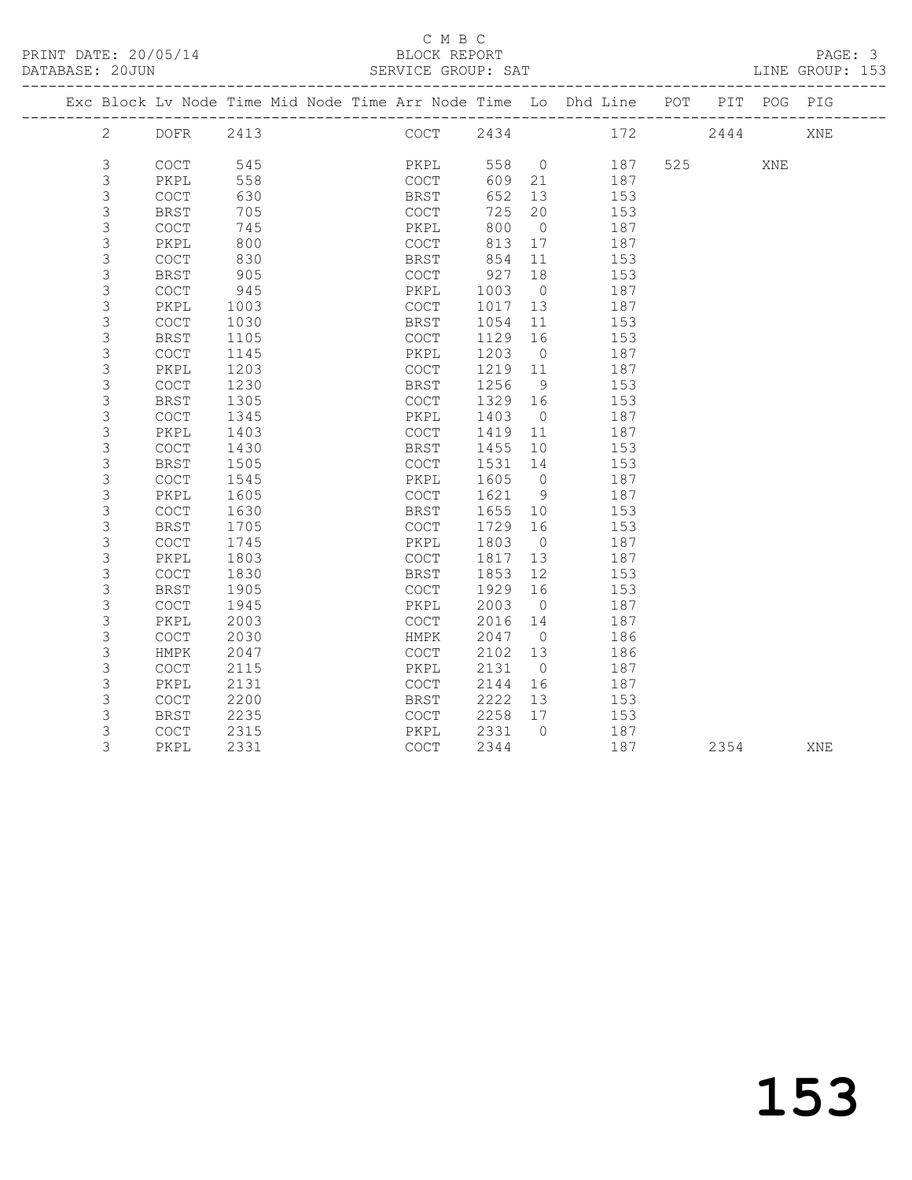C M B C

PRINT DATE: 20/05/14 BLOCK REPORT

DATABASE: 20JUN SERVICE GROUP: SAT LINE GROUP: 153

| Exc | Block | Lv | Node | Time | Mid Node | Time | Arr Node | Time | Lo | Dhd Line | POT | PIT | POG | PIG |
|---|---|---|---|---|---|---|---|---|---|---|---|---|---|---|
| | 2 | | DOFR | 2413 | | | COCT | 2434 | | 172 | | 2444 | | XNE |
| | 3 | | COCT | 545 | | | PKPL | 558 | 0 | 187 | 525 | | XNE | |
| | 3 | | PKPL | 558 | | | COCT | 609 | 21 | 187 | | | | |
| | 3 | | COCT | 630 | | | BRST | 652 | 13 | 153 | | | | |
| | 3 | | BRST | 705 | | | COCT | 725 | 20 | 153 | | | | |
| | 3 | | COCT | 745 | | | PKPL | 800 | 0 | 187 | | | | |
| | 3 | | PKPL | 800 | | | COCT | 813 | 17 | 187 | | | | |
| | 3 | | COCT | 830 | | | BRST | 854 | 11 | 153 | | | | |
| | 3 | | BRST | 905 | | | COCT | 927 | 18 | 153 | | | | |
| | 3 | | COCT | 945 | | | PKPL | 1003 | 0 | 187 | | | | |
| | 3 | | PKPL | 1003 | | | COCT | 1017 | 13 | 187 | | | | |
| | 3 | | COCT | 1030 | | | BRST | 1054 | 11 | 153 | | | | |
| | 3 | | BRST | 1105 | | | COCT | 1129 | 16 | 153 | | | | |
| | 3 | | COCT | 1145 | | | PKPL | 1203 | 0 | 187 | | | | |
| | 3 | | PKPL | 1203 | | | COCT | 1219 | 11 | 187 | | | | |
| | 3 | | COCT | 1230 | | | BRST | 1256 | 9 | 153 | | | | |
| | 3 | | BRST | 1305 | | | COCT | 1329 | 16 | 153 | | | | |
| | 3 | | COCT | 1345 | | | PKPL | 1403 | 0 | 187 | | | | |
| | 3 | | PKPL | 1403 | | | COCT | 1419 | 11 | 187 | | | | |
| | 3 | | COCT | 1430 | | | BRST | 1455 | 10 | 153 | | | | |
| | 3 | | BRST | 1505 | | | COCT | 1531 | 14 | 153 | | | | |
| | 3 | | COCT | 1545 | | | PKPL | 1605 | 0 | 187 | | | | |
| | 3 | | PKPL | 1605 | | | COCT | 1621 | 9 | 187 | | | | |
| | 3 | | COCT | 1630 | | | BRST | 1655 | 10 | 153 | | | | |
| | 3 | | BRST | 1705 | | | COCT | 1729 | 16 | 153 | | | | |
| | 3 | | COCT | 1745 | | | PKPL | 1803 | 0 | 187 | | | | |
| | 3 | | PKPL | 1803 | | | COCT | 1817 | 13 | 187 | | | | |
| | 3 | | COCT | 1830 | | | BRST | 1853 | 12 | 153 | | | | |
| | 3 | | BRST | 1905 | | | COCT | 1929 | 16 | 153 | | | | |
| | 3 | | COCT | 1945 | | | PKPL | 2003 | 0 | 187 | | | | |
| | 3 | | PKPL | 2003 | | | COCT | 2016 | 14 | 187 | | | | |
| | 3 | | COCT | 2030 | | | HMPK | 2047 | 0 | 186 | | | | |
| | 3 | | HMPK | 2047 | | | COCT | 2102 | 13 | 186 | | | | |
| | 3 | | COCT | 2115 | | | PKPL | 2131 | 0 | 187 | | | | |
| | 3 | | PKPL | 2131 | | | COCT | 2144 | 16 | 187 | | | | |
| | 3 | | COCT | 2200 | | | BRST | 2222 | 13 | 153 | | | | |
| | 3 | | BRST | 2235 | | | COCT | 2258 | 17 | 153 | | | | |
| | 3 | | COCT | 2315 | | | PKPL | 2331 | 0 | 187 | | | | |
| | 3 | | PKPL | 2331 | | | COCT | 2344 | | 187 | | 2354 | | XNE |

# 153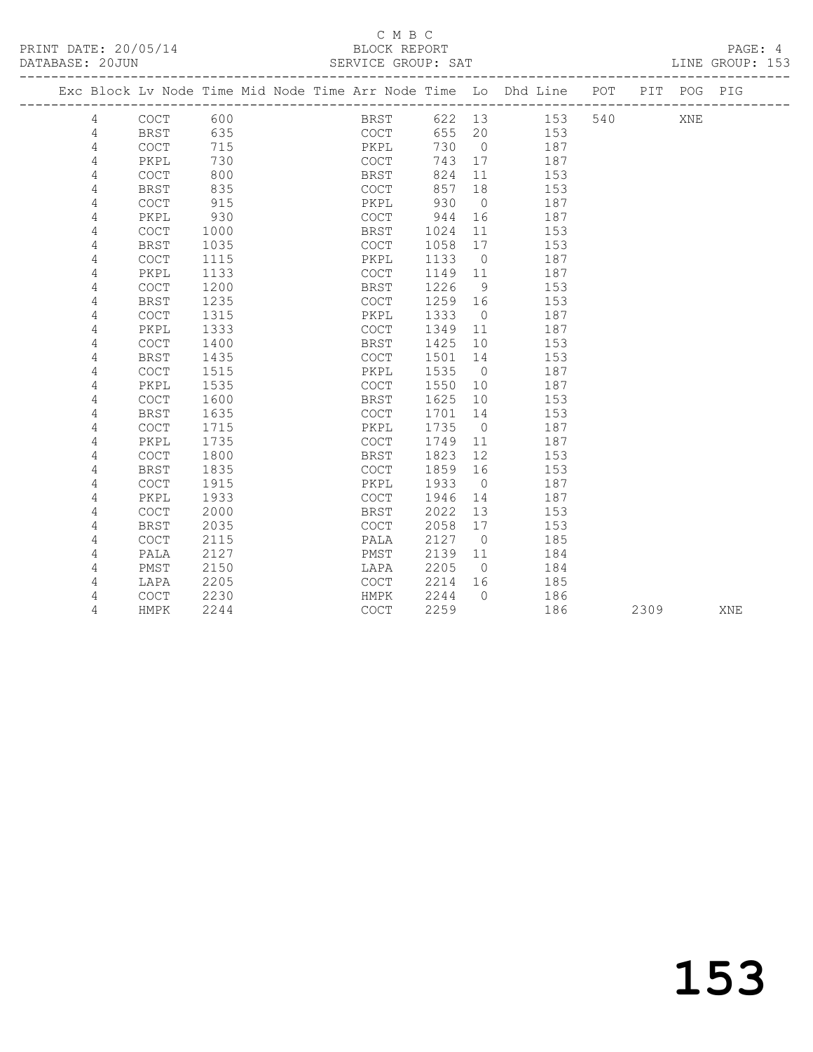C M B C

BLOCK REPORT

PRINT DATE: 20/05/14

DATABASE: 20JUN

SERVICE GROUP: SAT

LINE GROUP: 153

| Exc | Block | Lv | Node | Time | Mid Node | Time | Arr Node | Time | Lo | Dhd Line | POT | PIT | POG | PIG |
|---|---|---|---|---|---|---|---|---|---|---|---|---|---|---|
| | 4 | | COCT | 600 | | | BRST | 622 | 13 | 153 | 540 | | XNE | |
| | 4 | | BRST | 635 | | | COCT | 655 | 20 | 153 | | | | |
| | 4 | | COCT | 715 | | | PKPL | 730 | 0 | 187 | | | | |
| | 4 | | PKPL | 730 | | | COCT | 743 | 17 | 187 | | | | |
| | 4 | | COCT | 800 | | | BRST | 824 | 11 | 153 | | | | |
| | 4 | | BRST | 835 | | | COCT | 857 | 18 | 153 | | | | |
| | 4 | | COCT | 915 | | | PKPL | 930 | 0 | 187 | | | | |
| | 4 | | PKPL | 930 | | | COCT | 944 | 16 | 187 | | | | |
| | 4 | | COCT | 1000 | | | BRST | 1024 | 11 | 153 | | | | |
| | 4 | | BRST | 1035 | | | COCT | 1058 | 17 | 153 | | | | |
| | 4 | | COCT | 1115 | | | PKPL | 1133 | 0 | 187 | | | | |
| | 4 | | PKPL | 1133 | | | COCT | 1149 | 11 | 187 | | | | |
| | 4 | | COCT | 1200 | | | BRST | 1226 | 9 | 153 | | | | |
| | 4 | | BRST | 1235 | | | COCT | 1259 | 16 | 153 | | | | |
| | 4 | | COCT | 1315 | | | PKPL | 1333 | 0 | 187 | | | | |
| | 4 | | PKPL | 1333 | | | COCT | 1349 | 11 | 187 | | | | |
| | 4 | | COCT | 1400 | | | BRST | 1425 | 10 | 153 | | | | |
| | 4 | | BRST | 1435 | | | COCT | 1501 | 14 | 153 | | | | |
| | 4 | | COCT | 1515 | | | PKPL | 1535 | 0 | 187 | | | | |
| | 4 | | PKPL | 1535 | | | COCT | 1550 | 10 | 187 | | | | |
| | 4 | | COCT | 1600 | | | BRST | 1625 | 10 | 153 | | | | |
| | 4 | | BRST | 1635 | | | COCT | 1701 | 14 | 153 | | | | |
| | 4 | | COCT | 1715 | | | PKPL | 1735 | 0 | 187 | | | | |
| | 4 | | PKPL | 1735 | | | COCT | 1749 | 11 | 187 | | | | |
| | 4 | | COCT | 1800 | | | BRST | 1823 | 12 | 153 | | | | |
| | 4 | | BRST | 1835 | | | COCT | 1859 | 16 | 153 | | | | |
| | 4 | | COCT | 1915 | | | PKPL | 1933 | 0 | 187 | | | | |
| | 4 | | PKPL | 1933 | | | COCT | 1946 | 14 | 187 | | | | |
| | 4 | | COCT | 2000 | | | BRST | 2022 | 13 | 153 | | | | |
| | 4 | | BRST | 2035 | | | COCT | 2058 | 17 | 153 | | | | |
| | 4 | | COCT | 2115 | | | PALA | 2127 | 0 | 185 | | | | |
| | 4 | | PALA | 2127 | | | PMST | 2139 | 11 | 184 | | | | |
| | 4 | | PMST | 2150 | | | LAPA | 2205 | 0 | 184 | | | | |
| | 4 | | LAPA | 2205 | | | COCT | 2214 | 16 | 185 | | | | |
| | 4 | | COCT | 2230 | | | HMPK | 2244 | 0 | 186 | | | | |
| | 4 | | HMPK | 2244 | | | COCT | 2259 | | 186 | | 2309 | | XNE |

153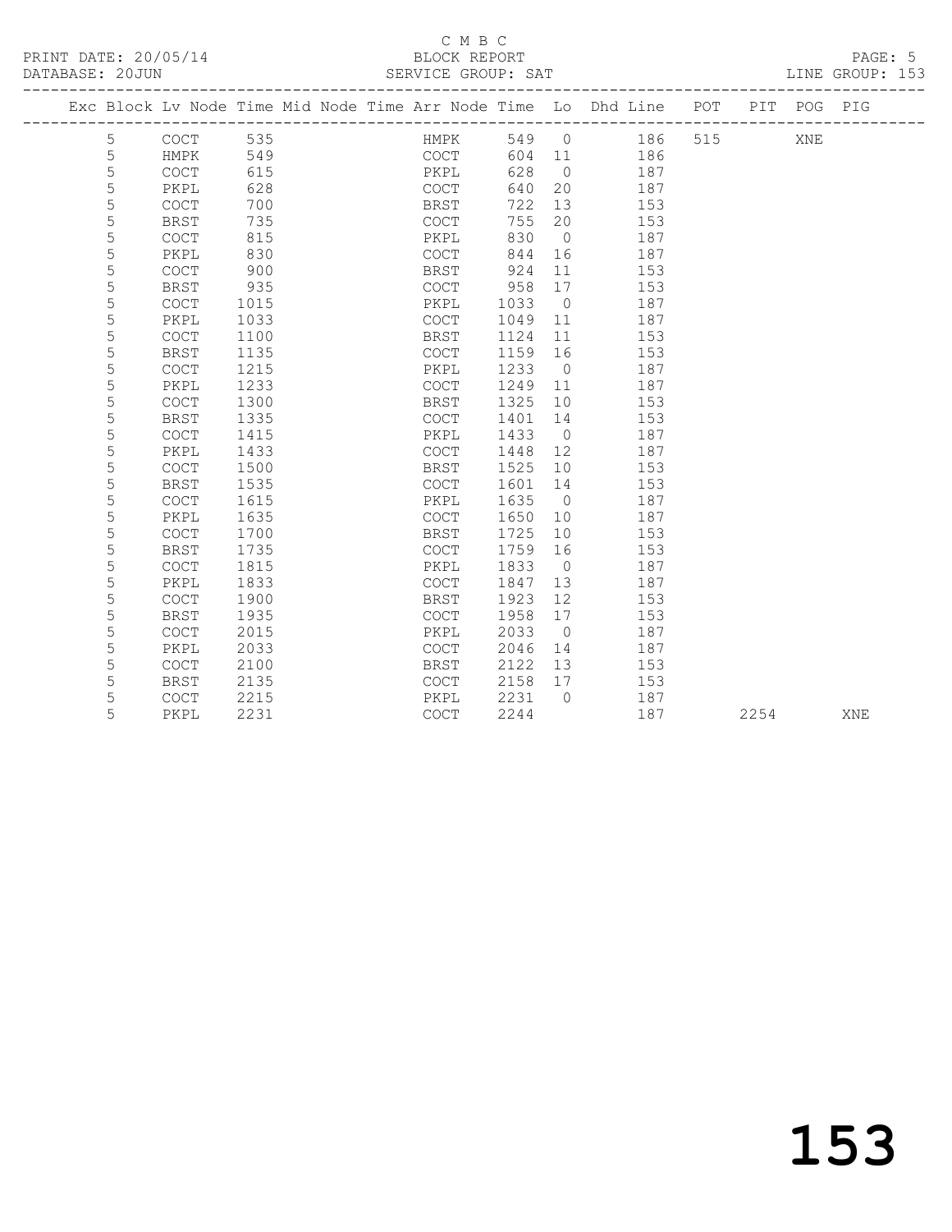C M B C

PRINT DATE: 20/05/14 BLOCK REPORT PAGE: 5

DATABASE: 20JUN SERVICE GROUP: SAT LINE GROUP: 153

| Exc | Block | Lv | Node | Time | Mid Node | Time | Arr Node | Time | Lo | Dhd Line | POT | PIT | POG | PIG |
|---|---|---|---|---|---|---|---|---|---|---|---|---|---|---|
| | 5 | | COCT | 535 | | | HMPK | 549 | 0 | 186 | 515 | | XNE | |
| | 5 | | HMPK | 549 | | | COCT | 604 | 11 | 186 | | | | |
| | 5 | | COCT | 615 | | | PKPL | 628 | 0 | 187 | | | | |
| | 5 | | PKPL | 628 | | | COCT | 640 | 20 | 187 | | | | |
| | 5 | | COCT | 700 | | | BRST | 722 | 13 | 153 | | | | |
| | 5 | | BRST | 735 | | | COCT | 755 | 20 | 153 | | | | |
| | 5 | | COCT | 815 | | | PKPL | 830 | 0 | 187 | | | | |
| | 5 | | PKPL | 830 | | | COCT | 844 | 16 | 187 | | | | |
| | 5 | | COCT | 900 | | | BRST | 924 | 11 | 153 | | | | |
| | 5 | | BRST | 935 | | | COCT | 958 | 17 | 153 | | | | |
| | 5 | | COCT | 1015 | | | PKPL | 1033 | 0 | 187 | | | | |
| | 5 | | PKPL | 1033 | | | COCT | 1049 | 11 | 187 | | | | |
| | 5 | | COCT | 1100 | | | BRST | 1124 | 11 | 153 | | | | |
| | 5 | | BRST | 1135 | | | COCT | 1159 | 16 | 153 | | | | |
| | 5 | | COCT | 1215 | | | PKPL | 1233 | 0 | 187 | | | | |
| | 5 | | PKPL | 1233 | | | COCT | 1249 | 11 | 187 | | | | |
| | 5 | | COCT | 1300 | | | BRST | 1325 | 10 | 153 | | | | |
| | 5 | | BRST | 1335 | | | COCT | 1401 | 14 | 153 | | | | |
| | 5 | | COCT | 1415 | | | PKPL | 1433 | 0 | 187 | | | | |
| | 5 | | PKPL | 1433 | | | COCT | 1448 | 12 | 187 | | | | |
| | 5 | | COCT | 1500 | | | BRST | 1525 | 10 | 153 | | | | |
| | 5 | | BRST | 1535 | | | COCT | 1601 | 14 | 153 | | | | |
| | 5 | | COCT | 1615 | | | PKPL | 1635 | 0 | 187 | | | | |
| | 5 | | PKPL | 1635 | | | COCT | 1650 | 10 | 187 | | | | |
| | 5 | | COCT | 1700 | | | BRST | 1725 | 10 | 153 | | | | |
| | 5 | | BRST | 1735 | | | COCT | 1759 | 16 | 153 | | | | |
| | 5 | | COCT | 1815 | | | PKPL | 1833 | 0 | 187 | | | | |
| | 5 | | PKPL | 1833 | | | COCT | 1847 | 13 | 187 | | | | |
| | 5 | | COCT | 1900 | | | BRST | 1923 | 12 | 153 | | | | |
| | 5 | | BRST | 1935 | | | COCT | 1958 | 17 | 153 | | | | |
| | 5 | | COCT | 2015 | | | PKPL | 2033 | 0 | 187 | | | | |
| | 5 | | PKPL | 2033 | | | COCT | 2046 | 14 | 187 | | | | |
| | 5 | | COCT | 2100 | | | BRST | 2122 | 13 | 153 | | | | |
| | 5 | | BRST | 2135 | | | COCT | 2158 | 17 | 153 | | | | |
| | 5 | | COCT | 2215 | | | PKPL | 2231 | 0 | 187 | | | | |
| | 5 | | PKPL | 2231 | | | COCT | 2244 | | 187 | | 2254 | | XNE |

153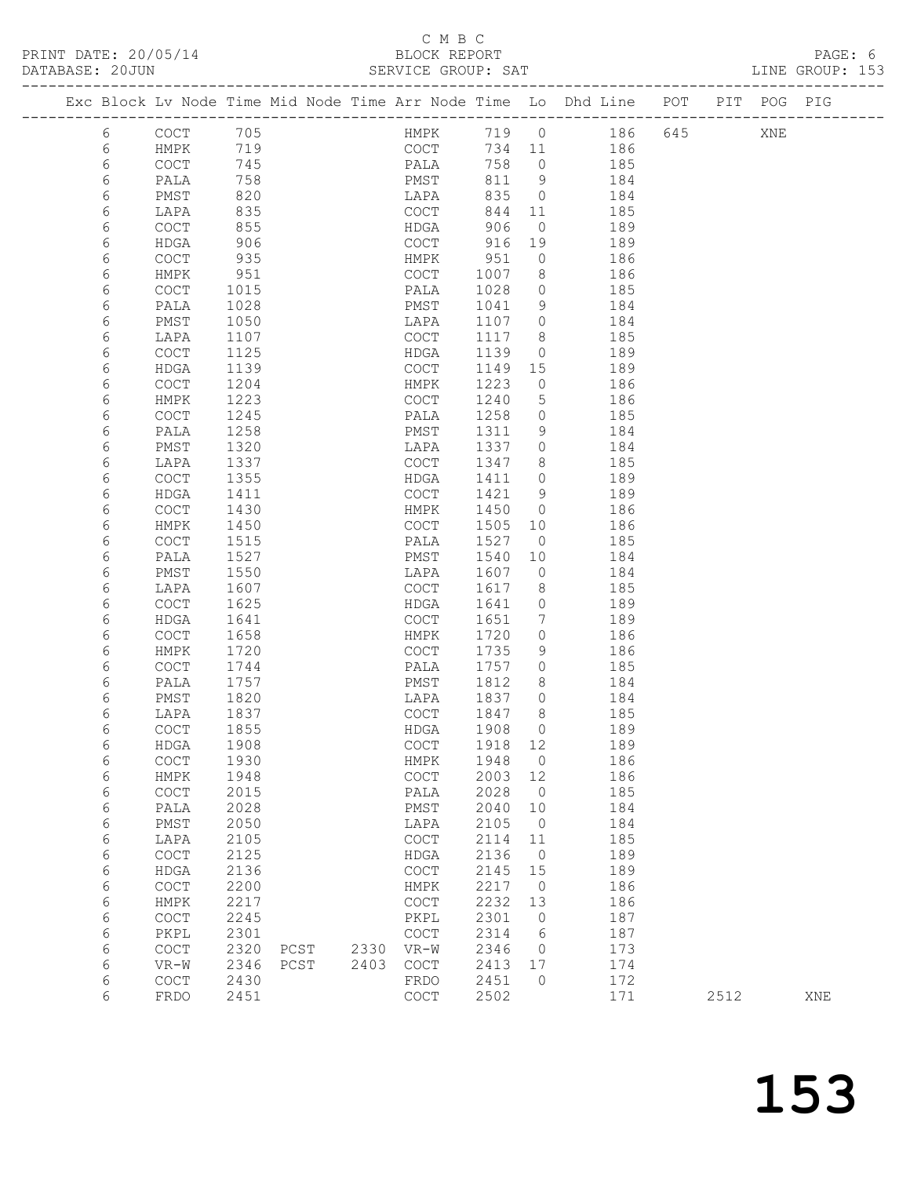C M B C

PRINT DATE: 20/05/14 BLOCK REPORT

DATABASE: 20JUN SERVICE GROUP: SAT LINE GROUP: 153

| Exc | Block | Lv | Node | Time | Mid | Node | Time | Arr | Node | Time | Lo | Dhd Line | POT | PIT | POG | PIG |
|---|---|---|---|---|---|---|---|---|---|---|---|---|---|---|---|---|
| | 6 | | COCT | 705 | | | | | HMPK | 719 | 0 | 186 | 645 | | XNE | |
| | 6 | | HMPK | 719 | | | | | COCT | 734 | 11 | 186 | | | | |
| | 6 | | COCT | 745 | | | | | PALA | 758 | 0 | 185 | | | | |
| | 6 | | PALA | 758 | | | | | PMST | 811 | 9 | 184 | | | | |
| | 6 | | PMST | 820 | | | | | LAPA | 835 | 0 | 184 | | | | |
| | 6 | | LAPA | 835 | | | | | COCT | 844 | 11 | 185 | | | | |
| | 6 | | COCT | 855 | | | | | HDGA | 906 | 0 | 189 | | | | |
| | 6 | | HDGA | 906 | | | | | COCT | 916 | 19 | 189 | | | | |
| | 6 | | COCT | 935 | | | | | HMPK | 951 | 0 | 186 | | | | |
| | 6 | | HMPK | 951 | | | | | COCT | 1007 | 8 | 186 | | | | |
| | 6 | | COCT | 1015 | | | | | PALA | 1028 | 0 | 185 | | | | |
| | 6 | | PALA | 1028 | | | | | PMST | 1041 | 9 | 184 | | | | |
| | 6 | | PMST | 1050 | | | | | LAPA | 1107 | 0 | 184 | | | | |
| | 6 | | LAPA | 1107 | | | | | COCT | 1117 | 8 | 185 | | | | |
| | 6 | | COCT | 1125 | | | | | HDGA | 1139 | 0 | 189 | | | | |
| | 6 | | HDGA | 1139 | | | | | COCT | 1149 | 15 | 189 | | | | |
| | 6 | | COCT | 1204 | | | | | HMPK | 1223 | 0 | 186 | | | | |
| | 6 | | HMPK | 1223 | | | | | COCT | 1240 | 5 | 186 | | | | |
| | 6 | | COCT | 1245 | | | | | PALA | 1258 | 0 | 185 | | | | |
| | 6 | | PALA | 1258 | | | | | PMST | 1311 | 9 | 184 | | | | |
| | 6 | | PMST | 1320 | | | | | LAPA | 1337 | 0 | 184 | | | | |
| | 6 | | LAPA | 1337 | | | | | COCT | 1347 | 8 | 185 | | | | |
| | 6 | | COCT | 1355 | | | | | HDGA | 1411 | 0 | 189 | | | | |
| | 6 | | HDGA | 1411 | | | | | COCT | 1421 | 9 | 189 | | | | |
| | 6 | | COCT | 1430 | | | | | HMPK | 1450 | 0 | 186 | | | | |
| | 6 | | HMPK | 1450 | | | | | COCT | 1505 | 10 | 186 | | | | |
| | 6 | | COCT | 1515 | | | | | PALA | 1527 | 0 | 185 | | | | |
| | 6 | | PALA | 1527 | | | | | PMST | 1540 | 10 | 184 | | | | |
| | 6 | | PMST | 1550 | | | | | LAPA | 1607 | 0 | 184 | | | | |
| | 6 | | LAPA | 1607 | | | | | COCT | 1617 | 8 | 185 | | | | |
| | 6 | | COCT | 1625 | | | | | HDGA | 1641 | 0 | 189 | | | | |
| | 6 | | HDGA | 1641 | | | | | COCT | 1651 | 7 | 189 | | | | |
| | 6 | | COCT | 1658 | | | | | HMPK | 1720 | 0 | 186 | | | | |
| | 6 | | HMPK | 1720 | | | | | COCT | 1735 | 9 | 186 | | | | |
| | 6 | | COCT | 1744 | | | | | PALA | 1757 | 0 | 185 | | | | |
| | 6 | | PALA | 1757 | | | | | PMST | 1812 | 8 | 184 | | | | |
| | 6 | | PMST | 1820 | | | | | LAPA | 1837 | 0 | 184 | | | | |
| | 6 | | LAPA | 1837 | | | | | COCT | 1847 | 8 | 185 | | | | |
| | 6 | | COCT | 1855 | | | | | HDGA | 1908 | 0 | 189 | | | | |
| | 6 | | HDGA | 1908 | | | | | COCT | 1918 | 12 | 189 | | | | |
| | 6 | | COCT | 1930 | | | | | HMPK | 1948 | 0 | 186 | | | | |
| | 6 | | HMPK | 1948 | | | | | COCT | 2003 | 12 | 186 | | | | |
| | 6 | | COCT | 2015 | | | | | PALA | 2028 | 0 | 185 | | | | |
| | 6 | | PALA | 2028 | | | | | PMST | 2040 | 10 | 184 | | | | |
| | 6 | | PMST | 2050 | | | | | LAPA | 2105 | 0 | 184 | | | | |
| | 6 | | LAPA | 2105 | | | | | COCT | 2114 | 11 | 185 | | | | |
| | 6 | | COCT | 2125 | | | | | HDGA | 2136 | 0 | 189 | | | | |
| | 6 | | HDGA | 2136 | | | | | COCT | 2145 | 15 | 189 | | | | |
| | 6 | | COCT | 2200 | | | | | HMPK | 2217 | 0 | 186 | | | | |
| | 6 | | HMPK | 2217 | | | | | COCT | 2232 | 13 | 186 | | | | |
| | 6 | | COCT | 2245 | | | | | PKPL | 2301 | 0 | 187 | | | | |
| | 6 | | PKPL | 2301 | | | | | COCT | 2314 | 6 | 187 | | | | |
| | 6 | | COCT | 2320 | | PCST | 2330 | | VR-W | 2346 | 0 | 173 | | | | |
| | 6 | | VR-W | 2346 | | PCST | 2403 | | COCT | 2413 | 17 | 174 | | | | |
| | 6 | | COCT | 2430 | | | | | FRDO | 2451 | 0 | 172 | | | | |
| | 6 | | FRDO | 2451 | | | | | COCT | 2502 | | 171 | | 2512 | | XNE |

# 153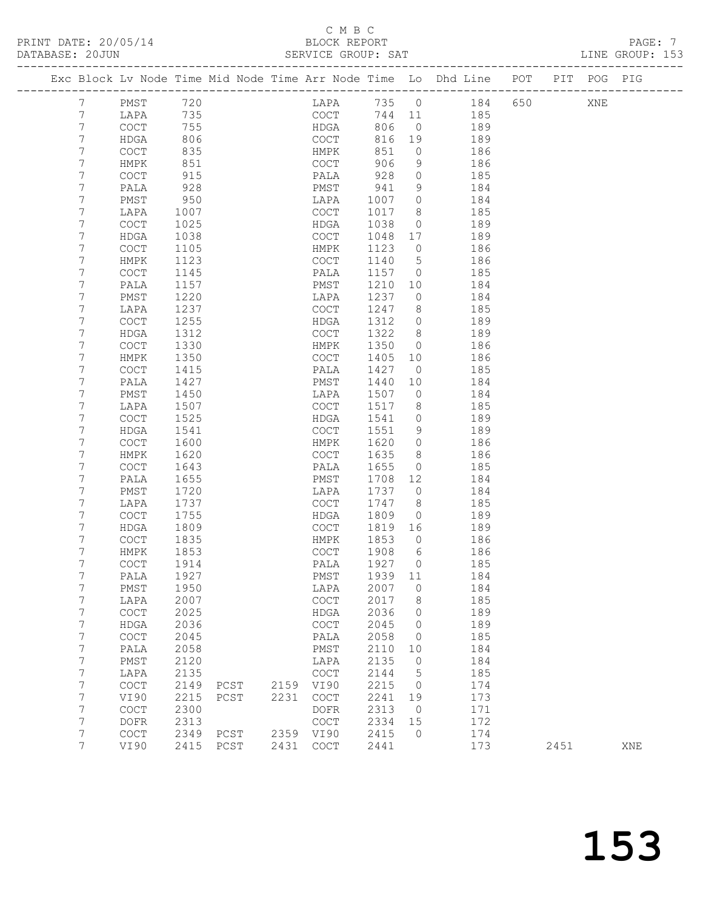C M B C

PRINT DATE: 20/05/14 BLOCK REPORT

DATABASE: 20JUN SERVICE GROUP: SAT LINE GROUP: 153

| Exc | Block | Lv | Node | Time | Mid Node | Time | Arr Node | Time | Lo | Dhd Line | POT | PIT | POG | PIG |
|---|---|---|---|---|---|---|---|---|---|---|---|---|---|---|
| | 7 | | PMST | 720 | | | LAPA | 735 | 0 | 184 | 650 | | XNE | |
| | 7 | | LAPA | 735 | | | COCT | 744 | 11 | 185 | | | | |
| | 7 | | COCT | 755 | | | HDGA | 806 | 0 | 189 | | | | |
| | 7 | | HDGA | 806 | | | COCT | 816 | 19 | 189 | | | | |
| | 7 | | COCT | 835 | | | HMPK | 851 | 0 | 186 | | | | |
| | 7 | | HMPK | 851 | | | COCT | 906 | 9 | 186 | | | | |
| | 7 | | COCT | 915 | | | PALA | 928 | 0 | 185 | | | | |
| | 7 | | PALA | 928 | | | PMST | 941 | 9 | 184 | | | | |
| | 7 | | PMST | 950 | | | LAPA | 1007 | 0 | 184 | | | | |
| | 7 | | LAPA | 1007 | | | COCT | 1017 | 8 | 185 | | | | |
| | 7 | | COCT | 1025 | | | HDGA | 1038 | 0 | 189 | | | | |
| | 7 | | HDGA | 1038 | | | COCT | 1048 | 17 | 189 | | | | |
| | 7 | | COCT | 1105 | | | HMPK | 1123 | 0 | 186 | | | | |
| | 7 | | HMPK | 1123 | | | COCT | 1140 | 5 | 186 | | | | |
| | 7 | | COCT | 1145 | | | PALA | 1157 | 0 | 185 | | | | |
| | 7 | | PALA | 1157 | | | PMST | 1210 | 10 | 184 | | | | |
| | 7 | | PMST | 1220 | | | LAPA | 1237 | 0 | 184 | | | | |
| | 7 | | LAPA | 1237 | | | COCT | 1247 | 8 | 185 | | | | |
| | 7 | | COCT | 1255 | | | HDGA | 1312 | 0 | 189 | | | | |
| | 7 | | HDGA | 1312 | | | COCT | 1322 | 8 | 189 | | | | |
| | 7 | | COCT | 1330 | | | HMPK | 1350 | 0 | 186 | | | | |
| | 7 | | HMPK | 1350 | | | COCT | 1405 | 10 | 186 | | | | |
| | 7 | | COCT | 1415 | | | PALA | 1427 | 0 | 185 | | | | |
| | 7 | | PALA | 1427 | | | PMST | 1440 | 10 | 184 | | | | |
| | 7 | | PMST | 1450 | | | LAPA | 1507 | 0 | 184 | | | | |
| | 7 | | LAPA | 1507 | | | COCT | 1517 | 8 | 185 | | | | |
| | 7 | | COCT | 1525 | | | HDGA | 1541 | 0 | 189 | | | | |
| | 7 | | HDGA | 1541 | | | COCT | 1551 | 9 | 189 | | | | |
| | 7 | | COCT | 1600 | | | HMPK | 1620 | 0 | 186 | | | | |
| | 7 | | HMPK | 1620 | | | COCT | 1635 | 8 | 186 | | | | |
| | 7 | | COCT | 1643 | | | PALA | 1655 | 0 | 185 | | | | |
| | 7 | | PALA | 1655 | | | PMST | 1708 | 12 | 184 | | | | |
| | 7 | | PMST | 1720 | | | LAPA | 1737 | 0 | 184 | | | | |
| | 7 | | LAPA | 1737 | | | COCT | 1747 | 8 | 185 | | | | |
| | 7 | | COCT | 1755 | | | HDGA | 1809 | 0 | 189 | | | | |
| | 7 | | HDGA | 1809 | | | COCT | 1819 | 16 | 189 | | | | |
| | 7 | | COCT | 1835 | | | HMPK | 1853 | 0 | 186 | | | | |
| | 7 | | HMPK | 1853 | | | COCT | 1908 | 6 | 186 | | | | |
| | 7 | | COCT | 1914 | | | PALA | 1927 | 0 | 185 | | | | |
| | 7 | | PALA | 1927 | | | PMST | 1939 | 11 | 184 | | | | |
| | 7 | | PMST | 1950 | | | LAPA | 2007 | 0 | 184 | | | | |
| | 7 | | LAPA | 2007 | | | COCT | 2017 | 8 | 185 | | | | |
| | 7 | | COCT | 2025 | | | HDGA | 2036 | 0 | 189 | | | | |
| | 7 | | HDGA | 2036 | | | COCT | 2045 | 0 | 189 | | | | |
| | 7 | | COCT | 2045 | | | PALA | 2058 | 0 | 185 | | | | |
| | 7 | | PALA | 2058 | | | PMST | 2110 | 10 | 184 | | | | |
| | 7 | | PMST | 2120 | | | LAPA | 2135 | 0 | 184 | | | | |
| | 7 | | LAPA | 2135 | | | COCT | 2144 | 5 | 185 | | | | |
| | 7 | | COCT | 2149 | PCST | 2159 | VI90 | 2215 | 0 | 174 | | | | |
| | 7 | | VI90 | 2215 | PCST | 2231 | COCT | 2241 | 19 | 173 | | | | |
| | 7 | | COCT | 2300 | | | DOFR | 2313 | 0 | 171 | | | | |
| | 7 | | DOFR | 2313 | | | COCT | 2334 | 15 | 172 | | | | |
| | 7 | | COCT | 2349 | PCST | 2359 | VI90 | 2415 | 0 | 174 | | | | |
| | 7 | | VI90 | 2415 | PCST | 2431 | COCT | 2441 | | 173 | | 2451 | | XNE |

153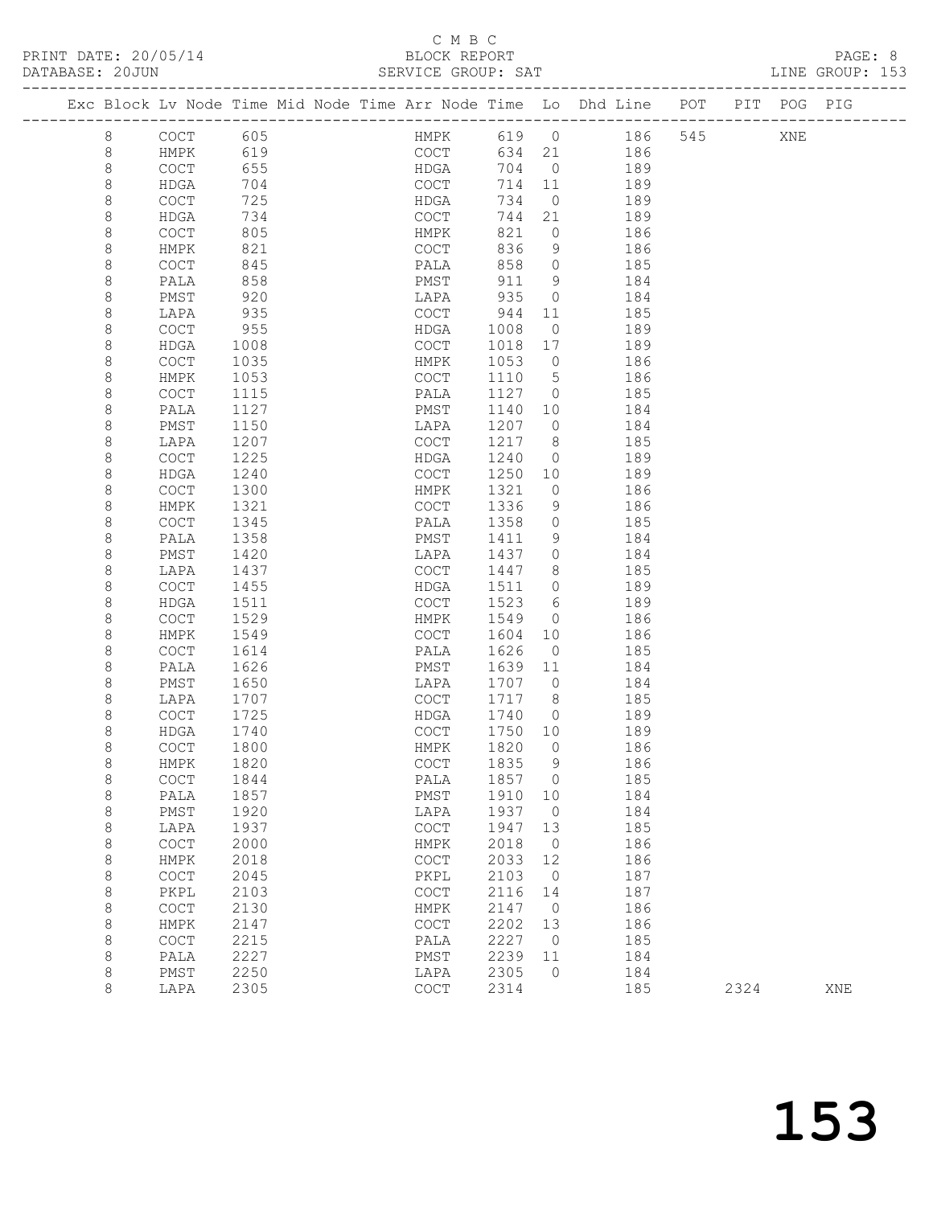C M B C
PRINT DATE: 20/05/14 BLOCK REPORT
DATABASE: 20JUN SERVICE GROUP: SAT LINE GROUP: 153

| Exc | Block | Lv | Node | Time | Mid Node | Time | Arr Node | Time | Lo | Dhd Line | POT | PIT | POG | PIG |
|---|---|---|---|---|---|---|---|---|---|---|---|---|---|---|
| | 8 | | COCT | 605 | | | HMPK | 619 | 0 | 186 | 545 | | XNE | |
| | 8 | | HMPK | 619 | | | COCT | 634 | 21 | 186 | | | | |
| | 8 | | COCT | 655 | | | HDGA | 704 | 0 | 189 | | | | |
| | 8 | | HDGA | 704 | | | COCT | 714 | 11 | 189 | | | | |
| | 8 | | COCT | 725 | | | HDGA | 734 | 0 | 189 | | | | |
| | 8 | | HDGA | 734 | | | COCT | 744 | 21 | 189 | | | | |
| | 8 | | COCT | 805 | | | HMPK | 821 | 0 | 186 | | | | |
| | 8 | | HMPK | 821 | | | COCT | 836 | 9 | 186 | | | | |
| | 8 | | COCT | 845 | | | PALA | 858 | 0 | 185 | | | | |
| | 8 | | PALA | 858 | | | PMST | 911 | 9 | 184 | | | | |
| | 8 | | PMST | 920 | | | LAPA | 935 | 0 | 184 | | | | |
| | 8 | | LAPA | 935 | | | COCT | 944 | 11 | 185 | | | | |
| | 8 | | COCT | 955 | | | HDGA | 1008 | 0 | 189 | | | | |
| | 8 | | HDGA | 1008 | | | COCT | 1018 | 17 | 189 | | | | |
| | 8 | | COCT | 1035 | | | HMPK | 1053 | 0 | 186 | | | | |
| | 8 | | HMPK | 1053 | | | COCT | 1110 | 5 | 186 | | | | |
| | 8 | | COCT | 1115 | | | PALA | 1127 | 0 | 185 | | | | |
| | 8 | | PALA | 1127 | | | PMST | 1140 | 10 | 184 | | | | |
| | 8 | | PMST | 1150 | | | LAPA | 1207 | 0 | 184 | | | | |
| | 8 | | LAPA | 1207 | | | COCT | 1217 | 8 | 185 | | | | |
| | 8 | | COCT | 1225 | | | HDGA | 1240 | 0 | 189 | | | | |
| | 8 | | HDGA | 1240 | | | COCT | 1250 | 10 | 189 | | | | |
| | 8 | | COCT | 1300 | | | HMPK | 1321 | 0 | 186 | | | | |
| | 8 | | HMPK | 1321 | | | COCT | 1336 | 9 | 186 | | | | |
| | 8 | | COCT | 1345 | | | PALA | 1358 | 0 | 185 | | | | |
| | 8 | | PALA | 1358 | | | PMST | 1411 | 9 | 184 | | | | |
| | 8 | | PMST | 1420 | | | LAPA | 1437 | 0 | 184 | | | | |
| | 8 | | LAPA | 1437 | | | COCT | 1447 | 8 | 185 | | | | |
| | 8 | | COCT | 1455 | | | HDGA | 1511 | 0 | 189 | | | | |
| | 8 | | HDGA | 1511 | | | COCT | 1523 | 6 | 189 | | | | |
| | 8 | | COCT | 1529 | | | HMPK | 1549 | 0 | 186 | | | | |
| | 8 | | HMPK | 1549 | | | COCT | 1604 | 10 | 186 | | | | |
| | 8 | | COCT | 1614 | | | PALA | 1626 | 0 | 185 | | | | |
| | 8 | | PALA | 1626 | | | PMST | 1639 | 11 | 184 | | | | |
| | 8 | | PMST | 1650 | | | LAPA | 1707 | 0 | 184 | | | | |
| | 8 | | LAPA | 1707 | | | COCT | 1717 | 8 | 185 | | | | |
| | 8 | | COCT | 1725 | | | HDGA | 1740 | 0 | 189 | | | | |
| | 8 | | HDGA | 1740 | | | COCT | 1750 | 10 | 189 | | | | |
| | 8 | | COCT | 1800 | | | HMPK | 1820 | 0 | 186 | | | | |
| | 8 | | HMPK | 1820 | | | COCT | 1835 | 9 | 186 | | | | |
| | 8 | | COCT | 1844 | | | PALA | 1857 | 0 | 185 | | | | |
| | 8 | | PALA | 1857 | | | PMST | 1910 | 10 | 184 | | | | |
| | 8 | | PMST | 1920 | | | LAPA | 1937 | 0 | 184 | | | | |
| | 8 | | LAPA | 1937 | | | COCT | 1947 | 13 | 185 | | | | |
| | 8 | | COCT | 2000 | | | HMPK | 2018 | 0 | 186 | | | | |
| | 8 | | HMPK | 2018 | | | COCT | 2033 | 12 | 186 | | | | |
| | 8 | | COCT | 2045 | | | PKPL | 2103 | 0 | 187 | | | | |
| | 8 | | PKPL | 2103 | | | COCT | 2116 | 14 | 187 | | | | |
| | 8 | | COCT | 2130 | | | HMPK | 2147 | 0 | 186 | | | | |
| | 8 | | HMPK | 2147 | | | COCT | 2202 | 13 | 186 | | | | |
| | 8 | | COCT | 2215 | | | PALA | 2227 | 0 | 185 | | | | |
| | 8 | | PALA | 2227 | | | PMST | 2239 | 11 | 184 | | | | |
| | 8 | | PMST | 2250 | | | LAPA | 2305 | 0 | 184 | | | | |
| | 8 | | LAPA | 2305 | | | COCT | 2314 | | 185 | | 2324 | | XNE |

153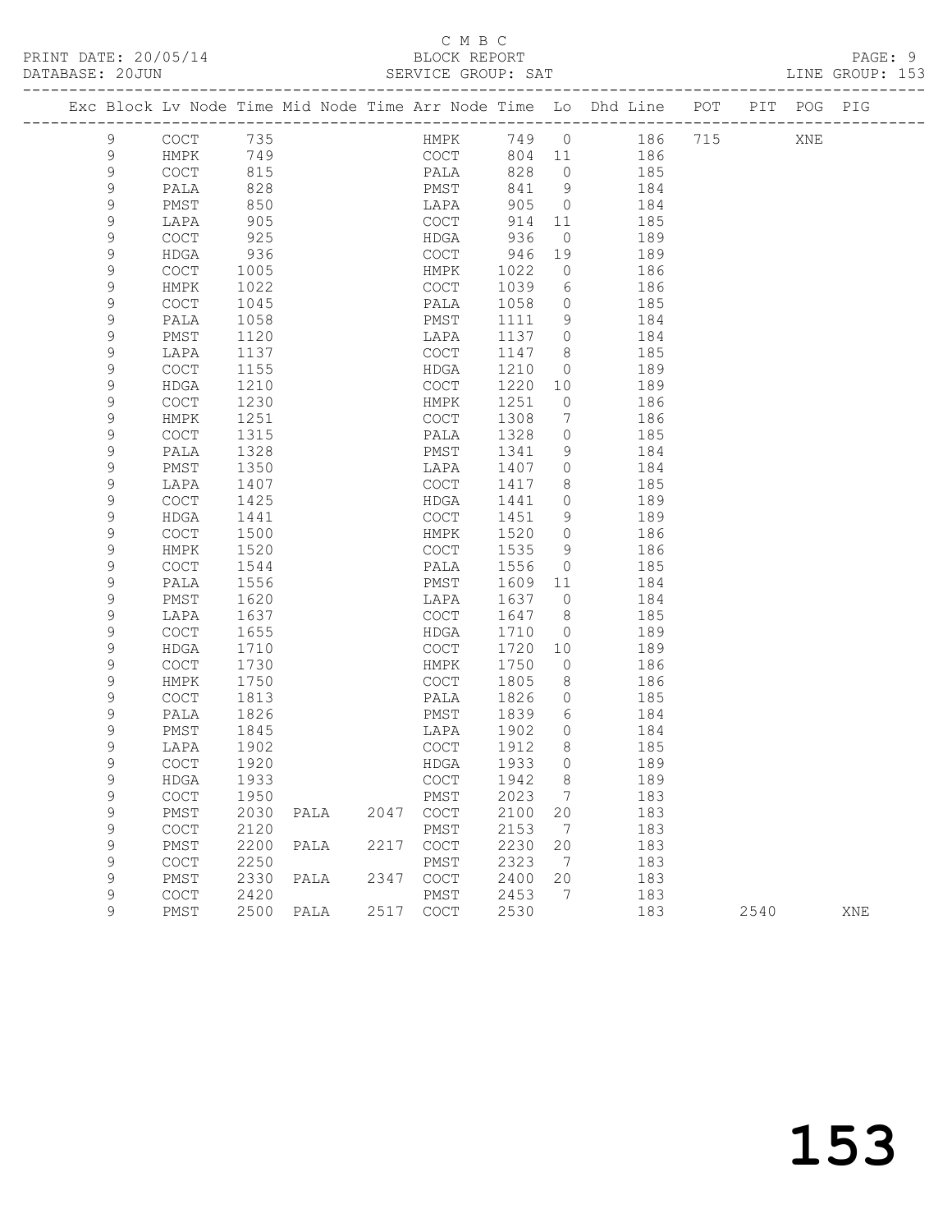C M B C

PRINT DATE: 20/05/14 BLOCK REPORT

DATABASE: 20JUN SERVICE GROUP: SAT LINE GROUP: 153

| Exc | Block | Lv | Node | Time | Mid Node | Time | Arr Node | Time | Lo | Dhd Line | POT | PIT | POG | PIG |
|---|---|---|---|---|---|---|---|---|---|---|---|---|---|---|
| | 9 | | COCT | 735 | | | HMPK | 749 | 0 | 186 | 715 | | XNE | |
| | 9 | | HMPK | 749 | | | COCT | 804 | 11 | 186 | | | | |
| | 9 | | COCT | 815 | | | PALA | 828 | 0 | 185 | | | | |
| | 9 | | PALA | 828 | | | PMST | 841 | 9 | 184 | | | | |
| | 9 | | PMST | 850 | | | LAPA | 905 | 0 | 184 | | | | |
| | 9 | | LAPA | 905 | | | COCT | 914 | 11 | 185 | | | | |
| | 9 | | COCT | 925 | | | HDGA | 936 | 0 | 189 | | | | |
| | 9 | | HDGA | 936 | | | COCT | 946 | 19 | 189 | | | | |
| | 9 | | COCT | 1005 | | | HMPK | 1022 | 0 | 186 | | | | |
| | 9 | | HMPK | 1022 | | | COCT | 1039 | 6 | 186 | | | | |
| | 9 | | COCT | 1045 | | | PALA | 1058 | 0 | 185 | | | | |
| | 9 | | PALA | 1058 | | | PMST | 1111 | 9 | 184 | | | | |
| | 9 | | PMST | 1120 | | | LAPA | 1137 | 0 | 184 | | | | |
| | 9 | | LAPA | 1137 | | | COCT | 1147 | 8 | 185 | | | | |
| | 9 | | COCT | 1155 | | | HDGA | 1210 | 0 | 189 | | | | |
| | 9 | | HDGA | 1210 | | | COCT | 1220 | 10 | 189 | | | | |
| | 9 | | COCT | 1230 | | | HMPK | 1251 | 0 | 186 | | | | |
| | 9 | | HMPK | 1251 | | | COCT | 1308 | 7 | 186 | | | | |
| | 9 | | COCT | 1315 | | | PALA | 1328 | 0 | 185 | | | | |
| | 9 | | PALA | 1328 | | | PMST | 1341 | 9 | 184 | | | | |
| | 9 | | PMST | 1350 | | | LAPA | 1407 | 0 | 184 | | | | |
| | 9 | | LAPA | 1407 | | | COCT | 1417 | 8 | 185 | | | | |
| | 9 | | COCT | 1425 | | | HDGA | 1441 | 0 | 189 | | | | |
| | 9 | | HDGA | 1441 | | | COCT | 1451 | 9 | 189 | | | | |
| | 9 | | COCT | 1500 | | | HMPK | 1520 | 0 | 186 | | | | |
| | 9 | | HMPK | 1520 | | | COCT | 1535 | 9 | 186 | | | | |
| | 9 | | COCT | 1544 | | | PALA | 1556 | 0 | 185 | | | | |
| | 9 | | PALA | 1556 | | | PMST | 1609 | 11 | 184 | | | | |
| | 9 | | PMST | 1620 | | | LAPA | 1637 | 0 | 184 | | | | |
| | 9 | | LAPA | 1637 | | | COCT | 1647 | 8 | 185 | | | | |
| | 9 | | COCT | 1655 | | | HDGA | 1710 | 0 | 189 | | | | |
| | 9 | | HDGA | 1710 | | | COCT | 1720 | 10 | 189 | | | | |
| | 9 | | COCT | 1730 | | | HMPK | 1750 | 0 | 186 | | | | |
| | 9 | | HMPK | 1750 | | | COCT | 1805 | 8 | 186 | | | | |
| | 9 | | COCT | 1813 | | | PALA | 1826 | 0 | 185 | | | | |
| | 9 | | PALA | 1826 | | | PMST | 1839 | 6 | 184 | | | | |
| | 9 | | PMST | 1845 | | | LAPA | 1902 | 0 | 184 | | | | |
| | 9 | | LAPA | 1902 | | | COCT | 1912 | 8 | 185 | | | | |
| | 9 | | COCT | 1920 | | | HDGA | 1933 | 0 | 189 | | | | |
| | 9 | | HDGA | 1933 | | | COCT | 1942 | 8 | 189 | | | | |
| | 9 | | COCT | 1950 | | | PMST | 2023 | 7 | 183 | | | | |
| | 9 | | PMST | 2030 | PALA | 2047 | COCT | 2100 | 20 | 183 | | | | |
| | 9 | | COCT | 2120 | | | PMST | 2153 | 7 | 183 | | | | |
| | 9 | | PMST | 2200 | PALA | 2217 | COCT | 2230 | 20 | 183 | | | | |
| | 9 | | COCT | 2250 | | | PMST | 2323 | 7 | 183 | | | | |
| | 9 | | PMST | 2330 | PALA | 2347 | COCT | 2400 | 20 | 183 | | | | |
| | 9 | | COCT | 2420 | | | PMST | 2453 | 7 | 183 | | | | |
| | 9 | | PMST | 2500 | PALA | 2517 | COCT | 2530 | | 183 | | 2540 | | XNE |

153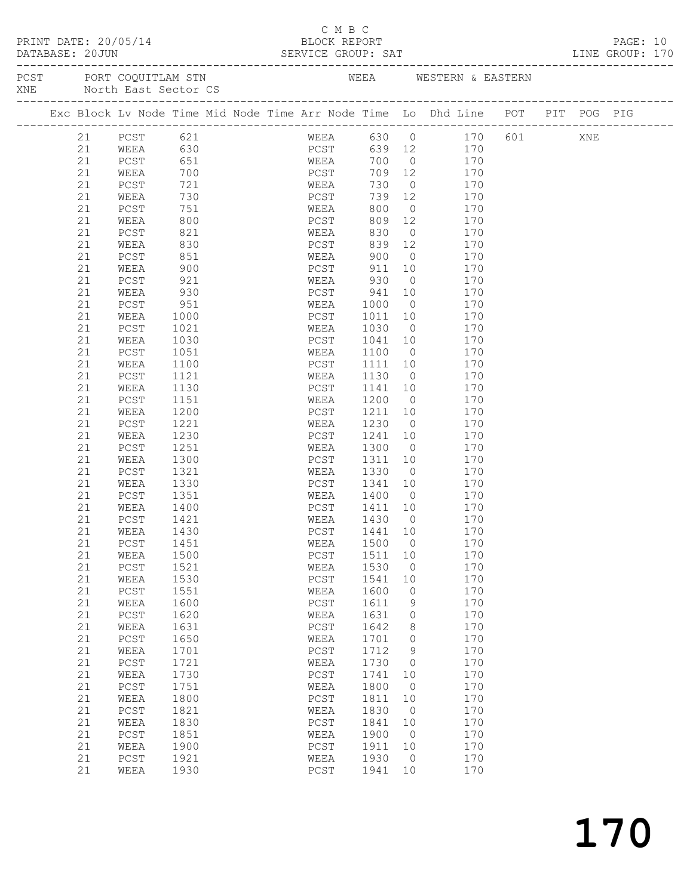C M B C

PRINT DATE: 20/05/14 BLOCK REPORT PAGE: 10
DATABASE: 20JUN SERVICE GROUP: SAT LINE GROUP: 170

PCST PORT COQUITLAM STN WEEA WESTERN & EASTERN
XNE North East Sector CS

| Exc | Block | Lv Node | Time | Mid Node | Time | Arr Node | Time | Lo | Dhd Line | POT | PIT | POG | PIG |
|---|---|---|---|---|---|---|---|---|---|---|---|---|---|
| | 21 | PCST | 621 | | | WEEA | 630 | 0 | 170 | 601 | | XNE | |
| | 21 | WEEA | 630 | | | PCST | 639 | 12 | 170 | | | | |
| | 21 | PCST | 651 | | | WEEA | 700 | 0 | 170 | | | | |
| | 21 | WEEA | 700 | | | PCST | 709 | 12 | 170 | | | | |
| | 21 | PCST | 721 | | | WEEA | 730 | 0 | 170 | | | | |
| | 21 | WEEA | 730 | | | PCST | 739 | 12 | 170 | | | | |
| | 21 | PCST | 751 | | | WEEA | 800 | 0 | 170 | | | | |
| | 21 | WEEA | 800 | | | PCST | 809 | 12 | 170 | | | | |
| | 21 | PCST | 821 | | | WEEA | 830 | 0 | 170 | | | | |
| | 21 | WEEA | 830 | | | PCST | 839 | 12 | 170 | | | | |
| | 21 | PCST | 851 | | | WEEA | 900 | 0 | 170 | | | | |
| | 21 | WEEA | 900 | | | PCST | 911 | 10 | 170 | | | | |
| | 21 | PCST | 921 | | | WEEA | 930 | 0 | 170 | | | | |
| | 21 | WEEA | 930 | | | PCST | 941 | 10 | 170 | | | | |
| | 21 | PCST | 951 | | | WEEA | 1000 | 0 | 170 | | | | |
| | 21 | WEEA | 1000 | | | PCST | 1011 | 10 | 170 | | | | |
| | 21 | PCST | 1021 | | | WEEA | 1030 | 0 | 170 | | | | |
| | 21 | WEEA | 1030 | | | PCST | 1041 | 10 | 170 | | | | |
| | 21 | PCST | 1051 | | | WEEA | 1100 | 0 | 170 | | | | |
| | 21 | WEEA | 1100 | | | PCST | 1111 | 10 | 170 | | | | |
| | 21 | PCST | 1121 | | | WEEA | 1130 | 0 | 170 | | | | |
| | 21 | WEEA | 1130 | | | PCST | 1141 | 10 | 170 | | | | |
| | 21 | PCST | 1151 | | | WEEA | 1200 | 0 | 170 | | | | |
| | 21 | WEEA | 1200 | | | PCST | 1211 | 10 | 170 | | | | |
| | 21 | PCST | 1221 | | | WEEA | 1230 | 0 | 170 | | | | |
| | 21 | WEEA | 1230 | | | PCST | 1241 | 10 | 170 | | | | |
| | 21 | PCST | 1251 | | | WEEA | 1300 | 0 | 170 | | | | |
| | 21 | WEEA | 1300 | | | PCST | 1311 | 10 | 170 | | | | |
| | 21 | PCST | 1321 | | | WEEA | 1330 | 0 | 170 | | | | |
| | 21 | WEEA | 1330 | | | PCST | 1341 | 10 | 170 | | | | |
| | 21 | PCST | 1351 | | | WEEA | 1400 | 0 | 170 | | | | |
| | 21 | WEEA | 1400 | | | PCST | 1411 | 10 | 170 | | | | |
| | 21 | PCST | 1421 | | | WEEA | 1430 | 0 | 170 | | | | |
| | 21 | WEEA | 1430 | | | PCST | 1441 | 10 | 170 | | | | |
| | 21 | PCST | 1451 | | | WEEA | 1500 | 0 | 170 | | | | |
| | 21 | WEEA | 1500 | | | PCST | 1511 | 10 | 170 | | | | |
| | 21 | PCST | 1521 | | | WEEA | 1530 | 0 | 170 | | | | |
| | 21 | WEEA | 1530 | | | PCST | 1541 | 10 | 170 | | | | |
| | 21 | PCST | 1551 | | | WEEA | 1600 | 0 | 170 | | | | |
| | 21 | WEEA | 1600 | | | PCST | 1611 | 9 | 170 | | | | |
| | 21 | PCST | 1620 | | | WEEA | 1631 | 0 | 170 | | | | |
| | 21 | WEEA | 1631 | | | PCST | 1642 | 8 | 170 | | | | |
| | 21 | PCST | 1650 | | | WEEA | 1701 | 0 | 170 | | | | |
| | 21 | WEEA | 1701 | | | PCST | 1712 | 9 | 170 | | | | |
| | 21 | PCST | 1721 | | | WEEA | 1730 | 0 | 170 | | | | |
| | 21 | WEEA | 1730 | | | PCST | 1741 | 10 | 170 | | | | |
| | 21 | PCST | 1751 | | | WEEA | 1800 | 0 | 170 | | | | |
| | 21 | WEEA | 1800 | | | PCST | 1811 | 10 | 170 | | | | |
| | 21 | PCST | 1821 | | | WEEA | 1830 | 0 | 170 | | | | |
| | 21 | WEEA | 1830 | | | PCST | 1841 | 10 | 170 | | | | |
| | 21 | PCST | 1851 | | | WEEA | 1900 | 0 | 170 | | | | |
| | 21 | WEEA | 1900 | | | PCST | 1911 | 10 | 170 | | | | |
| | 21 | PCST | 1921 | | | WEEA | 1930 | 0 | 170 | | | | |
| | 21 | WEEA | 1930 | | | PCST | 1941 | 10 | 170 | | | | |

170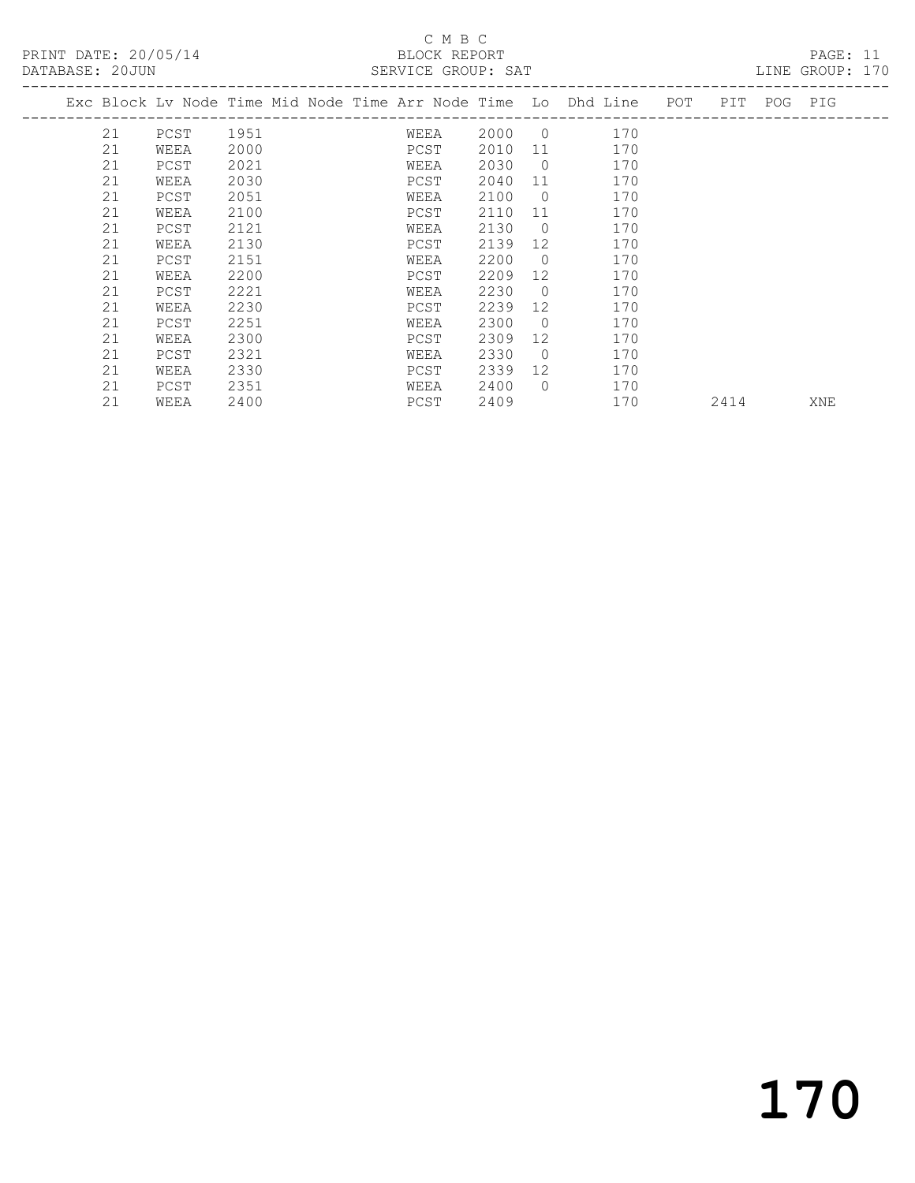C M B C

PRINT DATE: 20/05/14 BLOCK REPORT

DATABASE: 20JUN SERVICE GROUP: SAT LINE GROUP: 170

| Exc | Block | Lv | Node | Time | Mid Node | Time | Arr Node | Time | Lo | Dhd Line | POT | PIT | POG | PIG |
|---|---|---|---|---|---|---|---|---|---|---|---|---|---|---|
| | 21 | | PCST | 1951 | | | WEEA | 2000 | 0 | 170 | | | | |
| | 21 | | WEEA | 2000 | | | PCST | 2010 | 11 | 170 | | | | |
| | 21 | | PCST | 2021 | | | WEEA | 2030 | 0 | 170 | | | | |
| | 21 | | WEEA | 2030 | | | PCST | 2040 | 11 | 170 | | | | |
| | 21 | | PCST | 2051 | | | WEEA | 2100 | 0 | 170 | | | | |
| | 21 | | WEEA | 2100 | | | PCST | 2110 | 11 | 170 | | | | |
| | 21 | | PCST | 2121 | | | WEEA | 2130 | 0 | 170 | | | | |
| | 21 | | WEEA | 2130 | | | PCST | 2139 | 12 | 170 | | | | |
| | 21 | | PCST | 2151 | | | WEEA | 2200 | 0 | 170 | | | | |
| | 21 | | WEEA | 2200 | | | PCST | 2209 | 12 | 170 | | | | |
| | 21 | | PCST | 2221 | | | WEEA | 2230 | 0 | 170 | | | | |
| | 21 | | WEEA | 2230 | | | PCST | 2239 | 12 | 170 | | | | |
| | 21 | | PCST | 2251 | | | WEEA | 2300 | 0 | 170 | | | | |
| | 21 | | WEEA | 2300 | | | PCST | 2309 | 12 | 170 | | | | |
| | 21 | | PCST | 2321 | | | WEEA | 2330 | 0 | 170 | | | | |
| | 21 | | WEEA | 2330 | | | PCST | 2339 | 12 | 170 | | | | |
| | 21 | | PCST | 2351 | | | WEEA | 2400 | 0 | 170 | | | | |
| | 21 | | WEEA | 2400 | | | PCST | 2409 | | 170 | | 2414 | | XNE |

# 170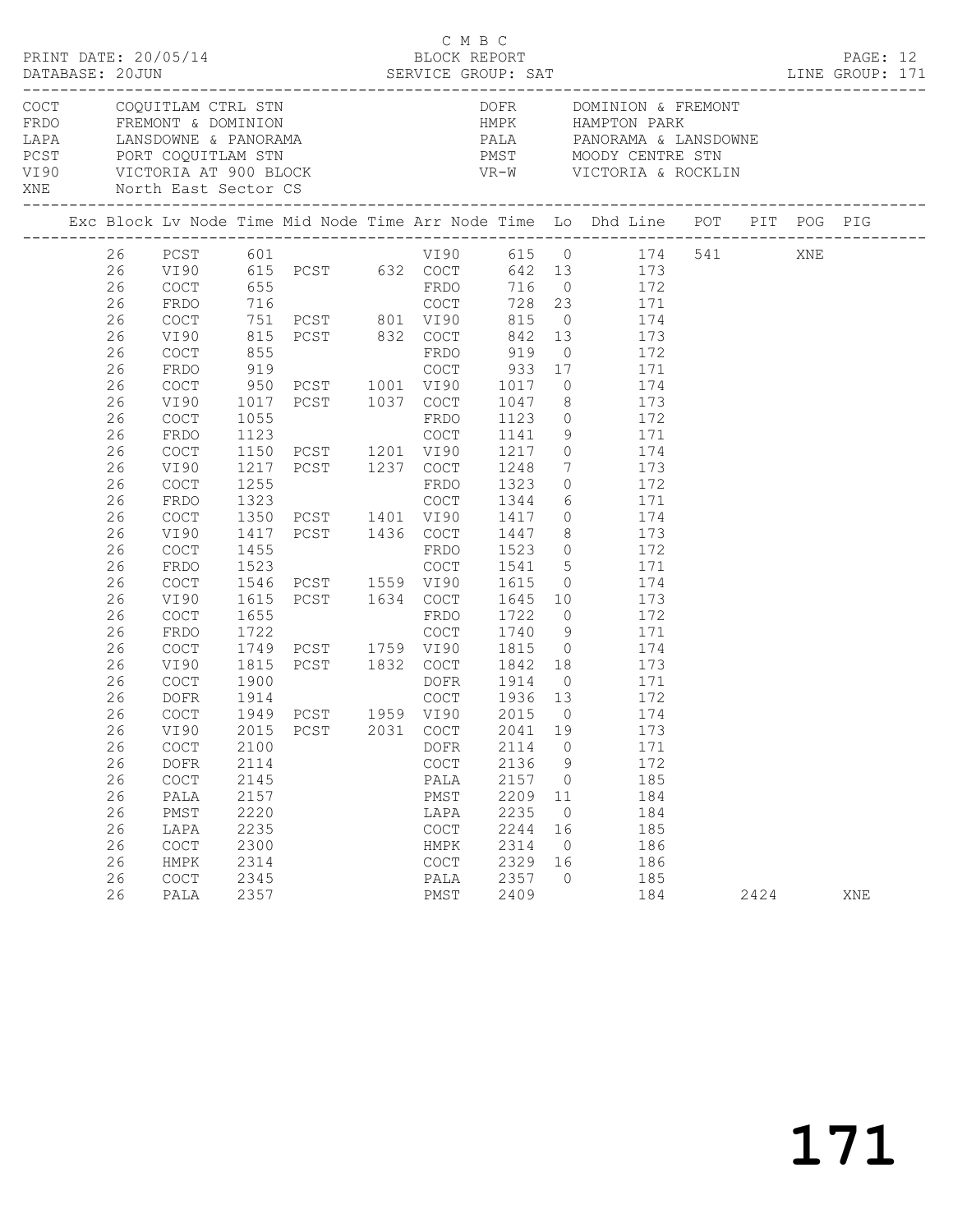C M B C

PRINT DATE: 20/05/14 BLOCK REPORT

DATABASE: 20JUN SERVICE GROUP: SAT LINE GROUP: 171

| | | | |
|---|---|---|---|
| COCT | COQUITLAM CTRL STN | DOFR | DOMINION & FREMONT |
| FRDO | FREMONT & DOMINION | HMPK | HAMPTON PARK |
| LAPA | LANSDOWNE & PANORAMA | PALA | PANORAMA & LANSDOWNE |
| PCST | PORT COQUITLAM STN | PMST | MOODY CENTRE STN |
| VI90 | VICTORIA AT 900 BLOCK | VR-W | VICTORIA & ROCKLIN |
| XNE | North East Sector CS | | |

| Exc | Block | Lv Node | Time | Mid Node | Time | Arr Node | Time | Lo | Dhd Line | POT | PIT | POG | PIG |
|---|---|---|---|---|---|---|---|---|---|---|---|---|---|
| | 26 | PCST | 601 | | | VI90 | 615 | 0 | 174 | 541 | | XNE | |
| | 26 | VI90 | 615 | PCST | 632 | COCT | 642 | 13 | 173 | | | | |
| | 26 | COCT | 655 | | | FRDO | 716 | 0 | 172 | | | | |
| | 26 | FRDO | 716 | | | COCT | 728 | 23 | 171 | | | | |
| | 26 | COCT | 751 | PCST | 801 | VI90 | 815 | 0 | 174 | | | | |
| | 26 | VI90 | 815 | PCST | 832 | COCT | 842 | 13 | 173 | | | | |
| | 26 | COCT | 855 | | | FRDO | 919 | 0 | 172 | | | | |
| | 26 | FRDO | 919 | | | COCT | 933 | 17 | 171 | | | | |
| | 26 | COCT | 950 | PCST | 1001 | VI90 | 1017 | 0 | 174 | | | | |
| | 26 | VI90 | 1017 | PCST | 1037 | COCT | 1047 | 8 | 173 | | | | |
| | 26 | COCT | 1055 | | | FRDO | 1123 | 0 | 172 | | | | |
| | 26 | FRDO | 1123 | | | COCT | 1141 | 9 | 171 | | | | |
| | 26 | COCT | 1150 | PCST | 1201 | VI90 | 1217 | 0 | 174 | | | | |
| | 26 | VI90 | 1217 | PCST | 1237 | COCT | 1248 | 7 | 173 | | | | |
| | 26 | COCT | 1255 | | | FRDO | 1323 | 0 | 172 | | | | |
| | 26 | FRDO | 1323 | | | COCT | 1344 | 6 | 171 | | | | |
| | 26 | COCT | 1350 | PCST | 1401 | VI90 | 1417 | 0 | 174 | | | | |
| | 26 | VI90 | 1417 | PCST | 1436 | COCT | 1447 | 8 | 173 | | | | |
| | 26 | COCT | 1455 | | | FRDO | 1523 | 0 | 172 | | | | |
| | 26 | FRDO | 1523 | | | COCT | 1541 | 5 | 171 | | | | |
| | 26 | COCT | 1546 | PCST | 1559 | VI90 | 1615 | 0 | 174 | | | | |
| | 26 | VI90 | 1615 | PCST | 1634 | COCT | 1645 | 10 | 173 | | | | |
| | 26 | COCT | 1655 | | | FRDO | 1722 | 0 | 172 | | | | |
| | 26 | FRDO | 1722 | | | COCT | 1740 | 9 | 171 | | | | |
| | 26 | COCT | 1749 | PCST | 1759 | VI90 | 1815 | 0 | 174 | | | | |
| | 26 | VI90 | 1815 | PCST | 1832 | COCT | 1842 | 18 | 173 | | | | |
| | 26 | COCT | 1900 | | | DOFR | 1914 | 0 | 171 | | | | |
| | 26 | DOFR | 1914 | | | COCT | 1936 | 13 | 172 | | | | |
| | 26 | COCT | 1949 | PCST | 1959 | VI90 | 2015 | 0 | 174 | | | | |
| | 26 | VI90 | 2015 | PCST | 2031 | COCT | 2041 | 19 | 173 | | | | |
| | 26 | COCT | 2100 | | | DOFR | 2114 | 0 | 171 | | | | |
| | 26 | DOFR | 2114 | | | COCT | 2136 | 9 | 172 | | | | |
| | 26 | COCT | 2145 | | | PALA | 2157 | 0 | 185 | | | | |
| | 26 | PALA | 2157 | | | PMST | 2209 | 11 | 184 | | | | |
| | 26 | PMST | 2220 | | | LAPA | 2235 | 0 | 184 | | | | |
| | 26 | LAPA | 2235 | | | COCT | 2244 | 16 | 185 | | | | |
| | 26 | COCT | 2300 | | | HMPK | 2314 | 0 | 186 | | | | |
| | 26 | HMPK | 2314 | | | COCT | 2329 | 16 | 186 | | | | |
| | 26 | COCT | 2345 | | | PALA | 2357 | 0 | 185 | | | | |
| | 26 | PALA | 2357 | | | PMST | 2409 | | 184 | | 2424 | | XNE |

171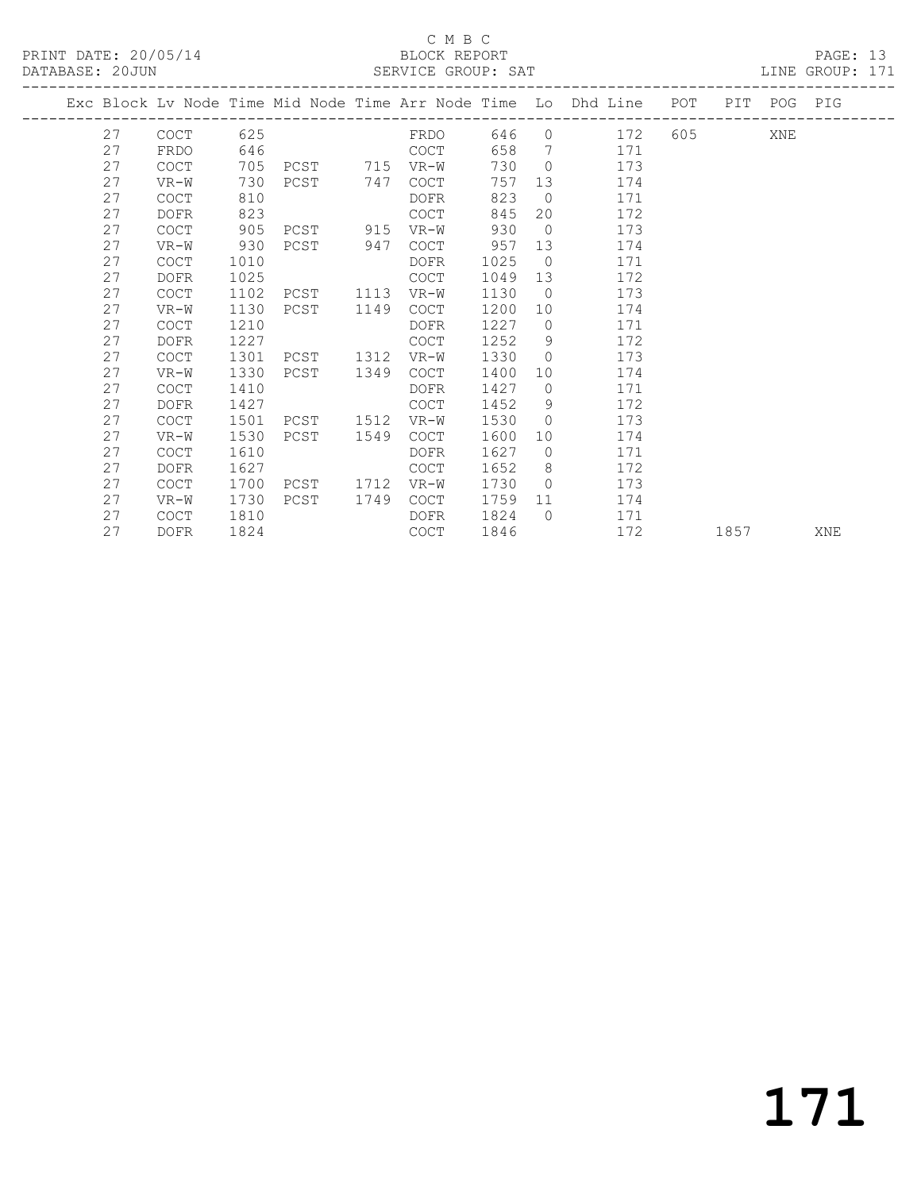C M B C

PRINT DATE: 20/05/14 BLOCK REPORT PAGE: 13
DATABASE: 20JUN SERVICE GROUP: SAT LINE GROUP: 171

| Exc | Block | Lv | Node | Time | Mid Node | Time | Arr Node | Time | Lo | Dhd Line | POT | PIT | POG | PIG |
|---|---|---|---|---|---|---|---|---|---|---|---|---|---|---|
| | 27 | | COCT | 625 | | | FRDO | 646 | 0 | 172 | 605 | | XNE | |
| | 27 | | FRDO | 646 | | | COCT | 658 | 7 | 171 | | | | |
| | 27 | | COCT | 705 | PCST | 715 | VR-W | 730 | 0 | 173 | | | | |
| | 27 | | VR-W | 730 | PCST | 747 | COCT | 757 | 13 | 174 | | | | |
| | 27 | | COCT | 810 | | | DOFR | 823 | 0 | 171 | | | | |
| | 27 | | DOFR | 823 | | | COCT | 845 | 20 | 172 | | | | |
| | 27 | | COCT | 905 | PCST | 915 | VR-W | 930 | 0 | 173 | | | | |
| | 27 | | VR-W | 930 | PCST | 947 | COCT | 957 | 13 | 174 | | | | |
| | 27 | | COCT | 1010 | | | DOFR | 1025 | 0 | 171 | | | | |
| | 27 | | DOFR | 1025 | | | COCT | 1049 | 13 | 172 | | | | |
| | 27 | | COCT | 1102 | PCST | 1113 | VR-W | 1130 | 0 | 173 | | | | |
| | 27 | | VR-W | 1130 | PCST | 1149 | COCT | 1200 | 10 | 174 | | | | |
| | 27 | | COCT | 1210 | | | DOFR | 1227 | 0 | 171 | | | | |
| | 27 | | DOFR | 1227 | | | COCT | 1252 | 9 | 172 | | | | |
| | 27 | | COCT | 1301 | PCST | 1312 | VR-W | 1330 | 0 | 173 | | | | |
| | 27 | | VR-W | 1330 | PCST | 1349 | COCT | 1400 | 10 | 174 | | | | |
| | 27 | | COCT | 1410 | | | DOFR | 1427 | 0 | 171 | | | | |
| | 27 | | DOFR | 1427 | | | COCT | 1452 | 9 | 172 | | | | |
| | 27 | | COCT | 1501 | PCST | 1512 | VR-W | 1530 | 0 | 173 | | | | |
| | 27 | | VR-W | 1530 | PCST | 1549 | COCT | 1600 | 10 | 174 | | | | |
| | 27 | | COCT | 1610 | | | DOFR | 1627 | 0 | 171 | | | | |
| | 27 | | DOFR | 1627 | | | COCT | 1652 | 8 | 172 | | | | |
| | 27 | | COCT | 1700 | PCST | 1712 | VR-W | 1730 | 0 | 173 | | | | |
| | 27 | | VR-W | 1730 | PCST | 1749 | COCT | 1759 | 11 | 174 | | | | |
| | 27 | | COCT | 1810 | | | DOFR | 1824 | 0 | 171 | | | | |
| | 27 | | DOFR | 1824 | | | COCT | 1846 | | 172 | | 1857 | | XNE |

171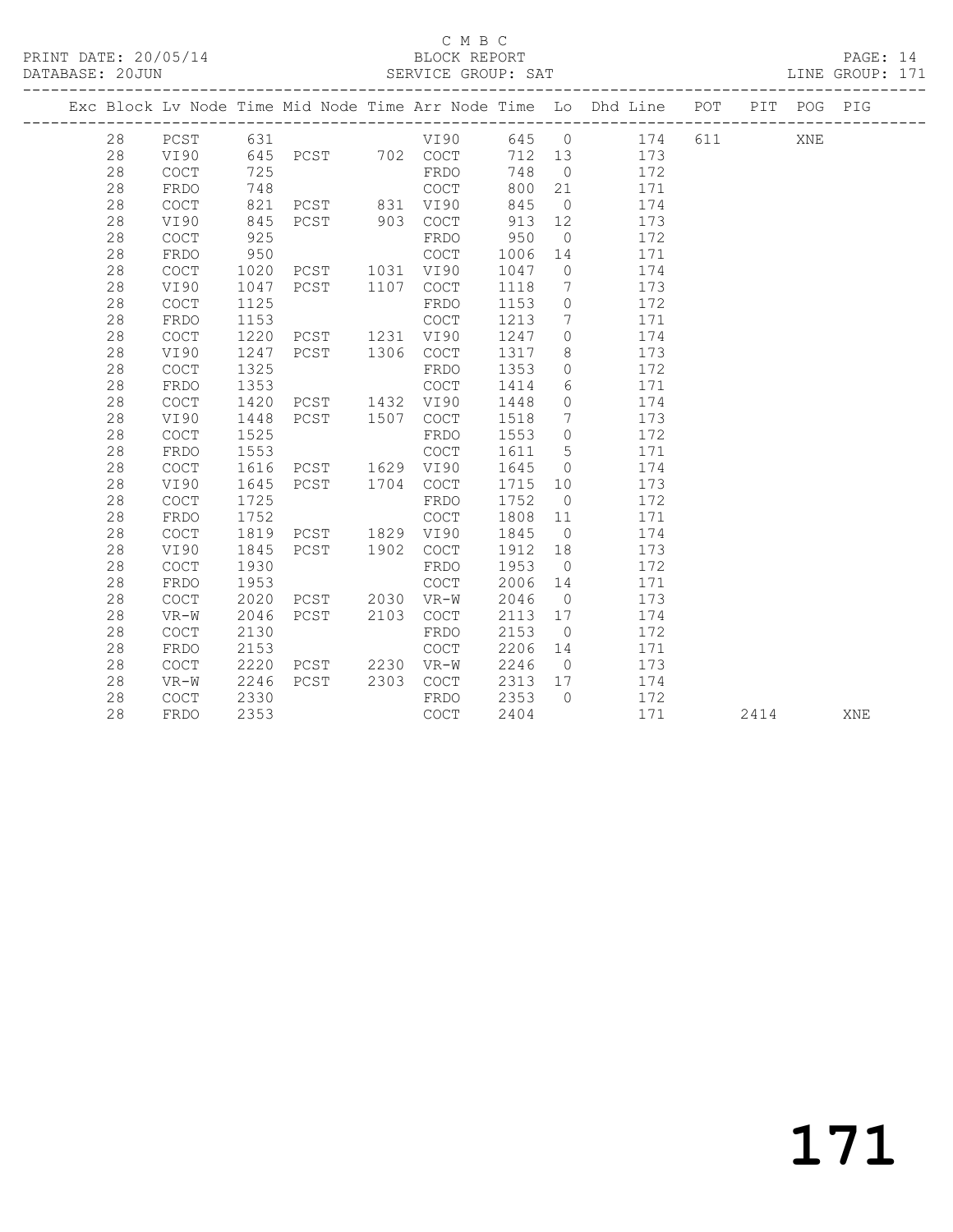C M B C

BLOCK REPORT

SERVICE GROUP: SAT

PRINT DATE: 20/05/14

DATABASE: 20JUN

LINE GROUP: 171

| Exc | Block | Lv | Node | Time | Mid Node | Time | Arr Node | Time | Lo | Dhd Line | POT | PIT | POG | PIG |
|---|---|---|---|---|---|---|---|---|---|---|---|---|---|---|
| | 28 | | PCST | 631 | | | VI90 | 645 | 0 | 174 | 611 | | XNE | |
| | 28 | | VI90 | 645 | PCST | 702 | COCT | 712 | 13 | 173 | | | | |
| | 28 | | COCT | 725 | | | FRDO | 748 | 0 | 172 | | | | |
| | 28 | | FRDO | 748 | | | COCT | 800 | 21 | 171 | | | | |
| | 28 | | COCT | 821 | PCST | 831 | VI90 | 845 | 0 | 174 | | | | |
| | 28 | | VI90 | 845 | PCST | 903 | COCT | 913 | 12 | 173 | | | | |
| | 28 | | COCT | 925 | | | FRDO | 950 | 0 | 172 | | | | |
| | 28 | | FRDO | 950 | | | COCT | 1006 | 14 | 171 | | | | |
| | 28 | | COCT | 1020 | PCST | 1031 | VI90 | 1047 | 0 | 174 | | | | |
| | 28 | | VI90 | 1047 | PCST | 1107 | COCT | 1118 | 7 | 173 | | | | |
| | 28 | | COCT | 1125 | | | FRDO | 1153 | 0 | 172 | | | | |
| | 28 | | FRDO | 1153 | | | COCT | 1213 | 7 | 171 | | | | |
| | 28 | | COCT | 1220 | PCST | 1231 | VI90 | 1247 | 0 | 174 | | | | |
| | 28 | | VI90 | 1247 | PCST | 1306 | COCT | 1317 | 8 | 173 | | | | |
| | 28 | | COCT | 1325 | | | FRDO | 1353 | 0 | 172 | | | | |
| | 28 | | FRDO | 1353 | | | COCT | 1414 | 6 | 171 | | | | |
| | 28 | | COCT | 1420 | PCST | 1432 | VI90 | 1448 | 0 | 174 | | | | |
| | 28 | | VI90 | 1448 | PCST | 1507 | COCT | 1518 | 7 | 173 | | | | |
| | 28 | | COCT | 1525 | | | FRDO | 1553 | 0 | 172 | | | | |
| | 28 | | FRDO | 1553 | | | COCT | 1611 | 5 | 171 | | | | |
| | 28 | | COCT | 1616 | PCST | 1629 | VI90 | 1645 | 0 | 174 | | | | |
| | 28 | | VI90 | 1645 | PCST | 1704 | COCT | 1715 | 10 | 173 | | | | |
| | 28 | | COCT | 1725 | | | FRDO | 1752 | 0 | 172 | | | | |
| | 28 | | FRDO | 1752 | | | COCT | 1808 | 11 | 171 | | | | |
| | 28 | | COCT | 1819 | PCST | 1829 | VI90 | 1845 | 0 | 174 | | | | |
| | 28 | | VI90 | 1845 | PCST | 1902 | COCT | 1912 | 18 | 173 | | | | |
| | 28 | | COCT | 1930 | | | FRDO | 1953 | 0 | 172 | | | | |
| | 28 | | FRDO | 1953 | | | COCT | 2006 | 14 | 171 | | | | |
| | 28 | | COCT | 2020 | PCST | 2030 | VR-W | 2046 | 0 | 173 | | | | |
| | 28 | | VR-W | 2046 | PCST | 2103 | COCT | 2113 | 17 | 174 | | | | |
| | 28 | | COCT | 2130 | | | FRDO | 2153 | 0 | 172 | | | | |
| | 28 | | FRDO | 2153 | | | COCT | 2206 | 14 | 171 | | | | |
| | 28 | | COCT | 2220 | PCST | 2230 | VR-W | 2246 | 0 | 173 | | | | |
| | 28 | | VR-W | 2246 | PCST | 2303 | COCT | 2313 | 17 | 174 | | | | |
| | 28 | | COCT | 2330 | | | FRDO | 2353 | 0 | 172 | | | | |
| | 28 | | FRDO | 2353 | | | COCT | 2404 | | 171 | | 2414 | | XNE |

# 171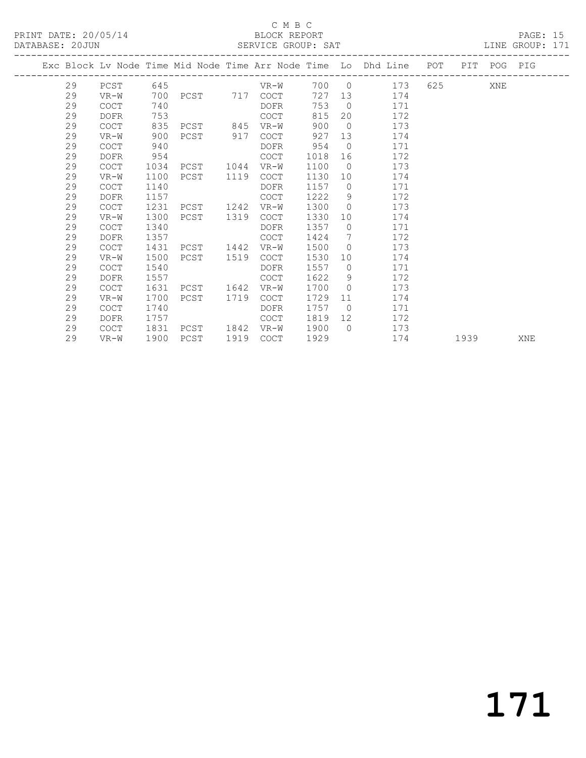C M B C

PRINT DATE: 20/05/14 BLOCK REPORT

DATABASE: 20JUN SERVICE GROUP: SAT LINE GROUP: 171

| Exc | Block | Lv Node | Time | Mid Node | Time | Arr Node | Time | Lo | Dhd Line | POT | PIT | POG | PIG |
|---|---|---|---|---|---|---|---|---|---|---|---|---|---|
| | 29 | PCST | 645 | | | VR-W | 700 | 0 | 173 | 625 | | XNE | |
| | 29 | VR-W | 700 | PCST | 717 | COCT | 727 | 13 | 174 | | | | |
| | 29 | COCT | 740 | | | DOFR | 753 | 0 | 171 | | | | |
| | 29 | DOFR | 753 | | | COCT | 815 | 20 | 172 | | | | |
| | 29 | COCT | 835 | PCST | 845 | VR-W | 900 | 0 | 173 | | | | |
| | 29 | VR-W | 900 | PCST | 917 | COCT | 927 | 13 | 174 | | | | |
| | 29 | COCT | 940 | | | DOFR | 954 | 0 | 171 | | | | |
| | 29 | DOFR | 954 | | | COCT | 1018 | 16 | 172 | | | | |
| | 29 | COCT | 1034 | PCST | 1044 | VR-W | 1100 | 0 | 173 | | | | |
| | 29 | VR-W | 1100 | PCST | 1119 | COCT | 1130 | 10 | 174 | | | | |
| | 29 | COCT | 1140 | | | DOFR | 1157 | 0 | 171 | | | | |
| | 29 | DOFR | 1157 | | | COCT | 1222 | 9 | 172 | | | | |
| | 29 | COCT | 1231 | PCST | 1242 | VR-W | 1300 | 0 | 173 | | | | |
| | 29 | VR-W | 1300 | PCST | 1319 | COCT | 1330 | 10 | 174 | | | | |
| | 29 | COCT | 1340 | | | DOFR | 1357 | 0 | 171 | | | | |
| | 29 | DOFR | 1357 | | | COCT | 1424 | 7 | 172 | | | | |
| | 29 | COCT | 1431 | PCST | 1442 | VR-W | 1500 | 0 | 173 | | | | |
| | 29 | VR-W | 1500 | PCST | 1519 | COCT | 1530 | 10 | 174 | | | | |
| | 29 | COCT | 1540 | | | DOFR | 1557 | 0 | 171 | | | | |
| | 29 | DOFR | 1557 | | | COCT | 1622 | 9 | 172 | | | | |
| | 29 | COCT | 1631 | PCST | 1642 | VR-W | 1700 | 0 | 173 | | | | |
| | 29 | VR-W | 1700 | PCST | 1719 | COCT | 1729 | 11 | 174 | | | | |
| | 29 | COCT | 1740 | | | DOFR | 1757 | 0 | 171 | | | | |
| | 29 | DOFR | 1757 | | | COCT | 1819 | 12 | 172 | | | | |
| | 29 | COCT | 1831 | PCST | 1842 | VR-W | 1900 | 0 | 173 | | | | |
| | 29 | VR-W | 1900 | PCST | 1919 | COCT | 1929 | | 174 | | 1939 | | XNE |

171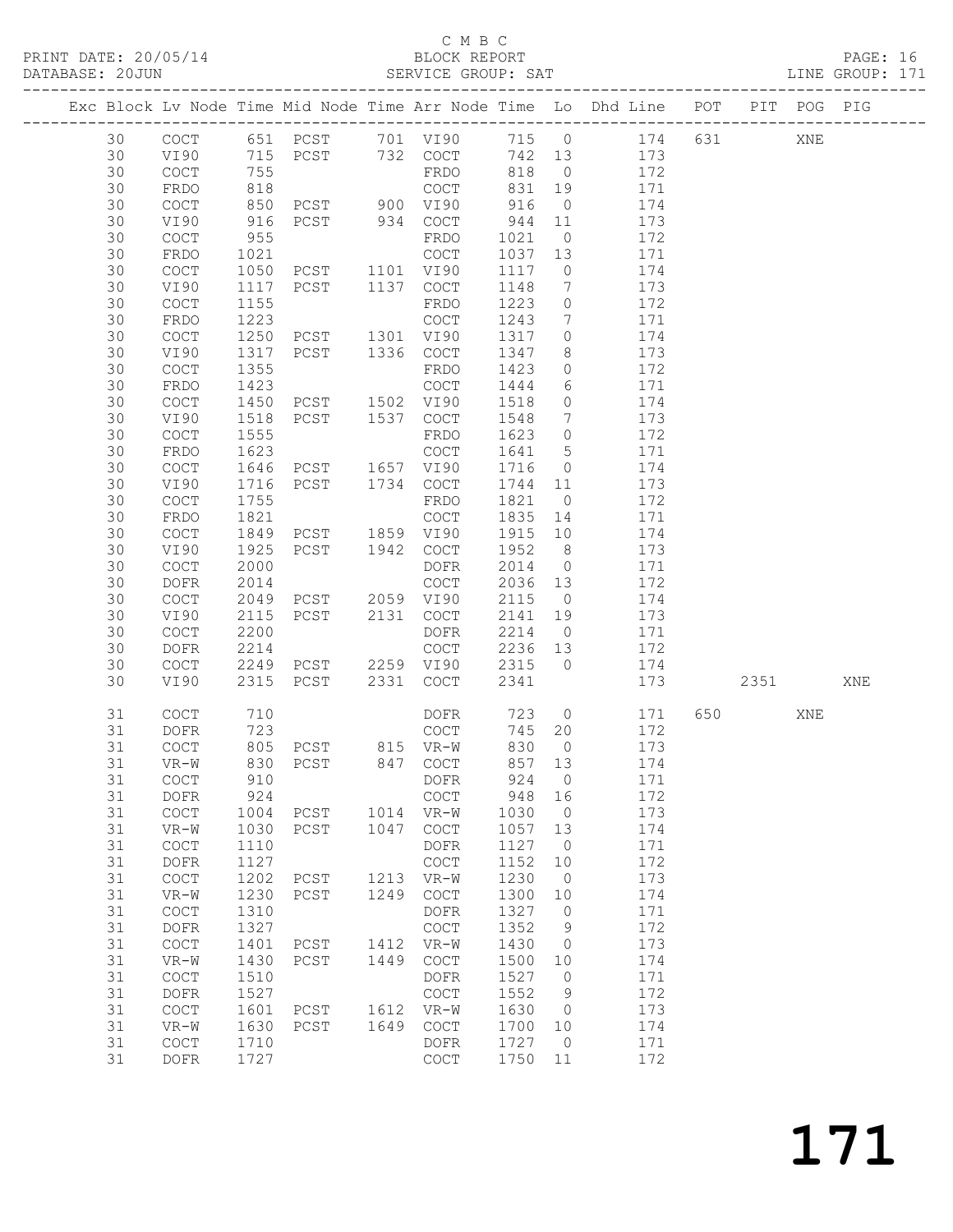C M B C

PRINT DATE: 20/05/14 BLOCK REPORT

DATABASE: 20JUN SERVICE GROUP: SAT LINE GROUP: 171

| Exc | Block | Lv | Node | Time | Mid Node | Time | Arr Node | Time | Lo | Dhd Line | POT | PIT | POG | PIG |
|---|---|---|---|---|---|---|---|---|---|---|---|---|---|---|
| | 30 | | COCT | 651 | PCST | 701 | VI90 | 715 | 0 | 174 | 631 | | XNE | |
| | 30 | | VI90 | 715 | PCST | 732 | COCT | 742 | 13 | 173 | | | | |
| | 30 | | COCT | 755 | | | FRDO | 818 | 0 | 172 | | | | |
| | 30 | | FRDO | 818 | | | COCT | 831 | 19 | 171 | | | | |
| | 30 | | COCT | 850 | PCST | 900 | VI90 | 916 | 0 | 174 | | | | |
| | 30 | | VI90 | 916 | PCST | 934 | COCT | 944 | 11 | 173 | | | | |
| | 30 | | COCT | 955 | | | FRDO | 1021 | 0 | 172 | | | | |
| | 30 | | FRDO | 1021 | | | COCT | 1037 | 13 | 171 | | | | |
| | 30 | | COCT | 1050 | PCST | 1101 | VI90 | 1117 | 0 | 174 | | | | |
| | 30 | | VI90 | 1117 | PCST | 1137 | COCT | 1148 | 7 | 173 | | | | |
| | 30 | | COCT | 1155 | | | FRDO | 1223 | 0 | 172 | | | | |
| | 30 | | FRDO | 1223 | | | COCT | 1243 | 7 | 171 | | | | |
| | 30 | | COCT | 1250 | PCST | 1301 | VI90 | 1317 | 0 | 174 | | | | |
| | 30 | | VI90 | 1317 | PCST | 1336 | COCT | 1347 | 8 | 173 | | | | |
| | 30 | | COCT | 1355 | | | FRDO | 1423 | 0 | 172 | | | | |
| | 30 | | FRDO | 1423 | | | COCT | 1444 | 6 | 171 | | | | |
| | 30 | | COCT | 1450 | PCST | 1502 | VI90 | 1518 | 0 | 174 | | | | |
| | 30 | | VI90 | 1518 | PCST | 1537 | COCT | 1548 | 7 | 173 | | | | |
| | 30 | | COCT | 1555 | | | FRDO | 1623 | 0 | 172 | | | | |
| | 30 | | FRDO | 1623 | | | COCT | 1641 | 5 | 171 | | | | |
| | 30 | | COCT | 1646 | PCST | 1657 | VI90 | 1716 | 0 | 174 | | | | |
| | 30 | | VI90 | 1716 | PCST | 1734 | COCT | 1744 | 11 | 173 | | | | |
| | 30 | | COCT | 1755 | | | FRDO | 1821 | 0 | 172 | | | | |
| | 30 | | FRDO | 1821 | | | COCT | 1835 | 14 | 171 | | | | |
| | 30 | | COCT | 1849 | PCST | 1859 | VI90 | 1915 | 10 | 174 | | | | |
| | 30 | | VI90 | 1925 | PCST | 1942 | COCT | 1952 | 8 | 173 | | | | |
| | 30 | | COCT | 2000 | | | DOFR | 2014 | 0 | 171 | | | | |
| | 30 | | DOFR | 2014 | | | COCT | 2036 | 13 | 172 | | | | |
| | 30 | | COCT | 2049 | PCST | 2059 | VI90 | 2115 | 0 | 174 | | | | |
| | 30 | | VI90 | 2115 | PCST | 2131 | COCT | 2141 | 19 | 173 | | | | |
| | 30 | | COCT | 2200 | | | DOFR | 2214 | 0 | 171 | | | | |
| | 30 | | DOFR | 2214 | | | COCT | 2236 | 13 | 172 | | | | |
| | 30 | | COCT | 2249 | PCST | 2259 | VI90 | 2315 | 0 | 174 | | | | |
| | 30 | | VI90 | 2315 | PCST | 2331 | COCT | 2341 | | 173 | | 2351 | | XNE |
| | 31 | | COCT | 710 | | | DOFR | 723 | 0 | 171 | 650 | | XNE | |
| | 31 | | DOFR | 723 | | | COCT | 745 | 20 | 172 | | | | |
| | 31 | | COCT | 805 | PCST | 815 | VR-W | 830 | 0 | 173 | | | | |
| | 31 | | VR-W | 830 | PCST | 847 | COCT | 857 | 13 | 174 | | | | |
| | 31 | | COCT | 910 | | | DOFR | 924 | 0 | 171 | | | | |
| | 31 | | DOFR | 924 | | | COCT | 948 | 16 | 172 | | | | |
| | 31 | | COCT | 1004 | PCST | 1014 | VR-W | 1030 | 0 | 173 | | | | |
| | 31 | | VR-W | 1030 | PCST | 1047 | COCT | 1057 | 13 | 174 | | | | |
| | 31 | | COCT | 1110 | | | DOFR | 1127 | 0 | 171 | | | | |
| | 31 | | DOFR | 1127 | | | COCT | 1152 | 10 | 172 | | | | |
| | 31 | | COCT | 1202 | PCST | 1213 | VR-W | 1230 | 0 | 173 | | | | |
| | 31 | | VR-W | 1230 | PCST | 1249 | COCT | 1300 | 10 | 174 | | | | |
| | 31 | | COCT | 1310 | | | DOFR | 1327 | 0 | 171 | | | | |
| | 31 | | DOFR | 1327 | | | COCT | 1352 | 9 | 172 | | | | |
| | 31 | | COCT | 1401 | PCST | 1412 | VR-W | 1430 | 0 | 173 | | | | |
| | 31 | | VR-W | 1430 | PCST | 1449 | COCT | 1500 | 10 | 174 | | | | |
| | 31 | | COCT | 1510 | | | DOFR | 1527 | 0 | 171 | | | | |
| | 31 | | DOFR | 1527 | | | COCT | 1552 | 9 | 172 | | | | |
| | 31 | | COCT | 1601 | PCST | 1612 | VR-W | 1630 | 0 | 173 | | | | |
| | 31 | | VR-W | 1630 | PCST | 1649 | COCT | 1700 | 10 | 174 | | | | |
| | 31 | | COCT | 1710 | | | DOFR | 1727 | 0 | 171 | | | | |
| | 31 | | DOFR | 1727 | | | COCT | 1750 | 11 | 172 | | | | |

# 171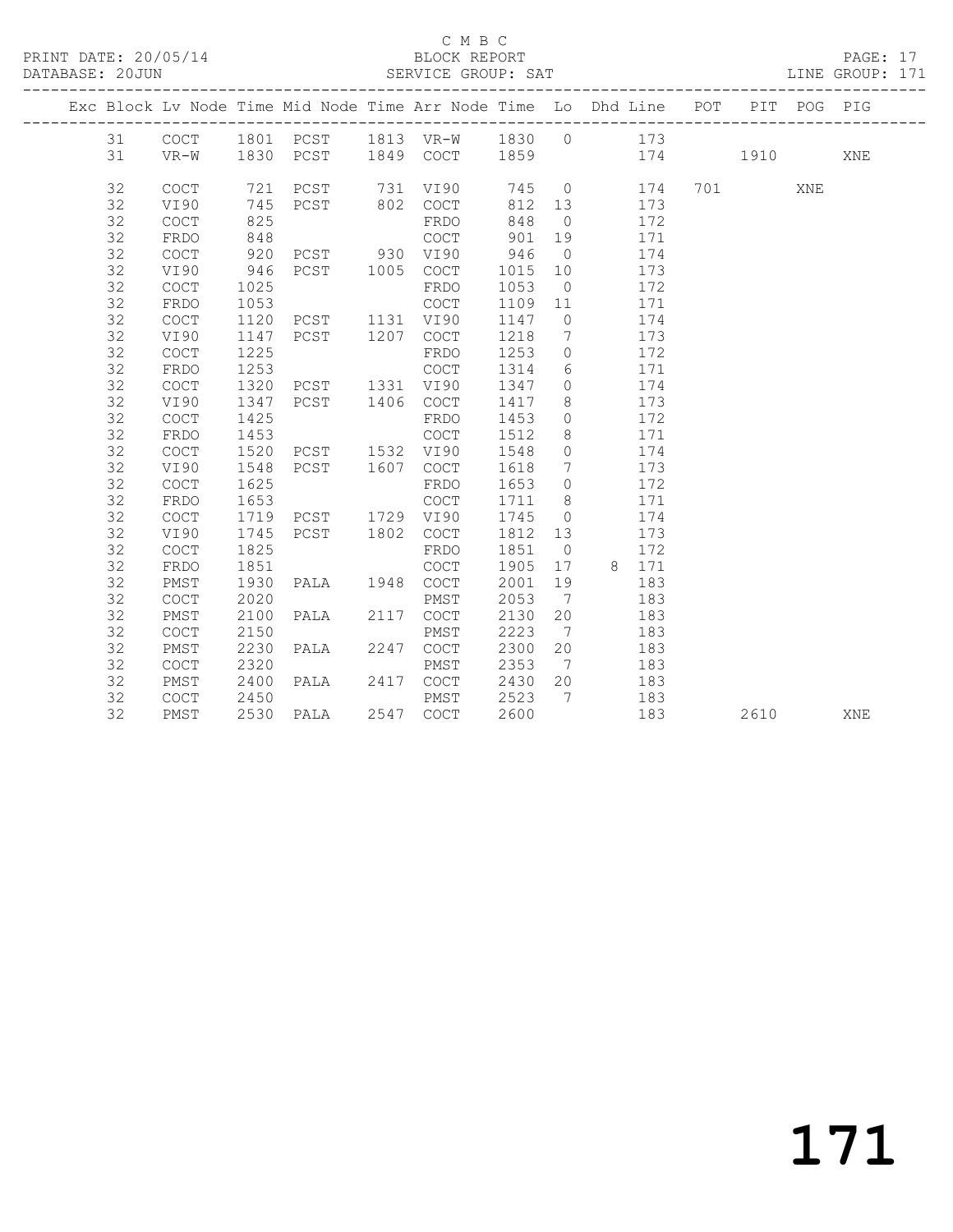C M B C

BLOCK REPORT

SERVICE GROUP: SAT

| Exc | Block | Lv | Node | Time | Mid Node | Time | Arr Node | Time | Lo | Dhd | Line | POT | PIT | POG | PIG |
|---|---|---|---|---|---|---|---|---|---|---|---|---|---|---|---|
| | 31 | | COCT | 1801 | PCST | 1813 | VR-W | 1830 | 0 | | 173 | | | | |
| | 31 | | VR-W | 1830 | PCST | 1849 | COCT | 1859 | | | 174 | | 1910 | | XNE |
| | 32 | | COCT | 721 | PCST | 731 | VI90 | 745 | 0 | | 174 | 701 | | XNE | |
| | 32 | | VI90 | 745 | PCST | 802 | COCT | 812 | 13 | | 173 | | | | |
| | 32 | | COCT | 825 | | | FRDO | 848 | 0 | | 172 | | | | |
| | 32 | | FRDO | 848 | | | COCT | 901 | 19 | | 171 | | | | |
| | 32 | | COCT | 920 | PCST | 930 | VI90 | 946 | 0 | | 174 | | | | |
| | 32 | | VI90 | 946 | PCST | 1005 | COCT | 1015 | 10 | | 173 | | | | |
| | 32 | | COCT | 1025 | | | FRDO | 1053 | 0 | | 172 | | | | |
| | 32 | | FRDO | 1053 | | | COCT | 1109 | 11 | | 171 | | | | |
| | 32 | | COCT | 1120 | PCST | 1131 | VI90 | 1147 | 0 | | 174 | | | | |
| | 32 | | VI90 | 1147 | PCST | 1207 | COCT | 1218 | 7 | | 173 | | | | |
| | 32 | | COCT | 1225 | | | FRDO | 1253 | 0 | | 172 | | | | |
| | 32 | | FRDO | 1253 | | | COCT | 1314 | 6 | | 171 | | | | |
| | 32 | | COCT | 1320 | PCST | 1331 | VI90 | 1347 | 0 | | 174 | | | | |
| | 32 | | VI90 | 1347 | PCST | 1406 | COCT | 1417 | 8 | | 173 | | | | |
| | 32 | | COCT | 1425 | | | FRDO | 1453 | 0 | | 172 | | | | |
| | 32 | | FRDO | 1453 | | | COCT | 1512 | 8 | | 171 | | | | |
| | 32 | | COCT | 1520 | PCST | 1532 | VI90 | 1548 | 0 | | 174 | | | | |
| | 32 | | VI90 | 1548 | PCST | 1607 | COCT | 1618 | 7 | | 173 | | | | |
| | 32 | | COCT | 1625 | | | FRDO | 1653 | 0 | | 172 | | | | |
| | 32 | | FRDO | 1653 | | | COCT | 1711 | 8 | | 171 | | | | |
| | 32 | | COCT | 1719 | PCST | 1729 | VI90 | 1745 | 0 | | 174 | | | | |
| | 32 | | VI90 | 1745 | PCST | 1802 | COCT | 1812 | 13 | | 173 | | | | |
| | 32 | | COCT | 1825 | | | FRDO | 1851 | 0 | | 172 | | | | |
| | 32 | | FRDO | 1851 | | | COCT | 1905 | 17 | 8 | 171 | | | | |
| | 32 | | PMST | 1930 | PALA | 1948 | COCT | 2001 | 19 | | 183 | | | | |
| | 32 | | COCT | 2020 | | | PMST | 2053 | 7 | | 183 | | | | |
| | 32 | | PMST | 2100 | PALA | 2117 | COCT | 2130 | 20 | | 183 | | | | |
| | 32 | | COCT | 2150 | | | PMST | 2223 | 7 | | 183 | | | | |
| | 32 | | PMST | 2230 | PALA | 2247 | COCT | 2300 | 20 | | 183 | | | | |
| | 32 | | COCT | 2320 | | | PMST | 2353 | 7 | | 183 | | | | |
| | 32 | | PMST | 2400 | PALA | 2417 | COCT | 2430 | 20 | | 183 | | | | |
| | 32 | | COCT | 2450 | | | PMST | 2523 | 7 | | 183 | | | | |
| | 32 | | PMST | 2530 | PALA | 2547 | COCT | 2600 | | | 183 | | 2610 | | XNE |

# 171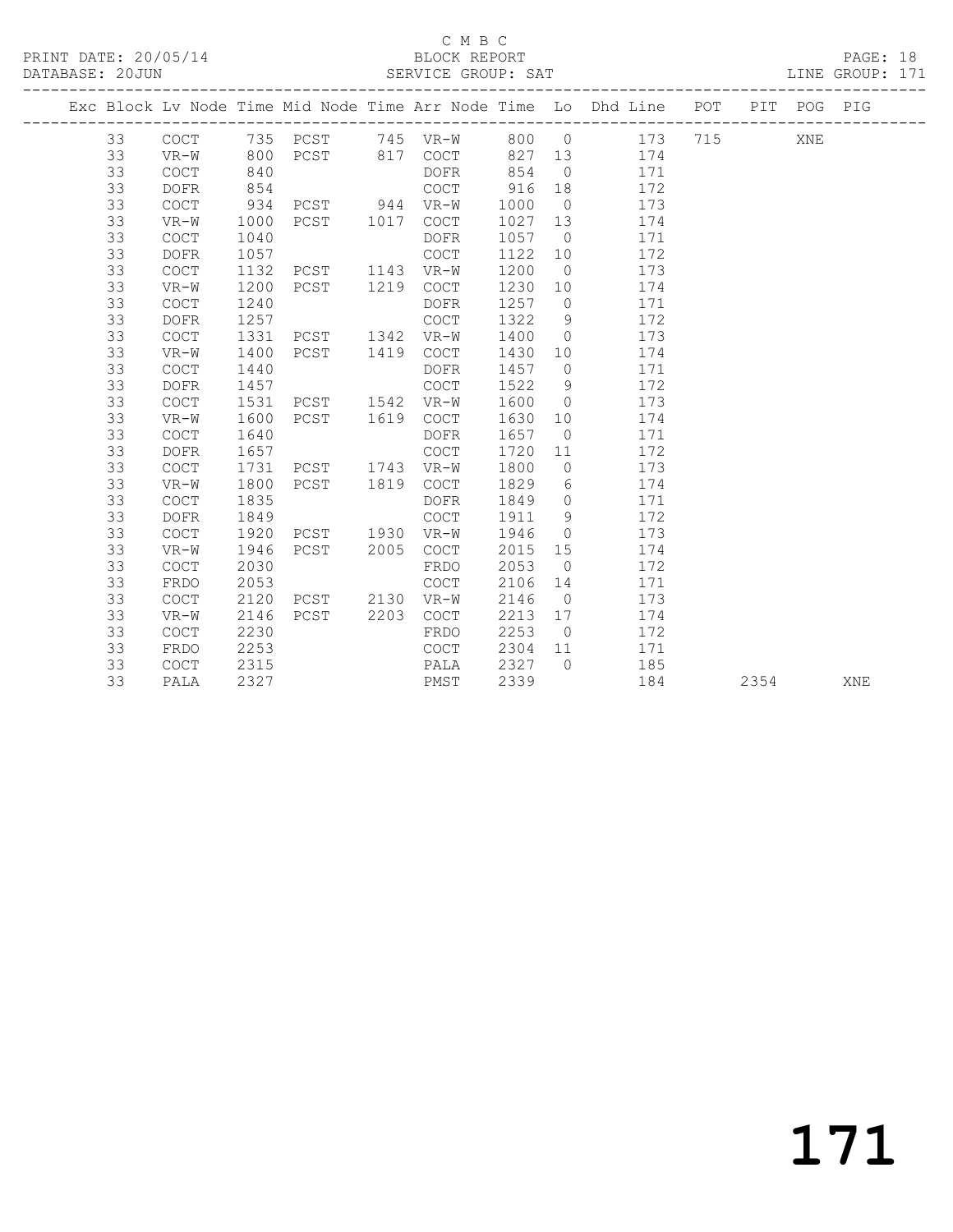C M B C

BLOCK REPORT

PRINT DATE: 20/05/14

DATABASE: 20JUN

SERVICE GROUP: SAT

LINE GROUP: 171

| Exc | Block | Lv | Node | Time | Mid Node | Time | Arr Node | Time | Lo | Dhd Line | POT | PIT | POG | PIG |
|---|---|---|---|---|---|---|---|---|---|---|---|---|---|---|
| | 33 | | COCT | 735 | PCST | 745 | VR-W | 800 | 0 | 173 | 715 | | XNE | |
| | 33 | | VR-W | 800 | PCST | 817 | COCT | 827 | 13 | 174 | | | | |
| | 33 | | COCT | 840 | | | DOFR | 854 | 0 | 171 | | | | |
| | 33 | | DOFR | 854 | | | COCT | 916 | 18 | 172 | | | | |
| | 33 | | COCT | 934 | PCST | 944 | VR-W | 1000 | 0 | 173 | | | | |
| | 33 | | VR-W | 1000 | PCST | 1017 | COCT | 1027 | 13 | 174 | | | | |
| | 33 | | COCT | 1040 | | | DOFR | 1057 | 0 | 171 | | | | |
| | 33 | | DOFR | 1057 | | | COCT | 1122 | 10 | 172 | | | | |
| | 33 | | COCT | 1132 | PCST | 1143 | VR-W | 1200 | 0 | 173 | | | | |
| | 33 | | VR-W | 1200 | PCST | 1219 | COCT | 1230 | 10 | 174 | | | | |
| | 33 | | COCT | 1240 | | | DOFR | 1257 | 0 | 171 | | | | |
| | 33 | | DOFR | 1257 | | | COCT | 1322 | 9 | 172 | | | | |
| | 33 | | COCT | 1331 | PCST | 1342 | VR-W | 1400 | 0 | 173 | | | | |
| | 33 | | VR-W | 1400 | PCST | 1419 | COCT | 1430 | 10 | 174 | | | | |
| | 33 | | COCT | 1440 | | | DOFR | 1457 | 0 | 171 | | | | |
| | 33 | | DOFR | 1457 | | | COCT | 1522 | 9 | 172 | | | | |
| | 33 | | COCT | 1531 | PCST | 1542 | VR-W | 1600 | 0 | 173 | | | | |
| | 33 | | VR-W | 1600 | PCST | 1619 | COCT | 1630 | 10 | 174 | | | | |
| | 33 | | COCT | 1640 | | | DOFR | 1657 | 0 | 171 | | | | |
| | 33 | | DOFR | 1657 | | | COCT | 1720 | 11 | 172 | | | | |
| | 33 | | COCT | 1731 | PCST | 1743 | VR-W | 1800 | 0 | 173 | | | | |
| | 33 | | VR-W | 1800 | PCST | 1819 | COCT | 1829 | 6 | 174 | | | | |
| | 33 | | COCT | 1835 | | | DOFR | 1849 | 0 | 171 | | | | |
| | 33 | | DOFR | 1849 | | | COCT | 1911 | 9 | 172 | | | | |
| | 33 | | COCT | 1920 | PCST | 1930 | VR-W | 1946 | 0 | 173 | | | | |
| | 33 | | VR-W | 1946 | PCST | 2005 | COCT | 2015 | 15 | 174 | | | | |
| | 33 | | COCT | 2030 | | | FRDO | 2053 | 0 | 172 | | | | |
| | 33 | | FRDO | 2053 | | | COCT | 2106 | 14 | 171 | | | | |
| | 33 | | COCT | 2120 | PCST | 2130 | VR-W | 2146 | 0 | 173 | | | | |
| | 33 | | VR-W | 2146 | PCST | 2203 | COCT | 2213 | 17 | 174 | | | | |
| | 33 | | COCT | 2230 | | | FRDO | 2253 | 0 | 172 | | | | |
| | 33 | | FRDO | 2253 | | | COCT | 2304 | 11 | 171 | | | | |
| | 33 | | COCT | 2315 | | | PALA | 2327 | 0 | 185 | | | | |
| | 33 | | PALA | 2327 | | | PMST | 2339 | | 184 | | 2354 | | XNE |

171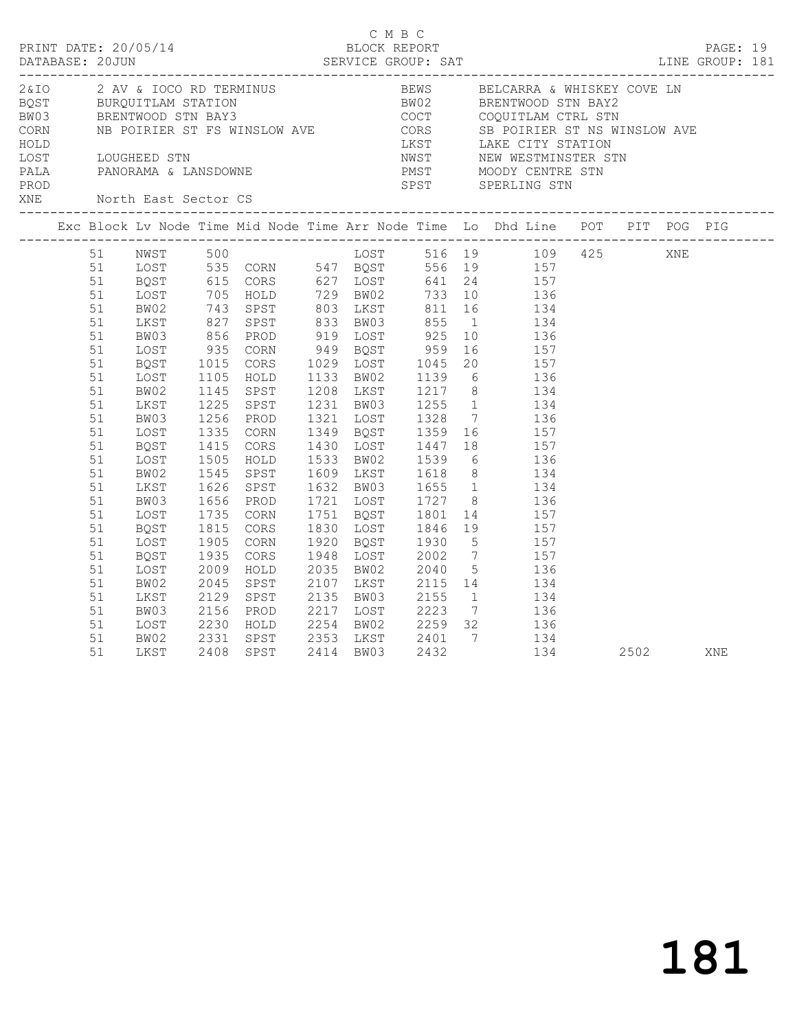C M B C

PRINT DATE: 20/05/14 BLOCK REPORT

DATABASE: 20JUN SERVICE GROUP: SAT LINE GROUP: 181

| | | | |
|---|---|---|---|
| 2&IO | 2 AV & IOCO RD TERMINUS | BEWS | BELCARRA & WHISKEY COVE LN |
| BQST | BURQUITLAM STATION | BW02 | BRENTWOOD STN BAY2 |
| BW03 | BRENTWOOD STN BAY3 | COCT | COQUITLAM CTRL STN |
| CORN | NB POIRIER ST FS WINSLOW AVE | CORS | SB POIRIER ST NS WINSLOW AVE |
| HOLD | | LKST | LAKE CITY STATION |
| LOST | LOUGHEED STN | NWST | NEW WESTMINSTER STN |
| PALA | PANORAMA & LANSDOWNE | PMST | MOODY CENTRE STN |
| PROD | | SPST | SPERLING STN |
| XNE | North East Sector CS | | |

| Exc | Block | Lv Node | Time | Mid Node | Time | Arr Node | Time | Lo | Dhd Line | POT | PIT | POG | PIG |
|---|---|---|---|---|---|---|---|---|---|---|---|---|---|
| | 51 | NWST | 500 | | | LOST | 516 | 19 | 109 | 425 | | XNE | |
| | 51 | LOST | 535 | CORN | 547 | BQST | 556 | 19 | 157 | | | | |
| | 51 | BQST | 615 | CORS | 627 | LOST | 641 | 24 | 157 | | | | |
| | 51 | LOST | 705 | HOLD | 729 | BW02 | 733 | 10 | 136 | | | | |
| | 51 | BW02 | 743 | SPST | 803 | LKST | 811 | 16 | 134 | | | | |
| | 51 | LKST | 827 | SPST | 833 | BW03 | 855 | 1 | 134 | | | | |
| | 51 | BW03 | 856 | PROD | 919 | LOST | 925 | 10 | 136 | | | | |
| | 51 | LOST | 935 | CORN | 949 | BQST | 959 | 16 | 157 | | | | |
| | 51 | BQST | 1015 | CORS | 1029 | LOST | 1045 | 20 | 157 | | | | |
| | 51 | LOST | 1105 | HOLD | 1133 | BW02 | 1139 | 6 | 136 | | | | |
| | 51 | BW02 | 1145 | SPST | 1208 | LKST | 1217 | 8 | 134 | | | | |
| | 51 | LKST | 1225 | SPST | 1231 | BW03 | 1255 | 1 | 134 | | | | |
| | 51 | BW03 | 1256 | PROD | 1321 | LOST | 1328 | 7 | 136 | | | | |
| | 51 | LOST | 1335 | CORN | 1349 | BQST | 1359 | 16 | 157 | | | | |
| | 51 | BQST | 1415 | CORS | 1430 | LOST | 1447 | 18 | 157 | | | | |
| | 51 | LOST | 1505 | HOLD | 1533 | BW02 | 1539 | 6 | 136 | | | | |
| | 51 | BW02 | 1545 | SPST | 1609 | LKST | 1618 | 8 | 134 | | | | |
| | 51 | LKST | 1626 | SPST | 1632 | BW03 | 1655 | 1 | 134 | | | | |
| | 51 | BW03 | 1656 | PROD | 1721 | LOST | 1727 | 8 | 136 | | | | |
| | 51 | LOST | 1735 | CORN | 1751 | BQST | 1801 | 14 | 157 | | | | |
| | 51 | BQST | 1815 | CORS | 1830 | LOST | 1846 | 19 | 157 | | | | |
| | 51 | LOST | 1905 | CORN | 1920 | BQST | 1930 | 5 | 157 | | | | |
| | 51 | BQST | 1935 | CORS | 1948 | LOST | 2002 | 7 | 157 | | | | |
| | 51 | LOST | 2009 | HOLD | 2035 | BW02 | 2040 | 5 | 136 | | | | |
| | 51 | BW02 | 2045 | SPST | 2107 | LKST | 2115 | 14 | 134 | | | | |
| | 51 | LKST | 2129 | SPST | 2135 | BW03 | 2155 | 1 | 134 | | | | |
| | 51 | BW03 | 2156 | PROD | 2217 | LOST | 2223 | 7 | 136 | | | | |
| | 51 | LOST | 2230 | HOLD | 2254 | BW02 | 2259 | 32 | 136 | | | | |
| | 51 | BW02 | 2331 | SPST | 2353 | LKST | 2401 | 7 | 134 | | | | |
| | 51 | LKST | 2408 | SPST | 2414 | BW03 | 2432 | | 134 | | 2502 | | XNE |

181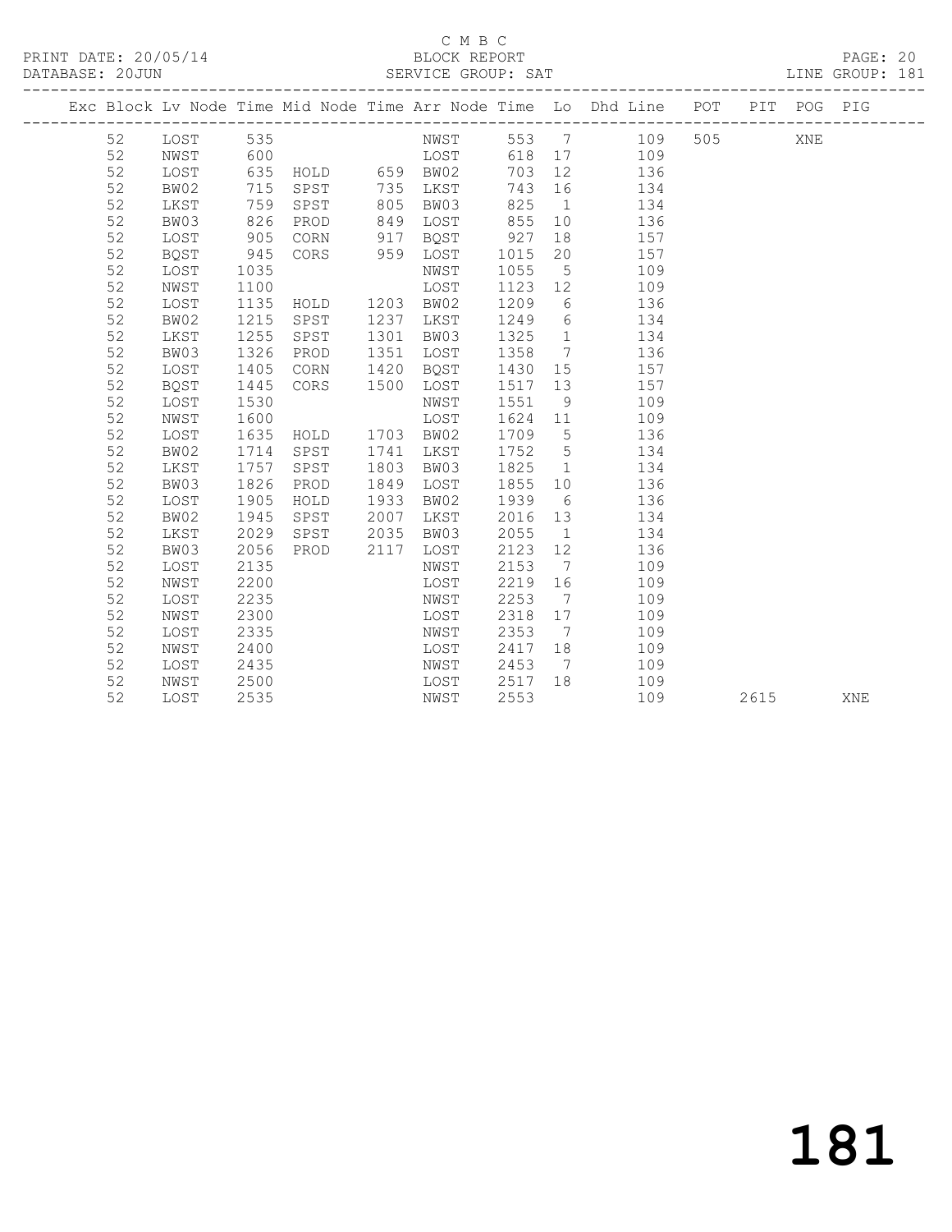C M B C

PRINT DATE: 20/05/14 BLOCK REPORT

DATABASE: 20JUN SERVICE GROUP: SAT LINE GROUP: 181

| Exc | Block | Lv | Node | Time | Mid Node | Time | Arr Node | Time | Lo | Dhd Line | POT | PIT | POG | PIG |
|---|---|---|---|---|---|---|---|---|---|---|---|---|---|---|
| | 52 | | LOST | 535 | | | NWST | 553 | 7 | 109 | 505 | | XNE | |
| | 52 | | NWST | 600 | | | LOST | 618 | 17 | 109 | | | | |
| | 52 | | LOST | 635 | HOLD | 659 | BW02 | 703 | 12 | 136 | | | | |
| | 52 | | BW02 | 715 | SPST | 735 | LKST | 743 | 16 | 134 | | | | |
| | 52 | | LKST | 759 | SPST | 805 | BW03 | 825 | 1 | 134 | | | | |
| | 52 | | BW03 | 826 | PROD | 849 | LOST | 855 | 10 | 136 | | | | |
| | 52 | | LOST | 905 | CORN | 917 | BQST | 927 | 18 | 157 | | | | |
| | 52 | | BQST | 945 | CORS | 959 | LOST | 1015 | 20 | 157 | | | | |
| | 52 | | LOST | 1035 | | | NWST | 1055 | 5 | 109 | | | | |
| | 52 | | NWST | 1100 | | | LOST | 1123 | 12 | 109 | | | | |
| | 52 | | LOST | 1135 | HOLD | 1203 | BW02 | 1209 | 6 | 136 | | | | |
| | 52 | | BW02 | 1215 | SPST | 1237 | LKST | 1249 | 6 | 134 | | | | |
| | 52 | | LKST | 1255 | SPST | 1301 | BW03 | 1325 | 1 | 134 | | | | |
| | 52 | | BW03 | 1326 | PROD | 1351 | LOST | 1358 | 7 | 136 | | | | |
| | 52 | | LOST | 1405 | CORN | 1420 | BQST | 1430 | 15 | 157 | | | | |
| | 52 | | BQST | 1445 | CORS | 1500 | LOST | 1517 | 13 | 157 | | | | |
| | 52 | | LOST | 1530 | | | NWST | 1551 | 9 | 109 | | | | |
| | 52 | | NWST | 1600 | | | LOST | 1624 | 11 | 109 | | | | |
| | 52 | | LOST | 1635 | HOLD | 1703 | BW02 | 1709 | 5 | 136 | | | | |
| | 52 | | BW02 | 1714 | SPST | 1741 | LKST | 1752 | 5 | 134 | | | | |
| | 52 | | LKST | 1757 | SPST | 1803 | BW03 | 1825 | 1 | 134 | | | | |
| | 52 | | BW03 | 1826 | PROD | 1849 | LOST | 1855 | 10 | 136 | | | | |
| | 52 | | LOST | 1905 | HOLD | 1933 | BW02 | 1939 | 6 | 136 | | | | |
| | 52 | | BW02 | 1945 | SPST | 2007 | LKST | 2016 | 13 | 134 | | | | |
| | 52 | | LKST | 2029 | SPST | 2035 | BW03 | 2055 | 1 | 134 | | | | |
| | 52 | | BW03 | 2056 | PROD | 2117 | LOST | 2123 | 12 | 136 | | | | |
| | 52 | | LOST | 2135 | | | NWST | 2153 | 7 | 109 | | | | |
| | 52 | | NWST | 2200 | | | LOST | 2219 | 16 | 109 | | | | |
| | 52 | | LOST | 2235 | | | NWST | 2253 | 7 | 109 | | | | |
| | 52 | | NWST | 2300 | | | LOST | 2318 | 17 | 109 | | | | |
| | 52 | | LOST | 2335 | | | NWST | 2353 | 7 | 109 | | | | |
| | 52 | | NWST | 2400 | | | LOST | 2417 | 18 | 109 | | | | |
| | 52 | | LOST | 2435 | | | NWST | 2453 | 7 | 109 | | | | |
| | 52 | | NWST | 2500 | | | LOST | 2517 | 18 | 109 | | | | |
| | 52 | | LOST | 2535 | | | NWST | 2553 | | 109 | | 2615 | | XNE |

181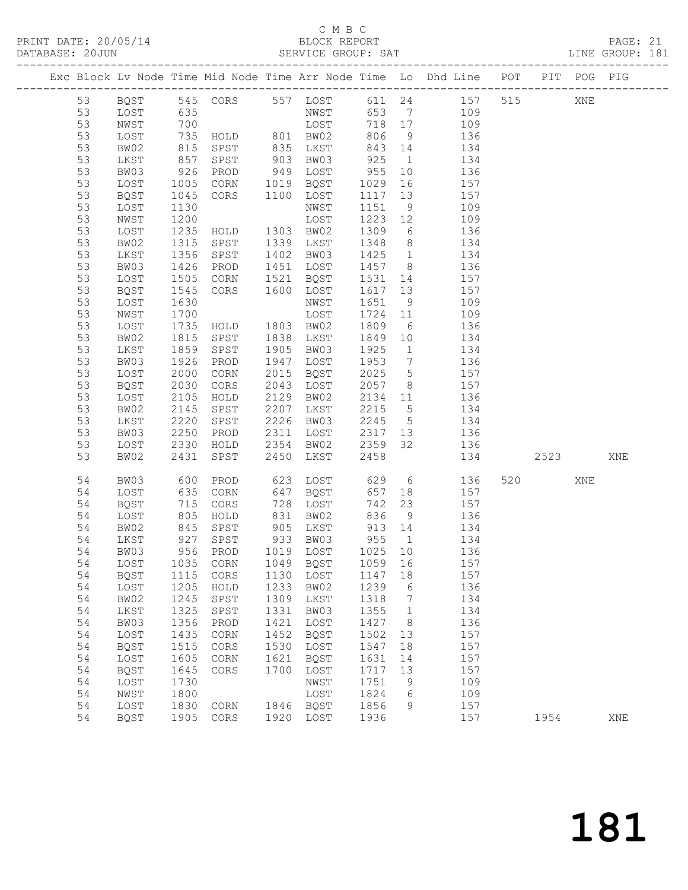C M B C
PRINT DATE: 20/05/14 BLOCK REPORT PAGE: 21
DATABASE: 20JUN SERVICE GROUP: SAT LINE GROUP: 181

| Exc | Block | Lv | Node | Time | Mid Node | Time | Arr Node | Time | Lo | Dhd Line | POT | PIT | POG | PIG |
|---|---|---|---|---|---|---|---|---|---|---|---|---|---|---|
| | 53 | | BQST | 545 | CORS | 557 | LOST | 611 | 24 | 157 | 515 | | XNE | |
| | 53 | | LOST | 635 | | | NWST | 653 | 7 | 109 | | | | |
| | 53 | | NWST | 700 | | | LOST | 718 | 17 | 109 | | | | |
| | 53 | | LOST | 735 | HOLD | 801 | BW02 | 806 | 9 | 136 | | | | |
| | 53 | | BW02 | 815 | SPST | 835 | LKST | 843 | 14 | 134 | | | | |
| | 53 | | LKST | 857 | SPST | 903 | BW03 | 925 | 1 | 134 | | | | |
| | 53 | | BW03 | 926 | PROD | 949 | LOST | 955 | 10 | 136 | | | | |
| | 53 | | LOST | 1005 | CORN | 1019 | BQST | 1029 | 16 | 157 | | | | |
| | 53 | | BQST | 1045 | CORS | 1100 | LOST | 1117 | 13 | 157 | | | | |
| | 53 | | LOST | 1130 | | | NWST | 1151 | 9 | 109 | | | | |
| | 53 | | NWST | 1200 | | | LOST | 1223 | 12 | 109 | | | | |
| | 53 | | LOST | 1235 | HOLD | 1303 | BW02 | 1309 | 6 | 136 | | | | |
| | 53 | | BW02 | 1315 | SPST | 1339 | LKST | 1348 | 8 | 134 | | | | |
| | 53 | | LKST | 1356 | SPST | 1402 | BW03 | 1425 | 1 | 134 | | | | |
| | 53 | | BW03 | 1426 | PROD | 1451 | LOST | 1457 | 8 | 136 | | | | |
| | 53 | | LOST | 1505 | CORN | 1521 | BQST | 1531 | 14 | 157 | | | | |
| | 53 | | BQST | 1545 | CORS | 1600 | LOST | 1617 | 13 | 157 | | | | |
| | 53 | | LOST | 1630 | | | NWST | 1651 | 9 | 109 | | | | |
| | 53 | | NWST | 1700 | | | LOST | 1724 | 11 | 109 | | | | |
| | 53 | | LOST | 1735 | HOLD | 1803 | BW02 | 1809 | 6 | 136 | | | | |
| | 53 | | BW02 | 1815 | SPST | 1838 | LKST | 1849 | 10 | 134 | | | | |
| | 53 | | LKST | 1859 | SPST | 1905 | BW03 | 1925 | 1 | 134 | | | | |
| | 53 | | BW03 | 1926 | PROD | 1947 | LOST | 1953 | 7 | 136 | | | | |
| | 53 | | LOST | 2000 | CORN | 2015 | BQST | 2025 | 5 | 157 | | | | |
| | 53 | | BQST | 2030 | CORS | 2043 | LOST | 2057 | 8 | 157 | | | | |
| | 53 | | LOST | 2105 | HOLD | 2129 | BW02 | 2134 | 11 | 136 | | | | |
| | 53 | | BW02 | 2145 | SPST | 2207 | LKST | 2215 | 5 | 134 | | | | |
| | 53 | | LKST | 2220 | SPST | 2226 | BW03 | 2245 | 5 | 134 | | | | |
| | 53 | | BW03 | 2250 | PROD | 2311 | LOST | 2317 | 13 | 136 | | | | |
| | 53 | | LOST | 2330 | HOLD | 2354 | BW02 | 2359 | 32 | 136 | | | | |
| | 53 | | BW02 | 2431 | SPST | 2450 | LKST | 2458 | | 134 | | 2523 | | XNE |
| | 54 | | BW03 | 600 | PROD | 623 | LOST | 629 | 6 | 136 | 520 | | XNE | |
| | 54 | | LOST | 635 | CORN | 647 | BQST | 657 | 18 | 157 | | | | |
| | 54 | | BQST | 715 | CORS | 728 | LOST | 742 | 23 | 157 | | | | |
| | 54 | | LOST | 805 | HOLD | 831 | BW02 | 836 | 9 | 136 | | | | |
| | 54 | | BW02 | 845 | SPST | 905 | LKST | 913 | 14 | 134 | | | | |
| | 54 | | LKST | 927 | SPST | 933 | BW03 | 955 | 1 | 134 | | | | |
| | 54 | | BW03 | 956 | PROD | 1019 | LOST | 1025 | 10 | 136 | | | | |
| | 54 | | LOST | 1035 | CORN | 1049 | BQST | 1059 | 16 | 157 | | | | |
| | 54 | | BQST | 1115 | CORS | 1130 | LOST | 1147 | 18 | 157 | | | | |
| | 54 | | LOST | 1205 | HOLD | 1233 | BW02 | 1239 | 6 | 136 | | | | |
| | 54 | | BW02 | 1245 | SPST | 1309 | LKST | 1318 | 7 | 134 | | | | |
| | 54 | | LKST | 1325 | SPST | 1331 | BW03 | 1355 | 1 | 134 | | | | |
| | 54 | | BW03 | 1356 | PROD | 1421 | LOST | 1427 | 8 | 136 | | | | |
| | 54 | | LOST | 1435 | CORN | 1452 | BQST | 1502 | 13 | 157 | | | | |
| | 54 | | BQST | 1515 | CORS | 1530 | LOST | 1547 | 18 | 157 | | | | |
| | 54 | | LOST | 1605 | CORN | 1621 | BQST | 1631 | 14 | 157 | | | | |
| | 54 | | BQST | 1645 | CORS | 1700 | LOST | 1717 | 13 | 157 | | | | |
| | 54 | | LOST | 1730 | | | NWST | 1751 | 9 | 109 | | | | |
| | 54 | | NWST | 1800 | | | LOST | 1824 | 6 | 109 | | | | |
| | 54 | | LOST | 1830 | CORN | 1846 | BQST | 1856 | 9 | 157 | | | | |
| | 54 | | BQST | 1905 | CORS | 1920 | LOST | 1936 | | 157 | | 1954 | | XNE |

181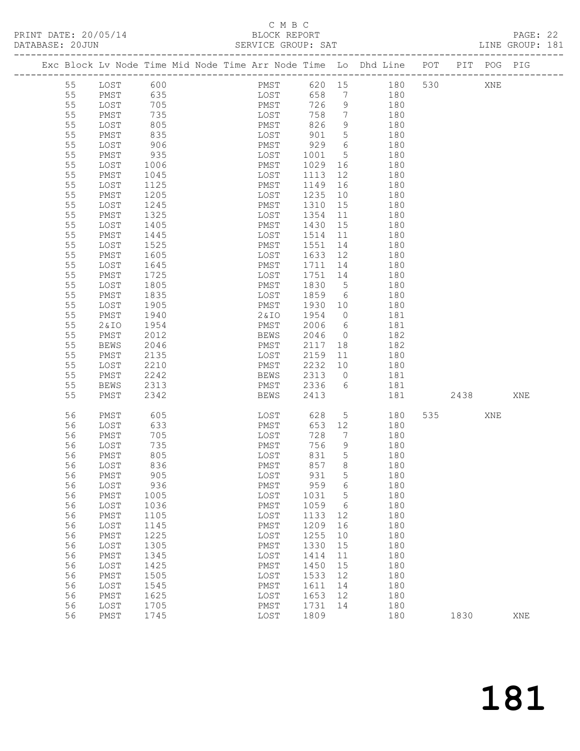C M B C

BLOCK REPORT

SERVICE GROUP: SAT

PRINT DATE: 20/05/14
DATABASE: 20JUN

LINE GROUP: 181

| Exc | Block | Lv | Node | Time | Mid Node | Time | Arr Node | Time | Lo | Dhd Line | POT | PIT | POG | PIG |
|---|---|---|---|---|---|---|---|---|---|---|---|---|---|---|
| | 55 | | LOST | 600 | | | PMST | 620 | 15 | 180 | 530 | | XNE | |
| | 55 | | PMST | 635 | | | LOST | 658 | 7 | 180 | | | | |
| | 55 | | LOST | 705 | | | PMST | 726 | 9 | 180 | | | | |
| | 55 | | PMST | 735 | | | LOST | 758 | 7 | 180 | | | | |
| | 55 | | LOST | 805 | | | PMST | 826 | 9 | 180 | | | | |
| | 55 | | PMST | 835 | | | LOST | 901 | 5 | 180 | | | | |
| | 55 | | LOST | 906 | | | PMST | 929 | 6 | 180 | | | | |
| | 55 | | PMST | 935 | | | LOST | 1001 | 5 | 180 | | | | |
| | 55 | | LOST | 1006 | | | PMST | 1029 | 16 | 180 | | | | |
| | 55 | | PMST | 1045 | | | LOST | 1113 | 12 | 180 | | | | |
| | 55 | | LOST | 1125 | | | PMST | 1149 | 16 | 180 | | | | |
| | 55 | | PMST | 1205 | | | LOST | 1235 | 10 | 180 | | | | |
| | 55 | | LOST | 1245 | | | PMST | 1310 | 15 | 180 | | | | |
| | 55 | | PMST | 1325 | | | LOST | 1354 | 11 | 180 | | | | |
| | 55 | | LOST | 1405 | | | PMST | 1430 | 15 | 180 | | | | |
| | 55 | | PMST | 1445 | | | LOST | 1514 | 11 | 180 | | | | |
| | 55 | | LOST | 1525 | | | PMST | 1551 | 14 | 180 | | | | |
| | 55 | | PMST | 1605 | | | LOST | 1633 | 12 | 180 | | | | |
| | 55 | | LOST | 1645 | | | PMST | 1711 | 14 | 180 | | | | |
| | 55 | | PMST | 1725 | | | LOST | 1751 | 14 | 180 | | | | |
| | 55 | | LOST | 1805 | | | PMST | 1830 | 5 | 180 | | | | |
| | 55 | | PMST | 1835 | | | LOST | 1859 | 6 | 180 | | | | |
| | 55 | | LOST | 1905 | | | PMST | 1930 | 10 | 180 | | | | |
| | 55 | | PMST | 1940 | | | 2&IO | 1954 | 0 | 181 | | | | |
| | 55 | | 2&IO | 1954 | | | PMST | 2006 | 6 | 181 | | | | |
| | 55 | | PMST | 2012 | | | BEWS | 2046 | 0 | 182 | | | | |
| | 55 | | BEWS | 2046 | | | PMST | 2117 | 18 | 182 | | | | |
| | 55 | | PMST | 2135 | | | LOST | 2159 | 11 | 180 | | | | |
| | 55 | | LOST | 2210 | | | PMST | 2232 | 10 | 180 | | | | |
| | 55 | | PMST | 2242 | | | BEWS | 2313 | 0 | 181 | | | | |
| | 55 | | BEWS | 2313 | | | PMST | 2336 | 6 | 181 | | | | |
| | 55 | | PMST | 2342 | | | BEWS | 2413 | | 181 | | 2438 | | XNE |
| | 56 | | PMST | 605 | | | LOST | 628 | 5 | 180 | 535 | | XNE | |
| | 56 | | LOST | 633 | | | PMST | 653 | 12 | 180 | | | | |
| | 56 | | PMST | 705 | | | LOST | 728 | 7 | 180 | | | | |
| | 56 | | LOST | 735 | | | PMST | 756 | 9 | 180 | | | | |
| | 56 | | PMST | 805 | | | LOST | 831 | 5 | 180 | | | | |
| | 56 | | LOST | 836 | | | PMST | 857 | 8 | 180 | | | | |
| | 56 | | PMST | 905 | | | LOST | 931 | 5 | 180 | | | | |
| | 56 | | LOST | 936 | | | PMST | 959 | 6 | 180 | | | | |
| | 56 | | PMST | 1005 | | | LOST | 1031 | 5 | 180 | | | | |
| | 56 | | LOST | 1036 | | | PMST | 1059 | 6 | 180 | | | | |
| | 56 | | PMST | 1105 | | | LOST | 1133 | 12 | 180 | | | | |
| | 56 | | LOST | 1145 | | | PMST | 1209 | 16 | 180 | | | | |
| | 56 | | PMST | 1225 | | | LOST | 1255 | 10 | 180 | | | | |
| | 56 | | LOST | 1305 | | | PMST | 1330 | 15 | 180 | | | | |
| | 56 | | PMST | 1345 | | | LOST | 1414 | 11 | 180 | | | | |
| | 56 | | LOST | 1425 | | | PMST | 1450 | 15 | 180 | | | | |
| | 56 | | PMST | 1505 | | | LOST | 1533 | 12 | 180 | | | | |
| | 56 | | LOST | 1545 | | | PMST | 1611 | 14 | 180 | | | | |
| | 56 | | PMST | 1625 | | | LOST | 1653 | 12 | 180 | | | | |
| | 56 | | LOST | 1705 | | | PMST | 1731 | 14 | 180 | | | | |
| | 56 | | PMST | 1745 | | | LOST | 1809 | | 180 | | 1830 | | XNE |

181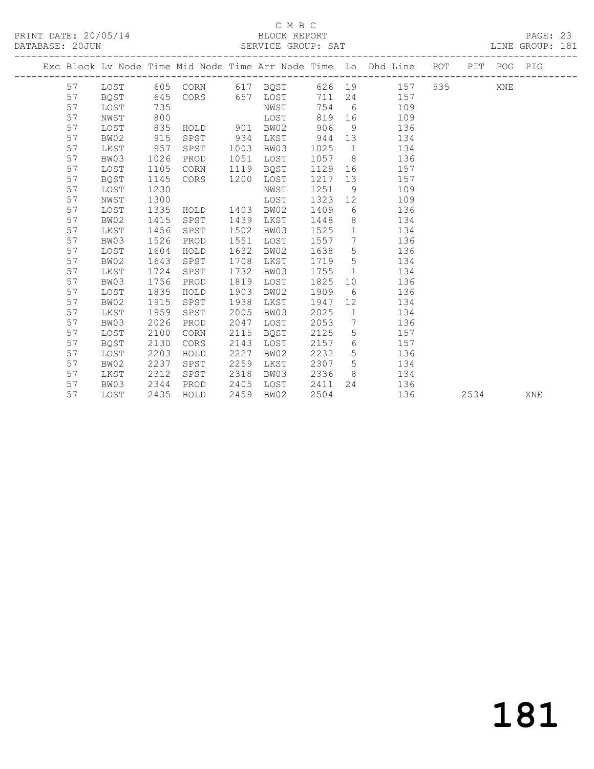C M B C

PRINT DATE: 20/05/14 BLOCK REPORT

DATABASE: 20JUN SERVICE GROUP: SAT LINE GROUP: 181

| Exc | Block | Lv | Node | Time | Mid Node | Time | Arr Node | Time | Lo | Dhd Line | POT | PIT | POG | PIG |
|---|---|---|---|---|---|---|---|---|---|---|---|---|---|---|
| | 57 | | LOST | 605 | CORN | 617 | BQST | 626 | 19 | 157 | 535 | | XNE | |
| | 57 | | BQST | 645 | CORS | 657 | LOST | 711 | 24 | 157 | | | | |
| | 57 | | LOST | 735 | | | NWST | 754 | 6 | 109 | | | | |
| | 57 | | NWST | 800 | | | LOST | 819 | 16 | 109 | | | | |
| | 57 | | LOST | 835 | HOLD | 901 | BW02 | 906 | 9 | 136 | | | | |
| | 57 | | BW02 | 915 | SPST | 934 | LKST | 944 | 13 | 134 | | | | |
| | 57 | | LKST | 957 | SPST | 1003 | BW03 | 1025 | 1 | 134 | | | | |
| | 57 | | BW03 | 1026 | PROD | 1051 | LOST | 1057 | 8 | 136 | | | | |
| | 57 | | LOST | 1105 | CORN | 1119 | BQST | 1129 | 16 | 157 | | | | |
| | 57 | | BQST | 1145 | CORS | 1200 | LOST | 1217 | 13 | 157 | | | | |
| | 57 | | LOST | 1230 | | | NWST | 1251 | 9 | 109 | | | | |
| | 57 | | NWST | 1300 | | | LOST | 1323 | 12 | 109 | | | | |
| | 57 | | LOST | 1335 | HOLD | 1403 | BW02 | 1409 | 6 | 136 | | | | |
| | 57 | | BW02 | 1415 | SPST | 1439 | LKST | 1448 | 8 | 134 | | | | |
| | 57 | | LKST | 1456 | SPST | 1502 | BW03 | 1525 | 1 | 134 | | | | |
| | 57 | | BW03 | 1526 | PROD | 1551 | LOST | 1557 | 7 | 136 | | | | |
| | 57 | | LOST | 1604 | HOLD | 1632 | BW02 | 1638 | 5 | 136 | | | | |
| | 57 | | BW02 | 1643 | SPST | 1708 | LKST | 1719 | 5 | 134 | | | | |
| | 57 | | LKST | 1724 | SPST | 1732 | BW03 | 1755 | 1 | 134 | | | | |
| | 57 | | BW03 | 1756 | PROD | 1819 | LOST | 1825 | 10 | 136 | | | | |
| | 57 | | LOST | 1835 | HOLD | 1903 | BW02 | 1909 | 6 | 136 | | | | |
| | 57 | | BW02 | 1915 | SPST | 1938 | LKST | 1947 | 12 | 134 | | | | |
| | 57 | | LKST | 1959 | SPST | 2005 | BW03 | 2025 | 1 | 134 | | | | |
| | 57 | | BW03 | 2026 | PROD | 2047 | LOST | 2053 | 7 | 136 | | | | |
| | 57 | | LOST | 2100 | CORN | 2115 | BQST | 2125 | 5 | 157 | | | | |
| | 57 | | BQST | 2130 | CORS | 2143 | LOST | 2157 | 6 | 157 | | | | |
| | 57 | | LOST | 2203 | HOLD | 2227 | BW02 | 2232 | 5 | 136 | | | | |
| | 57 | | BW02 | 2237 | SPST | 2259 | LKST | 2307 | 5 | 134 | | | | |
| | 57 | | LKST | 2312 | SPST | 2318 | BW03 | 2336 | 8 | 134 | | | | |
| | 57 | | BW03 | 2344 | PROD | 2405 | LOST | 2411 | 24 | 136 | | | | |
| | 57 | | LOST | 2435 | HOLD | 2459 | BW02 | 2504 | | 136 | | 2534 | | XNE |

181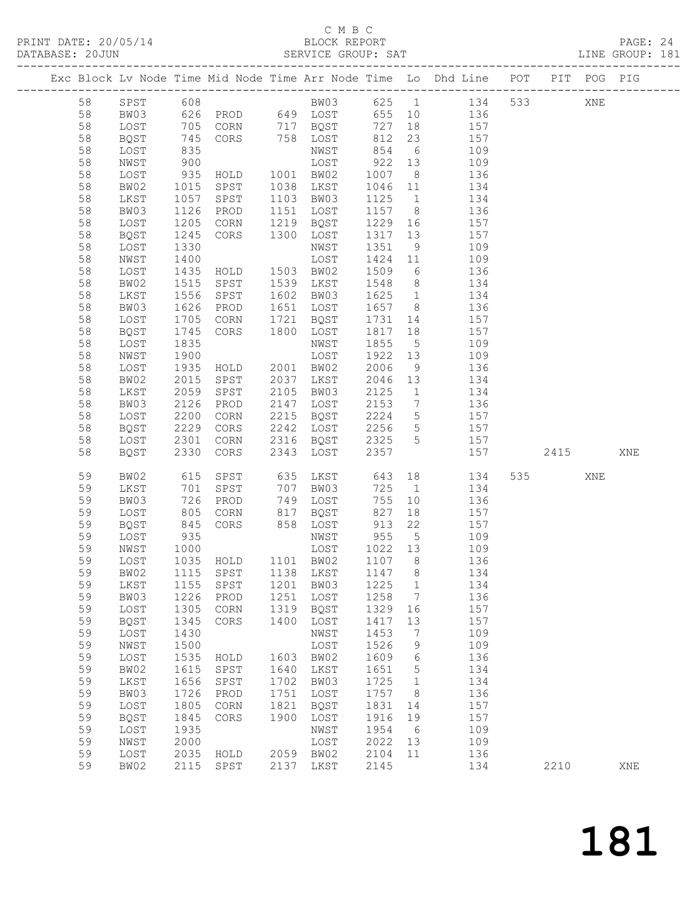C M B C

BLOCK REPORT

SERVICE GROUP: SAT

| Exc | Block | Lv | Node | Time | Mid Node | Time | Arr Node | Time | Lo | Dhd Line | POT | PIT | POG | PIG |
|---|---|---|---|---|---|---|---|---|---|---|---|---|---|---|
| | 58 | | SPST | 608 | | | BW03 | 625 | 1 | 134 | 533 | | XNE | |
| | 58 | | BW03 | 626 | PROD | 649 | LOST | 655 | 10 | 136 | | | | |
| | 58 | | LOST | 705 | CORN | 717 | BQST | 727 | 18 | 157 | | | | |
| | 58 | | BQST | 745 | CORS | 758 | LOST | 812 | 23 | 157 | | | | |
| | 58 | | LOST | 835 | | | NWST | 854 | 6 | 109 | | | | |
| | 58 | | NWST | 900 | | | LOST | 922 | 13 | 109 | | | | |
| | 58 | | LOST | 935 | HOLD | 1001 | BW02 | 1007 | 8 | 136 | | | | |
| | 58 | | BW02 | 1015 | SPST | 1038 | LKST | 1046 | 11 | 134 | | | | |
| | 58 | | LKST | 1057 | SPST | 1103 | BW03 | 1125 | 1 | 134 | | | | |
| | 58 | | BW03 | 1126 | PROD | 1151 | LOST | 1157 | 8 | 136 | | | | |
| | 58 | | LOST | 1205 | CORN | 1219 | BQST | 1229 | 16 | 157 | | | | |
| | 58 | | BQST | 1245 | CORS | 1300 | LOST | 1317 | 13 | 157 | | | | |
| | 58 | | LOST | 1330 | | | NWST | 1351 | 9 | 109 | | | | |
| | 58 | | NWST | 1400 | | | LOST | 1424 | 11 | 109 | | | | |
| | 58 | | LOST | 1435 | HOLD | 1503 | BW02 | 1509 | 6 | 136 | | | | |
| | 58 | | BW02 | 1515 | SPST | 1539 | LKST | 1548 | 8 | 134 | | | | |
| | 58 | | LKST | 1556 | SPST | 1602 | BW03 | 1625 | 1 | 134 | | | | |
| | 58 | | BW03 | 1626 | PROD | 1651 | LOST | 1657 | 8 | 136 | | | | |
| | 58 | | LOST | 1705 | CORN | 1721 | BQST | 1731 | 14 | 157 | | | | |
| | 58 | | BQST | 1745 | CORS | 1800 | LOST | 1817 | 18 | 157 | | | | |
| | 58 | | LOST | 1835 | | | NWST | 1855 | 5 | 109 | | | | |
| | 58 | | NWST | 1900 | | | LOST | 1922 | 13 | 109 | | | | |
| | 58 | | LOST | 1935 | HOLD | 2001 | BW02 | 2006 | 9 | 136 | | | | |
| | 58 | | BW02 | 2015 | SPST | 2037 | LKST | 2046 | 13 | 134 | | | | |
| | 58 | | LKST | 2059 | SPST | 2105 | BW03 | 2125 | 1 | 134 | | | | |
| | 58 | | BW03 | 2126 | PROD | 2147 | LOST | 2153 | 7 | 136 | | | | |
| | 58 | | LOST | 2200 | CORN | 2215 | BQST | 2224 | 5 | 157 | | | | |
| | 58 | | BQST | 2229 | CORS | 2242 | LOST | 2256 | 5 | 157 | | | | |
| | 58 | | LOST | 2301 | CORN | 2316 | BQST | 2325 | 5 | 157 | | | | |
| | 58 | | BQST | 2330 | CORS | 2343 | LOST | 2357 | | 157 | | 2415 | | XNE |
| | 59 | | BW02 | 615 | SPST | 635 | LKST | 643 | 18 | 134 | 535 | | XNE | |
| | 59 | | LKST | 701 | SPST | 707 | BW03 | 725 | 1 | 134 | | | | |
| | 59 | | BW03 | 726 | PROD | 749 | LOST | 755 | 10 | 136 | | | | |
| | 59 | | LOST | 805 | CORN | 817 | BQST | 827 | 18 | 157 | | | | |
| | 59 | | BQST | 845 | CORS | 858 | LOST | 913 | 22 | 157 | | | | |
| | 59 | | LOST | 935 | | | NWST | 955 | 5 | 109 | | | | |
| | 59 | | NWST | 1000 | | | LOST | 1022 | 13 | 109 | | | | |
| | 59 | | LOST | 1035 | HOLD | 1101 | BW02 | 1107 | 8 | 136 | | | | |
| | 59 | | BW02 | 1115 | SPST | 1138 | LKST | 1147 | 8 | 134 | | | | |
| | 59 | | LKST | 1155 | SPST | 1201 | BW03 | 1225 | 1 | 134 | | | | |
| | 59 | | BW03 | 1226 | PROD | 1251 | LOST | 1258 | 7 | 136 | | | | |
| | 59 | | LOST | 1305 | CORN | 1319 | BQST | 1329 | 16 | 157 | | | | |
| | 59 | | BQST | 1345 | CORS | 1400 | LOST | 1417 | 13 | 157 | | | | |
| | 59 | | LOST | 1430 | | | NWST | 1453 | 7 | 109 | | | | |
| | 59 | | NWST | 1500 | | | LOST | 1526 | 9 | 109 | | | | |
| | 59 | | LOST | 1535 | HOLD | 1603 | BW02 | 1609 | 6 | 136 | | | | |
| | 59 | | BW02 | 1615 | SPST | 1640 | LKST | 1651 | 5 | 134 | | | | |
| | 59 | | LKST | 1656 | SPST | 1702 | BW03 | 1725 | 1 | 134 | | | | |
| | 59 | | BW03 | 1726 | PROD | 1751 | LOST | 1757 | 8 | 136 | | | | |
| | 59 | | LOST | 1805 | CORN | 1821 | BQST | 1831 | 14 | 157 | | | | |
| | 59 | | BQST | 1845 | CORS | 1900 | LOST | 1916 | 19 | 157 | | | | |
| | 59 | | LOST | 1935 | | | NWST | 1954 | 6 | 109 | | | | |
| | 59 | | NWST | 2000 | | | LOST | 2022 | 13 | 109 | | | | |
| | 59 | | LOST | 2035 | HOLD | 2059 | BW02 | 2104 | 11 | 136 | | | | |
| | 59 | | BW02 | 2115 | SPST | 2137 | LKST | 2145 | | 134 | | 2210 | | XNE |

181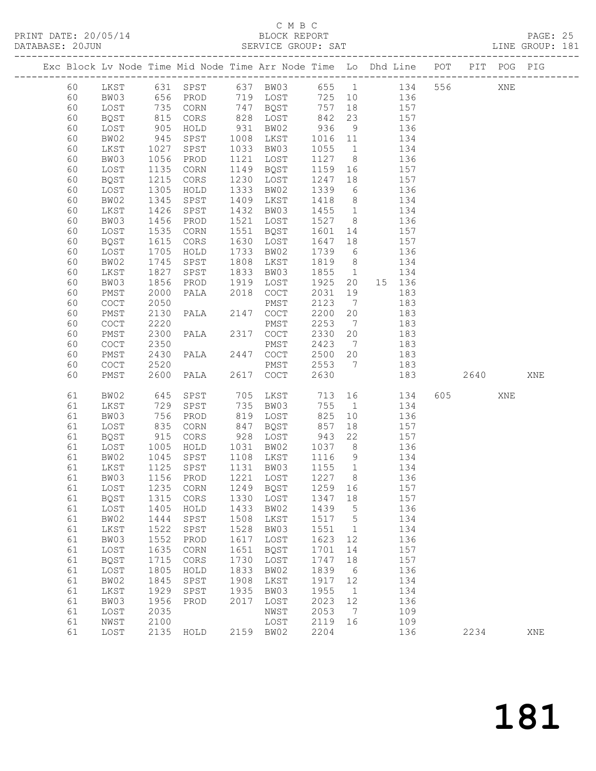C M B C
BLOCK REPORT
SERVICE GROUP: SAT

PRINT DATE: 20/05/14
DATABASE: 20JUN
LINE GROUP: 181

| Exc | Block | Lv Node | Time | Mid Node | Time | Arr Node | Time | Lo | Dhd Line | POT | PIT | POG | PIG |
|---|---|---|---|---|---|---|---|---|---|---|---|---|---|
| | 60 | LKST | 631 | SPST | 637 | BW03 | 655 | 1 | 134 | 556 | | XNE | |
| | 60 | BW03 | 656 | PROD | 719 | LOST | 725 | 10 | 136 | | | | |
| | 60 | LOST | 735 | CORN | 747 | BQST | 757 | 18 | 157 | | | | |
| | 60 | BQST | 815 | CORS | 828 | LOST | 842 | 23 | 157 | | | | |
| | 60 | LOST | 905 | HOLD | 931 | BW02 | 936 | 9 | 136 | | | | |
| | 60 | BW02 | 945 | SPST | 1008 | LKST | 1016 | 11 | 134 | | | | |
| | 60 | LKST | 1027 | SPST | 1033 | BW03 | 1055 | 1 | 134 | | | | |
| | 60 | BW03 | 1056 | PROD | 1121 | LOST | 1127 | 8 | 136 | | | | |
| | 60 | LOST | 1135 | CORN | 1149 | BQST | 1159 | 16 | 157 | | | | |
| | 60 | BQST | 1215 | CORS | 1230 | LOST | 1247 | 18 | 157 | | | | |
| | 60 | LOST | 1305 | HOLD | 1333 | BW02 | 1339 | 6 | 136 | | | | |
| | 60 | BW02 | 1345 | SPST | 1409 | LKST | 1418 | 8 | 134 | | | | |
| | 60 | LKST | 1426 | SPST | 1432 | BW03 | 1455 | 1 | 134 | | | | |
| | 60 | BW03 | 1456 | PROD | 1521 | LOST | 1527 | 8 | 136 | | | | |
| | 60 | LOST | 1535 | CORN | 1551 | BQST | 1601 | 14 | 157 | | | | |
| | 60 | BQST | 1615 | CORS | 1630 | LOST | 1647 | 18 | 157 | | | | |
| | 60 | LOST | 1705 | HOLD | 1733 | BW02 | 1739 | 6 | 136 | | | | |
| | 60 | BW02 | 1745 | SPST | 1808 | LKST | 1819 | 8 | 134 | | | | |
| | 60 | LKST | 1827 | SPST | 1833 | BW03 | 1855 | 1 | 134 | | | | |
| | 60 | BW03 | 1856 | PROD | 1919 | LOST | 1925 | 20 | 15 136 | | | | |
| | 60 | PMST | 2000 | PALA | 2018 | COCT | 2031 | 19 | 183 | | | | |
| | 60 | COCT | 2050 | | | PMST | 2123 | 7 | 183 | | | | |
| | 60 | PMST | 2130 | PALA | 2147 | COCT | 2200 | 20 | 183 | | | | |
| | 60 | COCT | 2220 | | | PMST | 2253 | 7 | 183 | | | | |
| | 60 | PMST | 2300 | PALA | 2317 | COCT | 2330 | 20 | 183 | | | | |
| | 60 | COCT | 2350 | | | PMST | 2423 | 7 | 183 | | | | |
| | 60 | PMST | 2430 | PALA | 2447 | COCT | 2500 | 20 | 183 | | | | |
| | 60 | COCT | 2520 | | | PMST | 2553 | 7 | 183 | | | | |
| | 60 | PMST | 2600 | PALA | 2617 | COCT | 2630 | | 183 | | 2640 | | XNE |
| | 61 | BW02 | 645 | SPST | 705 | LKST | 713 | 16 | 134 | 605 | | XNE | |
| | 61 | LKST | 729 | SPST | 735 | BW03 | 755 | 1 | 134 | | | | |
| | 61 | BW03 | 756 | PROD | 819 | LOST | 825 | 10 | 136 | | | | |
| | 61 | LOST | 835 | CORN | 847 | BQST | 857 | 18 | 157 | | | | |
| | 61 | BQST | 915 | CORS | 928 | LOST | 943 | 22 | 157 | | | | |
| | 61 | LOST | 1005 | HOLD | 1031 | BW02 | 1037 | 8 | 136 | | | | |
| | 61 | BW02 | 1045 | SPST | 1108 | LKST | 1116 | 9 | 134 | | | | |
| | 61 | LKST | 1125 | SPST | 1131 | BW03 | 1155 | 1 | 134 | | | | |
| | 61 | BW03 | 1156 | PROD | 1221 | LOST | 1227 | 8 | 136 | | | | |
| | 61 | LOST | 1235 | CORN | 1249 | BQST | 1259 | 16 | 157 | | | | |
| | 61 | BQST | 1315 | CORS | 1330 | LOST | 1347 | 18 | 157 | | | | |
| | 61 | LOST | 1405 | HOLD | 1433 | BW02 | 1439 | 5 | 136 | | | | |
| | 61 | BW02 | 1444 | SPST | 1508 | LKST | 1517 | 5 | 134 | | | | |
| | 61 | LKST | 1522 | SPST | 1528 | BW03 | 1551 | 1 | 134 | | | | |
| | 61 | BW03 | 1552 | PROD | 1617 | LOST | 1623 | 12 | 136 | | | | |
| | 61 | LOST | 1635 | CORN | 1651 | BQST | 1701 | 14 | 157 | | | | |
| | 61 | BQST | 1715 | CORS | 1730 | LOST | 1747 | 18 | 157 | | | | |
| | 61 | LOST | 1805 | HOLD | 1833 | BW02 | 1839 | 6 | 136 | | | | |
| | 61 | BW02 | 1845 | SPST | 1908 | LKST | 1917 | 12 | 134 | | | | |
| | 61 | LKST | 1929 | SPST | 1935 | BW03 | 1955 | 1 | 134 | | | | |
| | 61 | BW03 | 1956 | PROD | 2017 | LOST | 2023 | 12 | 136 | | | | |
| | 61 | LOST | 2035 | | | NWST | 2053 | 7 | 109 | | | | |
| | 61 | NWST | 2100 | | | LOST | 2119 | 16 | 109 | | | | |
| | 61 | LOST | 2135 | HOLD | 2159 | BW02 | 2204 | | 136 | | 2234 | | XNE |

181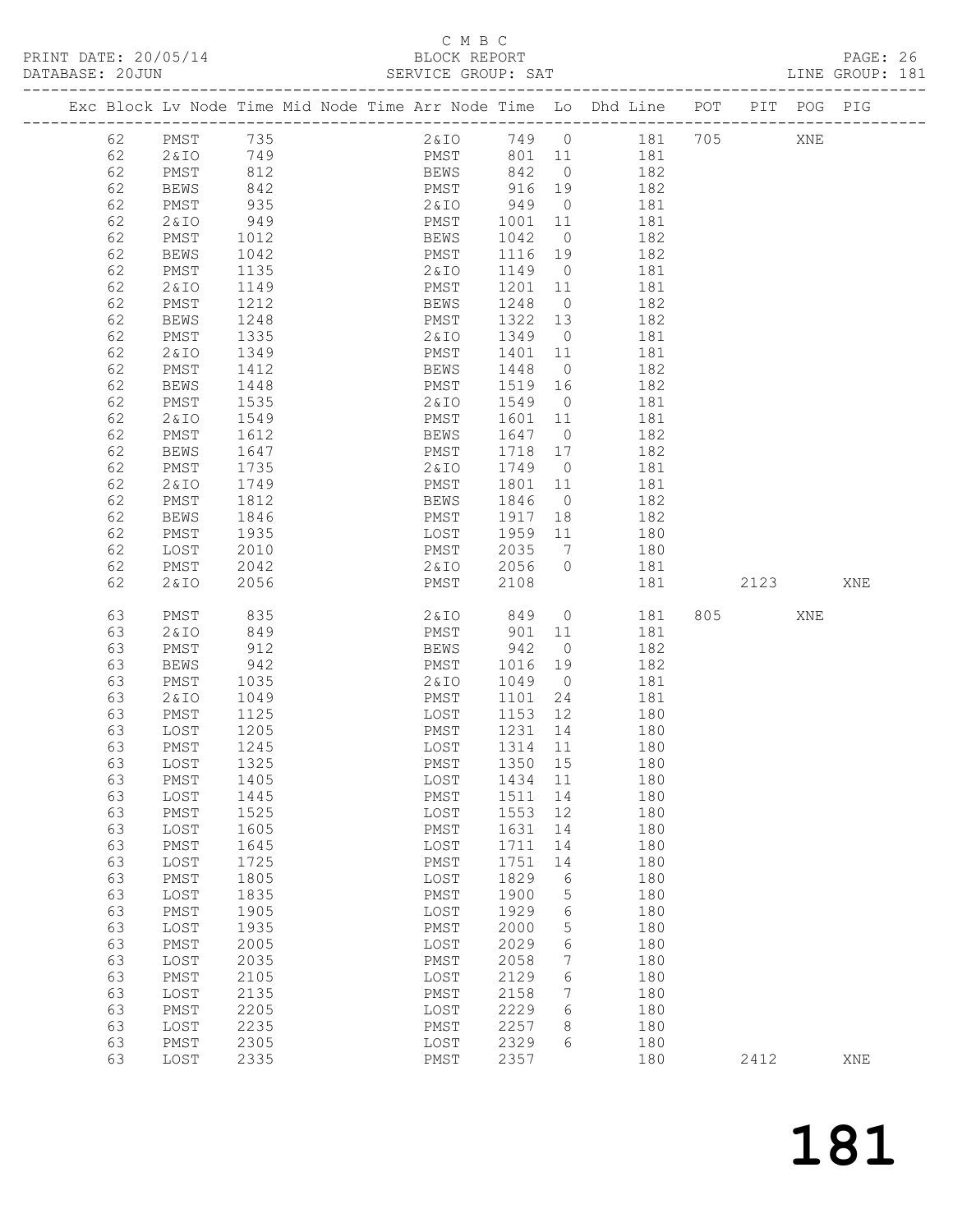C M B C

PRINT DATE: 20/05/14 BLOCK REPORT

DATABASE: 20JUN SERVICE GROUP: SAT LINE GROUP: 181

| Exc | Block | Lv | Node | Time | Mid Node | Time | Arr Node | Time | Lo | Dhd Line | POT | PIT | POG | PIG |
|---|---|---|---|---|---|---|---|---|---|---|---|---|---|---|
| | 62 | | PMST | 735 | | | 2&IO | 749 | 0 | 181 | 705 | | XNE | |
| | 62 | | 2&IO | 749 | | | PMST | 801 | 11 | 181 | | | | |
| | 62 | | PMST | 812 | | | BEWS | 842 | 0 | 182 | | | | |
| | 62 | | BEWS | 842 | | | PMST | 916 | 19 | 182 | | | | |
| | 62 | | PMST | 935 | | | 2&IO | 949 | 0 | 181 | | | | |
| | 62 | | 2&IO | 949 | | | PMST | 1001 | 11 | 181 | | | | |
| | 62 | | PMST | 1012 | | | BEWS | 1042 | 0 | 182 | | | | |
| | 62 | | BEWS | 1042 | | | PMST | 1116 | 19 | 182 | | | | |
| | 62 | | PMST | 1135 | | | 2&IO | 1149 | 0 | 181 | | | | |
| | 62 | | 2&IO | 1149 | | | PMST | 1201 | 11 | 181 | | | | |
| | 62 | | PMST | 1212 | | | BEWS | 1248 | 0 | 182 | | | | |
| | 62 | | BEWS | 1248 | | | PMST | 1322 | 13 | 182 | | | | |
| | 62 | | PMST | 1335 | | | 2&IO | 1349 | 0 | 181 | | | | |
| | 62 | | 2&IO | 1349 | | | PMST | 1401 | 11 | 181 | | | | |
| | 62 | | PMST | 1412 | | | BEWS | 1448 | 0 | 182 | | | | |
| | 62 | | BEWS | 1448 | | | PMST | 1519 | 16 | 182 | | | | |
| | 62 | | PMST | 1535 | | | 2&IO | 1549 | 0 | 181 | | | | |
| | 62 | | 2&IO | 1549 | | | PMST | 1601 | 11 | 181 | | | | |
| | 62 | | PMST | 1612 | | | BEWS | 1647 | 0 | 182 | | | | |
| | 62 | | BEWS | 1647 | | | PMST | 1718 | 17 | 182 | | | | |
| | 62 | | PMST | 1735 | | | 2&IO | 1749 | 0 | 181 | | | | |
| | 62 | | 2&IO | 1749 | | | PMST | 1801 | 11 | 181 | | | | |
| | 62 | | PMST | 1812 | | | BEWS | 1846 | 0 | 182 | | | | |
| | 62 | | BEWS | 1846 | | | PMST | 1917 | 18 | 182 | | | | |
| | 62 | | PMST | 1935 | | | LOST | 1959 | 11 | 180 | | | | |
| | 62 | | LOST | 2010 | | | PMST | 2035 | 7 | 180 | | | | |
| | 62 | | PMST | 2042 | | | 2&IO | 2056 | 0 | 181 | | | | |
| | 62 | | 2&IO | 2056 | | | PMST | 2108 | | 181 | | 2123 | | XNE |
| | 63 | | PMST | 835 | | | 2&IO | 849 | 0 | 181 | 805 | | XNE | |
| | 63 | | 2&IO | 849 | | | PMST | 901 | 11 | 181 | | | | |
| | 63 | | PMST | 912 | | | BEWS | 942 | 0 | 182 | | | | |
| | 63 | | BEWS | 942 | | | PMST | 1016 | 19 | 182 | | | | |
| | 63 | | PMST | 1035 | | | 2&IO | 1049 | 0 | 181 | | | | |
| | 63 | | 2&IO | 1049 | | | PMST | 1101 | 24 | 181 | | | | |
| | 63 | | PMST | 1125 | | | LOST | 1153 | 12 | 180 | | | | |
| | 63 | | LOST | 1205 | | | PMST | 1231 | 14 | 180 | | | | |
| | 63 | | PMST | 1245 | | | LOST | 1314 | 11 | 180 | | | | |
| | 63 | | LOST | 1325 | | | PMST | 1350 | 15 | 180 | | | | |
| | 63 | | PMST | 1405 | | | LOST | 1434 | 11 | 180 | | | | |
| | 63 | | LOST | 1445 | | | PMST | 1511 | 14 | 180 | | | | |
| | 63 | | PMST | 1525 | | | LOST | 1553 | 12 | 180 | | | | |
| | 63 | | LOST | 1605 | | | PMST | 1631 | 14 | 180 | | | | |
| | 63 | | PMST | 1645 | | | LOST | 1711 | 14 | 180 | | | | |
| | 63 | | LOST | 1725 | | | PMST | 1751 | 14 | 180 | | | | |
| | 63 | | PMST | 1805 | | | LOST | 1829 | 6 | 180 | | | | |
| | 63 | | LOST | 1835 | | | PMST | 1900 | 5 | 180 | | | | |
| | 63 | | PMST | 1905 | | | LOST | 1929 | 6 | 180 | | | | |
| | 63 | | LOST | 1935 | | | PMST | 2000 | 5 | 180 | | | | |
| | 63 | | PMST | 2005 | | | LOST | 2029 | 6 | 180 | | | | |
| | 63 | | LOST | 2035 | | | PMST | 2058 | 7 | 180 | | | | |
| | 63 | | PMST | 2105 | | | LOST | 2129 | 6 | 180 | | | | |
| | 63 | | LOST | 2135 | | | PMST | 2158 | 7 | 180 | | | | |
| | 63 | | PMST | 2205 | | | LOST | 2229 | 6 | 180 | | | | |
| | 63 | | LOST | 2235 | | | PMST | 2257 | 8 | 180 | | | | |
| | 63 | | PMST | 2305 | | | LOST | 2329 | 6 | 180 | | | | |
| | 63 | | LOST | 2335 | | | PMST | 2357 | | 180 | | 2412 | | XNE |

# 181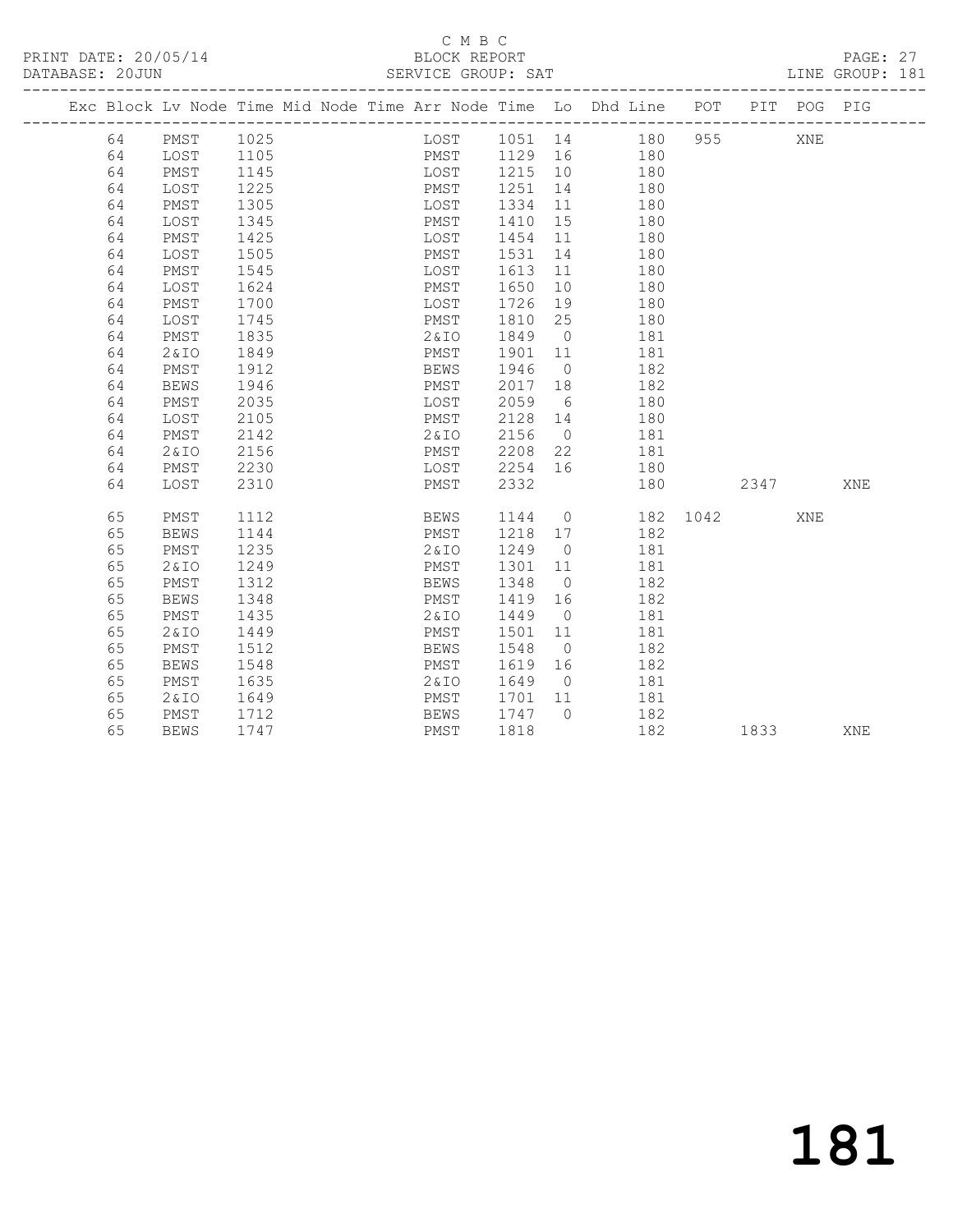C M B C

BLOCK REPORT

SERVICE GROUP: SAT

| Exc | Block | Lv | Node | Time | Mid Node | Time | Arr Node | Time | Lo | Dhd Line | POT | PIT | POG | PIG |
|---|---|---|---|---|---|---|---|---|---|---|---|---|---|---|
| | 64 | | PMST | 1025 | | | LOST | 1051 | 14 | 180 | 955 | | XNE | |
| | 64 | | LOST | 1105 | | | PMST | 1129 | 16 | 180 | | | | |
| | 64 | | PMST | 1145 | | | LOST | 1215 | 10 | 180 | | | | |
| | 64 | | LOST | 1225 | | | PMST | 1251 | 14 | 180 | | | | |
| | 64 | | PMST | 1305 | | | LOST | 1334 | 11 | 180 | | | | |
| | 64 | | LOST | 1345 | | | PMST | 1410 | 15 | 180 | | | | |
| | 64 | | PMST | 1425 | | | LOST | 1454 | 11 | 180 | | | | |
| | 64 | | LOST | 1505 | | | PMST | 1531 | 14 | 180 | | | | |
| | 64 | | PMST | 1545 | | | LOST | 1613 | 11 | 180 | | | | |
| | 64 | | LOST | 1624 | | | PMST | 1650 | 10 | 180 | | | | |
| | 64 | | PMST | 1700 | | | LOST | 1726 | 19 | 180 | | | | |
| | 64 | | LOST | 1745 | | | PMST | 1810 | 25 | 180 | | | | |
| | 64 | | PMST | 1835 | | | 2&IO | 1849 | 0 | 181 | | | | |
| | 64 | | 2&IO | 1849 | | | PMST | 1901 | 11 | 181 | | | | |
| | 64 | | PMST | 1912 | | | BEWS | 1946 | 0 | 182 | | | | |
| | 64 | | BEWS | 1946 | | | PMST | 2017 | 18 | 182 | | | | |
| | 64 | | PMST | 2035 | | | LOST | 2059 | 6 | 180 | | | | |
| | 64 | | LOST | 2105 | | | PMST | 2128 | 14 | 180 | | | | |
| | 64 | | PMST | 2142 | | | 2&IO | 2156 | 0 | 181 | | | | |
| | 64 | | 2&IO | 2156 | | | PMST | 2208 | 22 | 181 | | | | |
| | 64 | | PMST | 2230 | | | LOST | 2254 | 16 | 180 | | | | |
| | 64 | | LOST | 2310 | | | PMST | 2332 | | 180 | | 2347 | | XNE |
| | 65 | | PMST | 1112 | | | BEWS | 1144 | 0 | 182 | 1042 | | XNE | |
| | 65 | | BEWS | 1144 | | | PMST | 1218 | 17 | 182 | | | | |
| | 65 | | PMST | 1235 | | | 2&IO | 1249 | 0 | 181 | | | | |
| | 65 | | 2&IO | 1249 | | | PMST | 1301 | 11 | 181 | | | | |
| | 65 | | PMST | 1312 | | | BEWS | 1348 | 0 | 182 | | | | |
| | 65 | | BEWS | 1348 | | | PMST | 1419 | 16 | 182 | | | | |
| | 65 | | PMST | 1435 | | | 2&IO | 1449 | 0 | 181 | | | | |
| | 65 | | 2&IO | 1449 | | | PMST | 1501 | 11 | 181 | | | | |
| | 65 | | PMST | 1512 | | | BEWS | 1548 | 0 | 182 | | | | |
| | 65 | | BEWS | 1548 | | | PMST | 1619 | 16 | 182 | | | | |
| | 65 | | PMST | 1635 | | | 2&IO | 1649 | 0 | 181 | | | | |
| | 65 | | 2&IO | 1649 | | | PMST | 1701 | 11 | 181 | | | | |
| | 65 | | PMST | 1712 | | | BEWS | 1747 | 0 | 182 | | | | |
| | 65 | | BEWS | 1747 | | | PMST | 1818 | | 182 | | 1833 | | XNE |

181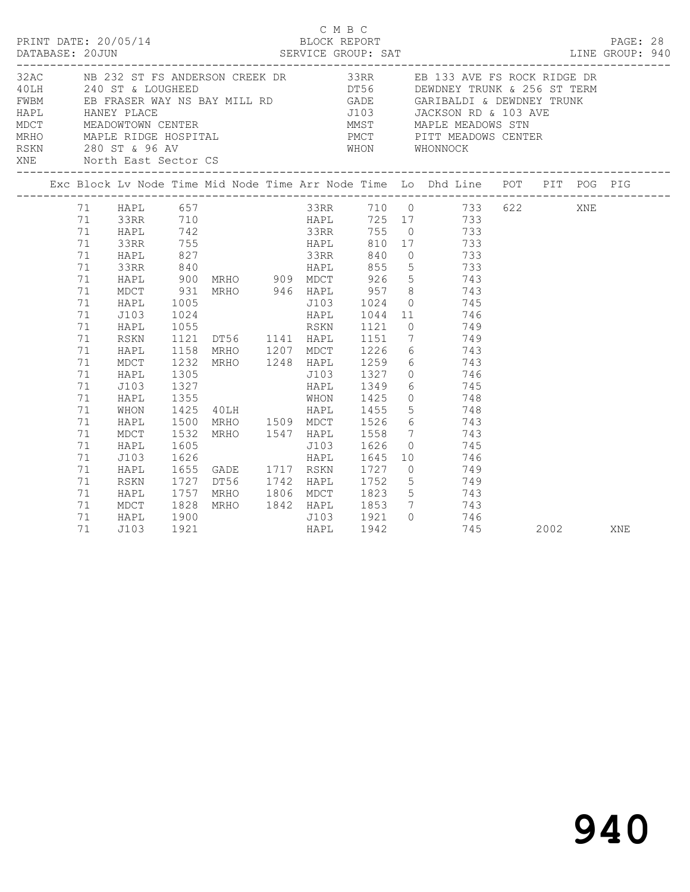C M B C

PRINT DATE: 20/05/14 BLOCK REPORT

DATABASE: 20JUN SERVICE GROUP: SAT LINE GROUP: 940

| | | | |
|---|---|---|---|
| 32AC | NB 232 ST FS ANDERSON CREEK DR | 33RR | EB 133 AVE FS ROCK RIDGE DR |
| 40LH | 240 ST & LOUGHEED | DT56 | DEWDNEY TRUNK & 256 ST TERM |
| FWBM | EB FRASER WAY NS BAY MILL RD | GADE | GARIBALDI & DEWDNEY TRUNK |
| HAPL | HANEY PLACE | J103 | JACKSON RD & 103 AVE |
| MDCT | MEADOWTOWN CENTER | MMST | MAPLE MEADOWS STN |
| MRHO | MAPLE RIDGE HOSPITAL | PMCT | PITT MEADOWS CENTER |
| RSKN | 280 ST & 96 AV | WHON | WHONNOCK |
| XNE | North East Sector CS | | |

| Exc | Block | Lv Node | Time | Mid Node | Time | Arr Node | Time | Lo | Dhd Line | POT | PIT | POG | PIG |
|---|---|---|---|---|---|---|---|---|---|---|---|---|---|
| | 71 | HAPL | 657 | | | 33RR | 710 | 0 | 733 | 622 | | XNE | |
| | 71 | 33RR | 710 | | | HAPL | 725 | 17 | 733 | | | | |
| | 71 | HAPL | 742 | | | 33RR | 755 | 0 | 733 | | | | |
| | 71 | 33RR | 755 | | | HAPL | 810 | 17 | 733 | | | | |
| | 71 | HAPL | 827 | | | 33RR | 840 | 0 | 733 | | | | |
| | 71 | 33RR | 840 | | | HAPL | 855 | 5 | 733 | | | | |
| | 71 | HAPL | 900 | MRHO | 909 | MDCT | 926 | 5 | 743 | | | | |
| | 71 | MDCT | 931 | MRHO | 946 | HAPL | 957 | 8 | 743 | | | | |
| | 71 | HAPL | 1005 | | | J103 | 1024 | 0 | 745 | | | | |
| | 71 | J103 | 1024 | | | HAPL | 1044 | 11 | 746 | | | | |
| | 71 | HAPL | 1055 | | | RSKN | 1121 | 0 | 749 | | | | |
| | 71 | RSKN | 1121 | DT56 | 1141 | HAPL | 1151 | 7 | 749 | | | | |
| | 71 | HAPL | 1158 | MRHO | 1207 | MDCT | 1226 | 6 | 743 | | | | |
| | 71 | MDCT | 1232 | MRHO | 1248 | HAPL | 1259 | 6 | 743 | | | | |
| | 71 | HAPL | 1305 | | | J103 | 1327 | 0 | 746 | | | | |
| | 71 | J103 | 1327 | | | HAPL | 1349 | 6 | 745 | | | | |
| | 71 | HAPL | 1355 | | | WHON | 1425 | 0 | 748 | | | | |
| | 71 | WHON | 1425 | 40LH | | HAPL | 1455 | 5 | 748 | | | | |
| | 71 | HAPL | 1500 | MRHO | 1509 | MDCT | 1526 | 6 | 743 | | | | |
| | 71 | MDCT | 1532 | MRHO | 1547 | HAPL | 1558 | 7 | 743 | | | | |
| | 71 | HAPL | 1605 | | | J103 | 1626 | 0 | 745 | | | | |
| | 71 | J103 | 1626 | | | HAPL | 1645 | 10 | 746 | | | | |
| | 71 | HAPL | 1655 | GADE | 1717 | RSKN | 1727 | 0 | 749 | | | | |
| | 71 | RSKN | 1727 | DT56 | 1742 | HAPL | 1752 | 5 | 749 | | | | |
| | 71 | HAPL | 1757 | MRHO | 1806 | MDCT | 1823 | 5 | 743 | | | | |
| | 71 | MDCT | 1828 | MRHO | 1842 | HAPL | 1853 | 7 | 743 | | | | |
| | 71 | HAPL | 1900 | | | J103 | 1921 | 0 | 746 | | | | |
| | 71 | J103 | 1921 | | | HAPL | 1942 | | 745 | | 2002 | | XNE |

940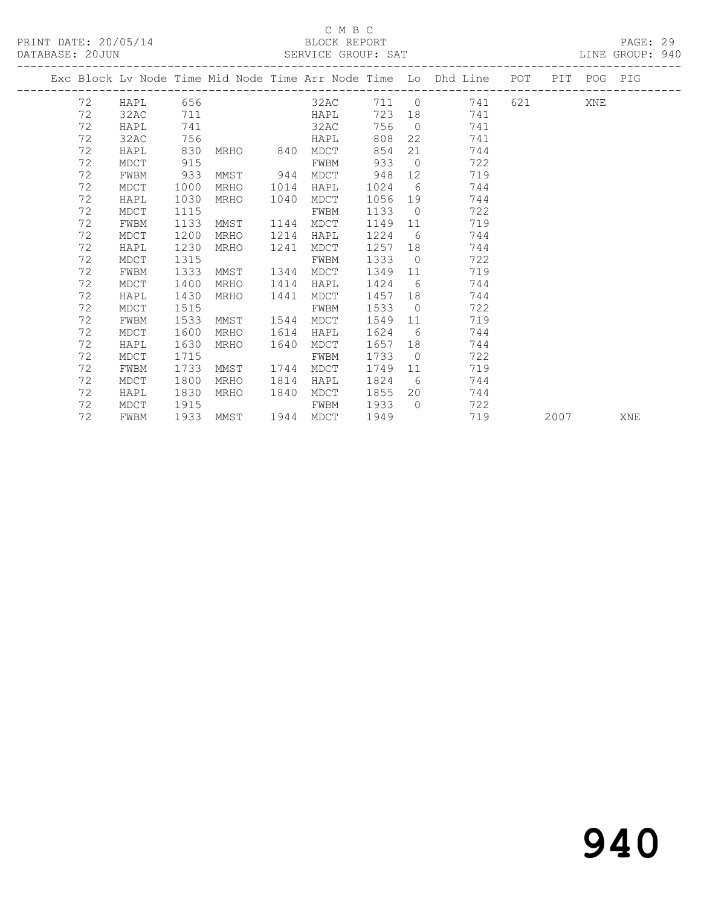C M B C

BLOCK REPORT

SERVICE GROUP: SAT

PRINT DATE: 20/05/14

DATABASE: 20JUN

LINE GROUP: 940

| Exc | Block | Lv | Node | Time | Mid Node | Time | Arr Node | Time | Lo | Dhd Line | POT | PIT | POG | PIG |
|---|---|---|---|---|---|---|---|---|---|---|---|---|---|---|
| | 72 | | HAPL | 656 | | | 32AC | 711 | 0 | 741 | 621 | | XNE | |
| | 72 | | 32AC | 711 | | | HAPL | 723 | 18 | 741 | | | | |
| | 72 | | HAPL | 741 | | | 32AC | 756 | 0 | 741 | | | | |
| | 72 | | 32AC | 756 | | | HAPL | 808 | 22 | 741 | | | | |
| | 72 | | HAPL | 830 | MRHO | 840 | MDCT | 854 | 21 | 744 | | | | |
| | 72 | | MDCT | 915 | | | FWBM | 933 | 0 | 722 | | | | |
| | 72 | | FWBM | 933 | MMST | 944 | MDCT | 948 | 12 | 719 | | | | |
| | 72 | | MDCT | 1000 | MRHO | 1014 | HAPL | 1024 | 6 | 744 | | | | |
| | 72 | | HAPL | 1030 | MRHO | 1040 | MDCT | 1056 | 19 | 744 | | | | |
| | 72 | | MDCT | 1115 | | | FWBM | 1133 | 0 | 722 | | | | |
| | 72 | | FWBM | 1133 | MMST | 1144 | MDCT | 1149 | 11 | 719 | | | | |
| | 72 | | MDCT | 1200 | MRHO | 1214 | HAPL | 1224 | 6 | 744 | | | | |
| | 72 | | HAPL | 1230 | MRHO | 1241 | MDCT | 1257 | 18 | 744 | | | | |
| | 72 | | MDCT | 1315 | | | FWBM | 1333 | 0 | 722 | | | | |
| | 72 | | FWBM | 1333 | MMST | 1344 | MDCT | 1349 | 11 | 719 | | | | |
| | 72 | | MDCT | 1400 | MRHO | 1414 | HAPL | 1424 | 6 | 744 | | | | |
| | 72 | | HAPL | 1430 | MRHO | 1441 | MDCT | 1457 | 18 | 744 | | | | |
| | 72 | | MDCT | 1515 | | | FWBM | 1533 | 0 | 722 | | | | |
| | 72 | | FWBM | 1533 | MMST | 1544 | MDCT | 1549 | 11 | 719 | | | | |
| | 72 | | MDCT | 1600 | MRHO | 1614 | HAPL | 1624 | 6 | 744 | | | | |
| | 72 | | HAPL | 1630 | MRHO | 1640 | MDCT | 1657 | 18 | 744 | | | | |
| | 72 | | MDCT | 1715 | | | FWBM | 1733 | 0 | 722 | | | | |
| | 72 | | FWBM | 1733 | MMST | 1744 | MDCT | 1749 | 11 | 719 | | | | |
| | 72 | | MDCT | 1800 | MRHO | 1814 | HAPL | 1824 | 6 | 744 | | | | |
| | 72 | | HAPL | 1830 | MRHO | 1840 | MDCT | 1855 | 20 | 744 | | | | |
| | 72 | | MDCT | 1915 | | | FWBM | 1933 | 0 | 722 | | | | |
| | 72 | | FWBM | 1933 | MMST | 1944 | MDCT | 1949 | | 719 | | 2007 | | XNE |

940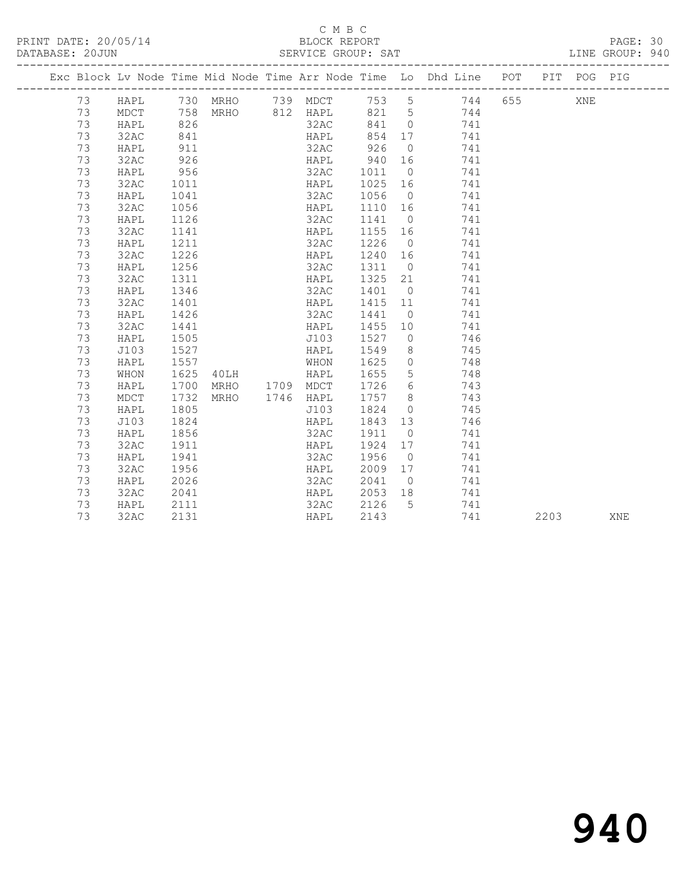C M B C

PRINT DATE: 20/05/14 BLOCK REPORT

DATABASE: 20JUN SERVICE GROUP: SAT LINE GROUP: 940

| Exc | Block | Lv | Node | Time | Mid Node | Time | Arr Node | Time | Lo | Dhd Line | POT | PIT | POG | PIG |
|---|---|---|---|---|---|---|---|---|---|---|---|---|---|---|
| | 73 | | HAPL | 730 | MRHO | 739 | MDCT | 753 | 5 | 744 | 655 | | XNE | |
| | 73 | | MDCT | 758 | MRHO | 812 | HAPL | 821 | 5 | 744 | | | | |
| | 73 | | HAPL | 826 | | | 32AC | 841 | 0 | 741 | | | | |
| | 73 | | 32AC | 841 | | | HAPL | 854 | 17 | 741 | | | | |
| | 73 | | HAPL | 911 | | | 32AC | 926 | 0 | 741 | | | | |
| | 73 | | 32AC | 926 | | | HAPL | 940 | 16 | 741 | | | | |
| | 73 | | HAPL | 956 | | | 32AC | 1011 | 0 | 741 | | | | |
| | 73 | | 32AC | 1011 | | | HAPL | 1025 | 16 | 741 | | | | |
| | 73 | | HAPL | 1041 | | | 32AC | 1056 | 0 | 741 | | | | |
| | 73 | | 32AC | 1056 | | | HAPL | 1110 | 16 | 741 | | | | |
| | 73 | | HAPL | 1126 | | | 32AC | 1141 | 0 | 741 | | | | |
| | 73 | | 32AC | 1141 | | | HAPL | 1155 | 16 | 741 | | | | |
| | 73 | | HAPL | 1211 | | | 32AC | 1226 | 0 | 741 | | | | |
| | 73 | | 32AC | 1226 | | | HAPL | 1240 | 16 | 741 | | | | |
| | 73 | | HAPL | 1256 | | | 32AC | 1311 | 0 | 741 | | | | |
| | 73 | | 32AC | 1311 | | | HAPL | 1325 | 21 | 741 | | | | |
| | 73 | | HAPL | 1346 | | | 32AC | 1401 | 0 | 741 | | | | |
| | 73 | | 32AC | 1401 | | | HAPL | 1415 | 11 | 741 | | | | |
| | 73 | | HAPL | 1426 | | | 32AC | 1441 | 0 | 741 | | | | |
| | 73 | | 32AC | 1441 | | | HAPL | 1455 | 10 | 741 | | | | |
| | 73 | | HAPL | 1505 | | | J103 | 1527 | 0 | 746 | | | | |
| | 73 | | J103 | 1527 | | | HAPL | 1549 | 8 | 745 | | | | |
| | 73 | | HAPL | 1557 | | | WHON | 1625 | 0 | 748 | | | | |
| | 73 | | WHON | 1625 | 40LH | | HAPL | 1655 | 5 | 748 | | | | |
| | 73 | | HAPL | 1700 | MRHO | 1709 | MDCT | 1726 | 6 | 743 | | | | |
| | 73 | | MDCT | 1732 | MRHO | 1746 | HAPL | 1757 | 8 | 743 | | | | |
| | 73 | | HAPL | 1805 | | | J103 | 1824 | 0 | 745 | | | | |
| | 73 | | J103 | 1824 | | | HAPL | 1843 | 13 | 746 | | | | |
| | 73 | | HAPL | 1856 | | | 32AC | 1911 | 0 | 741 | | | | |
| | 73 | | 32AC | 1911 | | | HAPL | 1924 | 17 | 741 | | | | |
| | 73 | | HAPL | 1941 | | | 32AC | 1956 | 0 | 741 | | | | |
| | 73 | | 32AC | 1956 | | | HAPL | 2009 | 17 | 741 | | | | |
| | 73 | | HAPL | 2026 | | | 32AC | 2041 | 0 | 741 | | | | |
| | 73 | | 32AC | 2041 | | | HAPL | 2053 | 18 | 741 | | | | |
| | 73 | | HAPL | 2111 | | | 32AC | 2126 | 5 | 741 | | | | |
| | 73 | | 32AC | 2131 | | | HAPL | 2143 | | 741 | | 2203 | | XNE |

940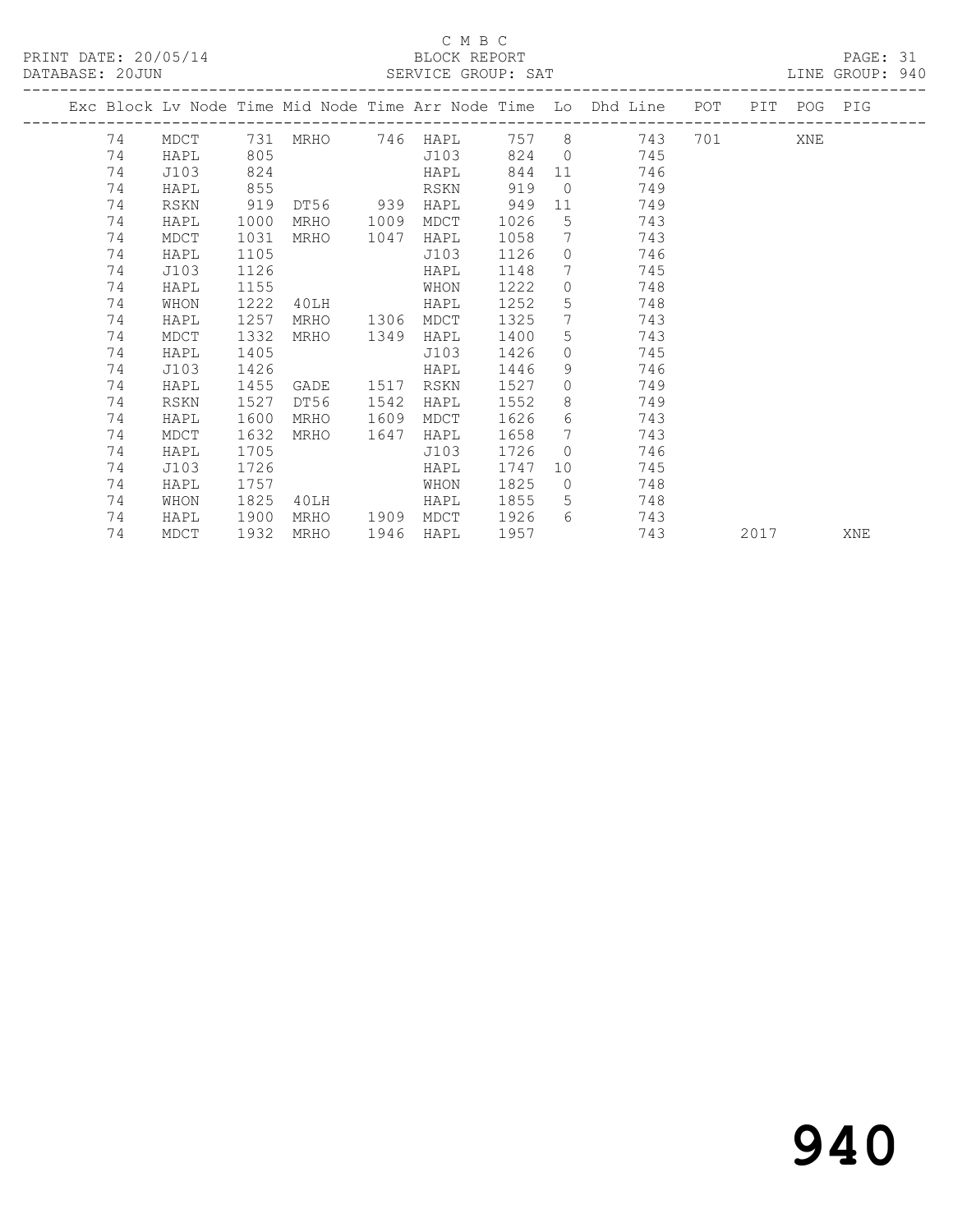C M B C

PRINT DATE: 20/05/14 BLOCK REPORT

DATABASE: 20JUN SERVICE GROUP: SAT LINE GROUP: 940

| Exc | Block | Lv Node | Time | Mid Node | Time | Arr Node | Time | Lo | Dhd Line | POT | PIT | POG | PIG |
|---|---|---|---|---|---|---|---|---|---|---|---|---|---|
| | 74 | MDCT | 731 | MRHO | 746 | HAPL | 757 | 8 | 743 | 701 | | XNE | |
| | 74 | HAPL | 805 | | | J103 | 824 | 0 | 745 | | | | |
| | 74 | J103 | 824 | | | HAPL | 844 | 11 | 746 | | | | |
| | 74 | HAPL | 855 | | | RSKN | 919 | 0 | 749 | | | | |
| | 74 | RSKN | 919 | DT56 | 939 | HAPL | 949 | 11 | 749 | | | | |
| | 74 | HAPL | 1000 | MRHO | 1009 | MDCT | 1026 | 5 | 743 | | | | |
| | 74 | MDCT | 1031 | MRHO | 1047 | HAPL | 1058 | 7 | 743 | | | | |
| | 74 | HAPL | 1105 | | | J103 | 1126 | 0 | 746 | | | | |
| | 74 | J103 | 1126 | | | HAPL | 1148 | 7 | 745 | | | | |
| | 74 | HAPL | 1155 | | | WHON | 1222 | 0 | 748 | | | | |
| | 74 | WHON | 1222 | 40LH | | HAPL | 1252 | 5 | 748 | | | | |
| | 74 | HAPL | 1257 | MRHO | 1306 | MDCT | 1325 | 7 | 743 | | | | |
| | 74 | MDCT | 1332 | MRHO | 1349 | HAPL | 1400 | 5 | 743 | | | | |
| | 74 | HAPL | 1405 | | | J103 | 1426 | 0 | 745 | | | | |
| | 74 | J103 | 1426 | | | HAPL | 1446 | 9 | 746 | | | | |
| | 74 | HAPL | 1455 | GADE | 1517 | RSKN | 1527 | 0 | 749 | | | | |
| | 74 | RSKN | 1527 | DT56 | 1542 | HAPL | 1552 | 8 | 749 | | | | |
| | 74 | HAPL | 1600 | MRHO | 1609 | MDCT | 1626 | 6 | 743 | | | | |
| | 74 | MDCT | 1632 | MRHO | 1647 | HAPL | 1658 | 7 | 743 | | | | |
| | 74 | HAPL | 1705 | | | J103 | 1726 | 0 | 746 | | | | |
| | 74 | J103 | 1726 | | | HAPL | 1747 | 10 | 745 | | | | |
| | 74 | HAPL | 1757 | | | WHON | 1825 | 0 | 748 | | | | |
| | 74 | WHON | 1825 | 40LH | | HAPL | 1855 | 5 | 748 | | | | |
| | 74 | HAPL | 1900 | MRHO | 1909 | MDCT | 1926 | 6 | 743 | | | | |
| | 74 | MDCT | 1932 | MRHO | 1946 | HAPL | 1957 | | 743 | | 2017 | | XNE |

940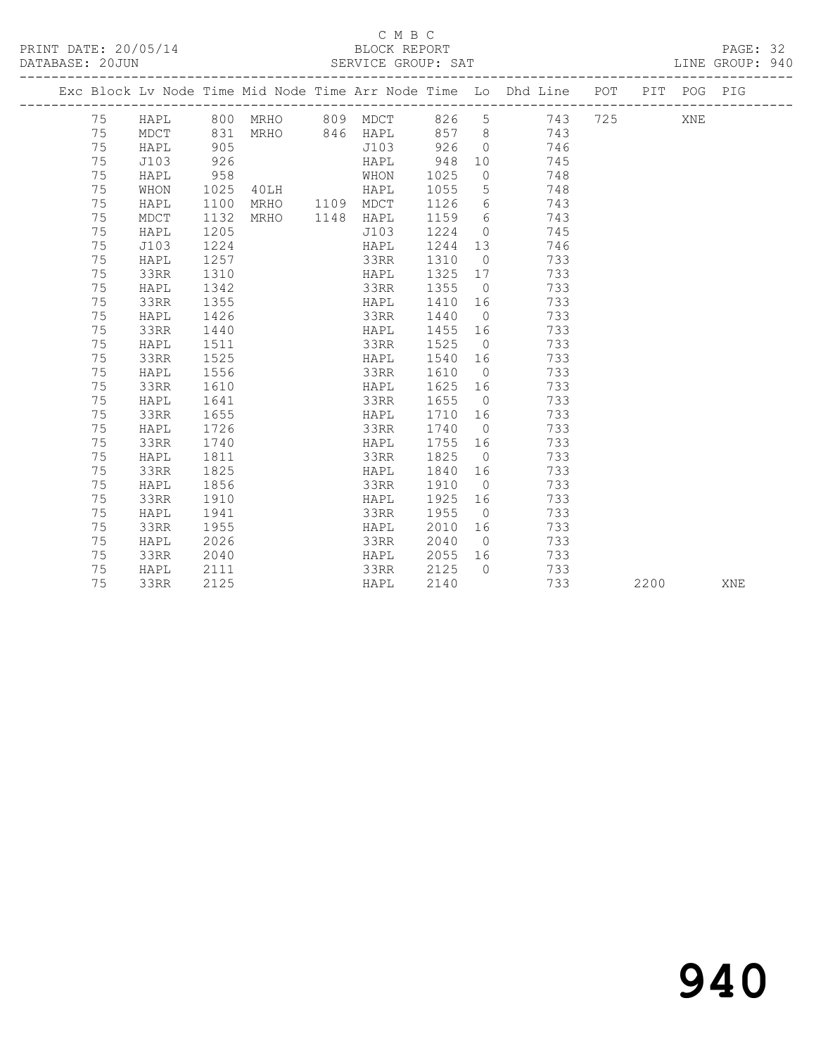C M B C

PRINT DATE: 20/05/14 BLOCK REPORT
DATABASE: 20JUN SERVICE GROUP: SAT LINE GROUP: 940

| Exc | Block | Lv | Node | Time | Mid Node | Time | Arr Node | Time | Lo | Dhd Line | POT | PIT | POG | PIG |
|---|---|---|---|---|---|---|---|---|---|---|---|---|---|---|
| | 75 | | HAPL | 800 | MRHO | 809 | MDCT | 826 | 5 | 743 | 725 | | XNE | |
| | 75 | | MDCT | 831 | MRHO | 846 | HAPL | 857 | 8 | 743 | | | | |
| | 75 | | HAPL | 905 | | | J103 | 926 | 0 | 746 | | | | |
| | 75 | | J103 | 926 | | | HAPL | 948 | 10 | 745 | | | | |
| | 75 | | HAPL | 958 | | | WHON | 1025 | 0 | 748 | | | | |
| | 75 | | WHON | 1025 | 40LH | | HAPL | 1055 | 5 | 748 | | | | |
| | 75 | | HAPL | 1100 | MRHO | 1109 | MDCT | 1126 | 6 | 743 | | | | |
| | 75 | | MDCT | 1132 | MRHO | 1148 | HAPL | 1159 | 6 | 743 | | | | |
| | 75 | | HAPL | 1205 | | | J103 | 1224 | 0 | 745 | | | | |
| | 75 | | J103 | 1224 | | | HAPL | 1244 | 13 | 746 | | | | |
| | 75 | | HAPL | 1257 | | | 33RR | 1310 | 0 | 733 | | | | |
| | 75 | | 33RR | 1310 | | | HAPL | 1325 | 17 | 733 | | | | |
| | 75 | | HAPL | 1342 | | | 33RR | 1355 | 0 | 733 | | | | |
| | 75 | | 33RR | 1355 | | | HAPL | 1410 | 16 | 733 | | | | |
| | 75 | | HAPL | 1426 | | | 33RR | 1440 | 0 | 733 | | | | |
| | 75 | | 33RR | 1440 | | | HAPL | 1455 | 16 | 733 | | | | |
| | 75 | | HAPL | 1511 | | | 33RR | 1525 | 0 | 733 | | | | |
| | 75 | | 33RR | 1525 | | | HAPL | 1540 | 16 | 733 | | | | |
| | 75 | | HAPL | 1556 | | | 33RR | 1610 | 0 | 733 | | | | |
| | 75 | | 33RR | 1610 | | | HAPL | 1625 | 16 | 733 | | | | |
| | 75 | | HAPL | 1641 | | | 33RR | 1655 | 0 | 733 | | | | |
| | 75 | | 33RR | 1655 | | | HAPL | 1710 | 16 | 733 | | | | |
| | 75 | | HAPL | 1726 | | | 33RR | 1740 | 0 | 733 | | | | |
| | 75 | | 33RR | 1740 | | | HAPL | 1755 | 16 | 733 | | | | |
| | 75 | | HAPL | 1811 | | | 33RR | 1825 | 0 | 733 | | | | |
| | 75 | | 33RR | 1825 | | | HAPL | 1840 | 16 | 733 | | | | |
| | 75 | | HAPL | 1856 | | | 33RR | 1910 | 0 | 733 | | | | |
| | 75 | | 33RR | 1910 | | | HAPL | 1925 | 16 | 733 | | | | |
| | 75 | | HAPL | 1941 | | | 33RR | 1955 | 0 | 733 | | | | |
| | 75 | | 33RR | 1955 | | | HAPL | 2010 | 16 | 733 | | | | |
| | 75 | | HAPL | 2026 | | | 33RR | 2040 | 0 | 733 | | | | |
| | 75 | | 33RR | 2040 | | | HAPL | 2055 | 16 | 733 | | | | |
| | 75 | | HAPL | 2111 | | | 33RR | 2125 | 0 | 733 | | | | |
| | 75 | | 33RR | 2125 | | | HAPL | 2140 | | 733 | | 2200 | | XNE |

940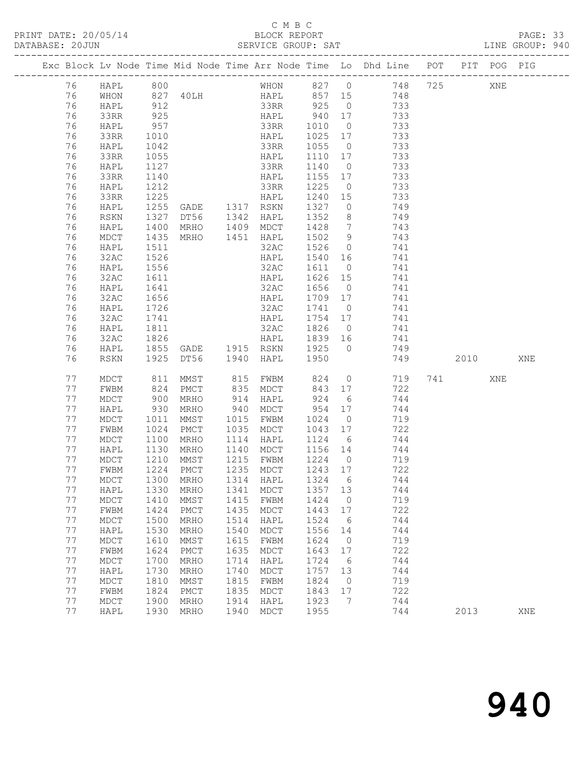C M B C

BLOCK REPORT

SERVICE GROUP: SAT

PRINT DATE: 20/05/14

DATABASE: 20JUN

PAGE: 33

LINE GROUP: 940

| Exc | Block | Lv Node | Time | Mid Node | Time | Arr Node | Time | Lo | Dhd Line | POT | PIT | POG | PIG |
|---|---|---|---|---|---|---|---|---|---|---|---|---|---|
| | 76 | HAPL | 800 | | | WHON | 827 | 0 | 748 | 725 | | XNE | |
| | 76 | WHON | 827 | 40LH | | HAPL | 857 | 15 | 748 | | | | |
| | 76 | HAPL | 912 | | | 33RR | 925 | 0 | 733 | | | | |
| | 76 | 33RR | 925 | | | HAPL | 940 | 17 | 733 | | | | |
| | 76 | HAPL | 957 | | | 33RR | 1010 | 0 | 733 | | | | |
| | 76 | 33RR | 1010 | | | HAPL | 1025 | 17 | 733 | | | | |
| | 76 | HAPL | 1042 | | | 33RR | 1055 | 0 | 733 | | | | |
| | 76 | 33RR | 1055 | | | HAPL | 1110 | 17 | 733 | | | | |
| | 76 | HAPL | 1127 | | | 33RR | 1140 | 0 | 733 | | | | |
| | 76 | 33RR | 1140 | | | HAPL | 1155 | 17 | 733 | | | | |
| | 76 | HAPL | 1212 | | | 33RR | 1225 | 0 | 733 | | | | |
| | 76 | 33RR | 1225 | | | HAPL | 1240 | 15 | 733 | | | | |
| | 76 | HAPL | 1255 | GADE | 1317 | RSKN | 1327 | 0 | 749 | | | | |
| | 76 | RSKN | 1327 | DT56 | 1342 | HAPL | 1352 | 8 | 749 | | | | |
| | 76 | HAPL | 1400 | MRHO | 1409 | MDCT | 1428 | 7 | 743 | | | | |
| | 76 | MDCT | 1435 | MRHO | 1451 | HAPL | 1502 | 9 | 743 | | | | |
| | 76 | HAPL | 1511 | | | 32AC | 1526 | 0 | 741 | | | | |
| | 76 | 32AC | 1526 | | | HAPL | 1540 | 16 | 741 | | | | |
| | 76 | HAPL | 1556 | | | 32AC | 1611 | 0 | 741 | | | | |
| | 76 | 32AC | 1611 | | | HAPL | 1626 | 15 | 741 | | | | |
| | 76 | HAPL | 1641 | | | 32AC | 1656 | 0 | 741 | | | | |
| | 76 | 32AC | 1656 | | | HAPL | 1709 | 17 | 741 | | | | |
| | 76 | HAPL | 1726 | | | 32AC | 1741 | 0 | 741 | | | | |
| | 76 | 32AC | 1741 | | | HAPL | 1754 | 17 | 741 | | | | |
| | 76 | HAPL | 1811 | | | 32AC | 1826 | 0 | 741 | | | | |
| | 76 | 32AC | 1826 | | | HAPL | 1839 | 16 | 741 | | | | |
| | 76 | HAPL | 1855 | GADE | 1915 | RSKN | 1925 | 0 | 749 | | | | |
| | 76 | RSKN | 1925 | DT56 | 1940 | HAPL | 1950 | | 749 | | 2010 | | XNE |
| | 77 | MDCT | 811 | MMST | 815 | FWBM | 824 | 0 | 719 | 741 | | XNE | |
| | 77 | FWBM | 824 | PMCT | 835 | MDCT | 843 | 17 | 722 | | | | |
| | 77 | MDCT | 900 | MRHO | 914 | HAPL | 924 | 6 | 744 | | | | |
| | 77 | HAPL | 930 | MRHO | 940 | MDCT | 954 | 17 | 744 | | | | |
| | 77 | MDCT | 1011 | MMST | 1015 | FWBM | 1024 | 0 | 719 | | | | |
| | 77 | FWBM | 1024 | PMCT | 1035 | MDCT | 1043 | 17 | 722 | | | | |
| | 77 | MDCT | 1100 | MRHO | 1114 | HAPL | 1124 | 6 | 744 | | | | |
| | 77 | HAPL | 1130 | MRHO | 1140 | MDCT | 1156 | 14 | 744 | | | | |
| | 77 | MDCT | 1210 | MMST | 1215 | FWBM | 1224 | 0 | 719 | | | | |
| | 77 | FWBM | 1224 | PMCT | 1235 | MDCT | 1243 | 17 | 722 | | | | |
| | 77 | MDCT | 1300 | MRHO | 1314 | HAPL | 1324 | 6 | 744 | | | | |
| | 77 | HAPL | 1330 | MRHO | 1341 | MDCT | 1357 | 13 | 744 | | | | |
| | 77 | MDCT | 1410 | MMST | 1415 | FWBM | 1424 | 0 | 719 | | | | |
| | 77 | FWBM | 1424 | PMCT | 1435 | MDCT | 1443 | 17 | 722 | | | | |
| | 77 | MDCT | 1500 | MRHO | 1514 | HAPL | 1524 | 6 | 744 | | | | |
| | 77 | HAPL | 1530 | MRHO | 1540 | MDCT | 1556 | 14 | 744 | | | | |
| | 77 | MDCT | 1610 | MMST | 1615 | FWBM | 1624 | 0 | 719 | | | | |
| | 77 | FWBM | 1624 | PMCT | 1635 | MDCT | 1643 | 17 | 722 | | | | |
| | 77 | MDCT | 1700 | MRHO | 1714 | HAPL | 1724 | 6 | 744 | | | | |
| | 77 | HAPL | 1730 | MRHO | 1740 | MDCT | 1757 | 13 | 744 | | | | |
| | 77 | MDCT | 1810 | MMST | 1815 | FWBM | 1824 | 0 | 719 | | | | |
| | 77 | FWBM | 1824 | PMCT | 1835 | MDCT | 1843 | 17 | 722 | | | | |
| | 77 | MDCT | 1900 | MRHO | 1914 | HAPL | 1923 | 7 | 744 | | | | |
| | 77 | HAPL | 1930 | MRHO | 1940 | MDCT | 1955 | | 744 | | 2013 | | XNE |

940